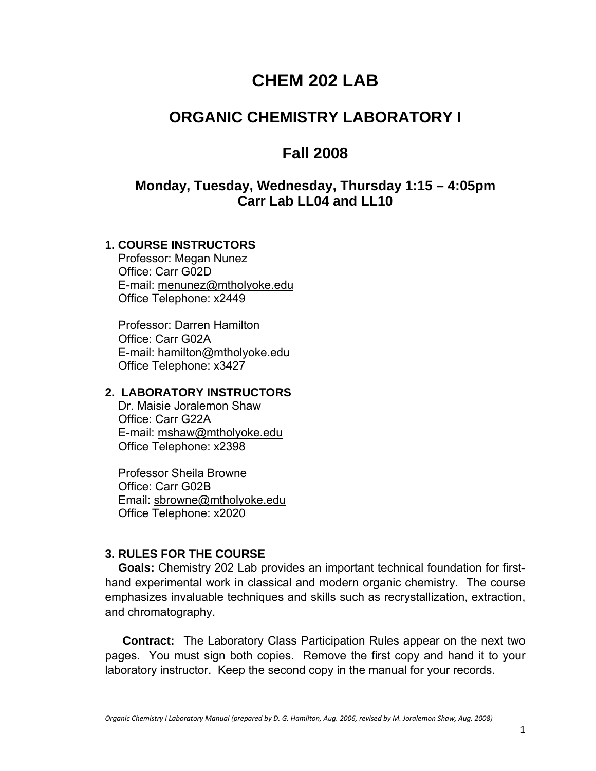# CHEM 202 LAB

## ORGANIC CHEMISTRY LABORATORY I

## Fall 2008

### Monday, Tuesday, Wednesday, Thursday 1:15 – 4:05pm
### Carr Lab LL04 and LL10

**1. COURSE INSTRUCTORS**

Professor: Megan Nunez
Office: Carr G02D
E-mail: menunez@mtholyoke.edu
Office Telephone: x2449

Professor: Darren Hamilton
Office: Carr G02A
E-mail: hamilton@mtholyoke.edu
Office Telephone: x3427

**2. LABORATORY INSTRUCTORS**

Dr. Maisie Joralemon Shaw
Office: Carr G22A
E-mail: mshaw@mtholyoke.edu
Office Telephone: x2398

Professor Sheila Browne
Office: Carr G02B
Email: sbrowne@mtholyoke.edu
Office Telephone: x2020

**3. RULES FOR THE COURSE**

**Goals:** Chemistry 202 Lab provides an important technical foundation for first-hand experimental work in classical and modern organic chemistry. The course emphasizes invaluable techniques and skills such as recrystallization, extraction, and chromatography.

**Contract:** The Laboratory Class Participation Rules appear on the next two pages. You must sign both copies. Remove the first copy and hand it to your laboratory instructor. Keep the second copy in the manual for your records.

*Organic Chemistry I Laboratory Manual (prepared by D. G. Hamilton, Aug. 2006, revised by M. Joralemon Shaw, Aug. 2008)*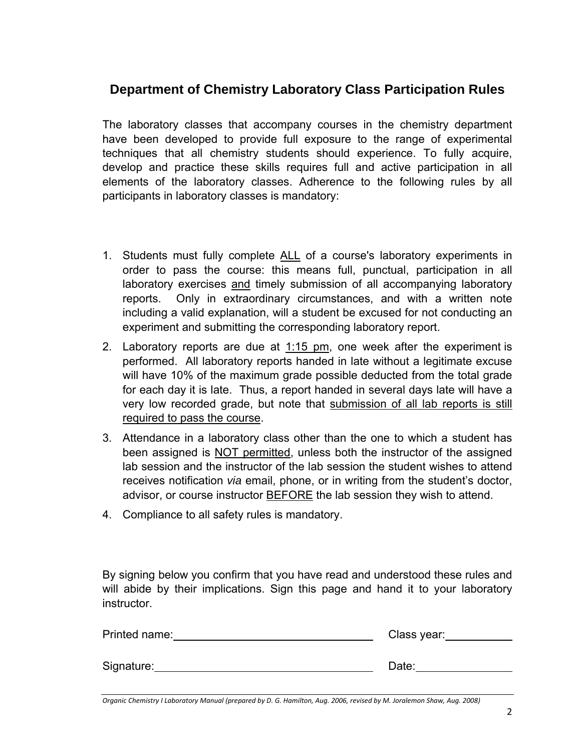## Department of Chemistry Laboratory Class Participation Rules

The laboratory classes that accompany courses in the chemistry department have been developed to provide full exposure to the range of experimental techniques that all chemistry students should experience. To fully acquire, develop and practice these skills requires full and active participation in all elements of the laboratory classes. Adherence to the following rules by all participants in laboratory classes is mandatory:

1. Students must fully complete <u>ALL</u> of a course's laboratory experiments in order to pass the course: this means full, punctual, participation in all laboratory exercises <u>and</u> timely submission of all accompanying laboratory reports. Only in extraordinary circumstances, and with a written note including a valid explanation, will a student be excused for not conducting an experiment and submitting the corresponding laboratory report.
2. Laboratory reports are due at <u>1:15 pm</u>, one week after the experiment is performed. All laboratory reports handed in late without a legitimate excuse will have 10% of the maximum grade possible deducted from the total grade for each day it is late. Thus, a report handed in several days late will have a very low recorded grade, but note that <u>submission of all lab reports is still required to pass the course</u>.
3. Attendance in a laboratory class other than the one to which a student has been assigned is <u>NOT permitted</u>, unless both the instructor of the assigned lab session and the instructor of the lab session the student wishes to attend receives notification *via* email, phone, or in writing from the student's doctor, advisor, or course instructor <u>BEFORE</u> the lab session they wish to attend.
4. Compliance to all safety rules is mandatory.

By signing below you confirm that you have read and understood these rules and will abide by their implications. Sign this page and hand it to your laboratory instructor.

Printed name:________________________________ Class year:__________

Signature:___________________________________ Date:______________

*Organic Chemistry I Laboratory Manual (prepared by D. G. Hamilton, Aug. 2006, revised by M. Joralemon Shaw, Aug. 2008)*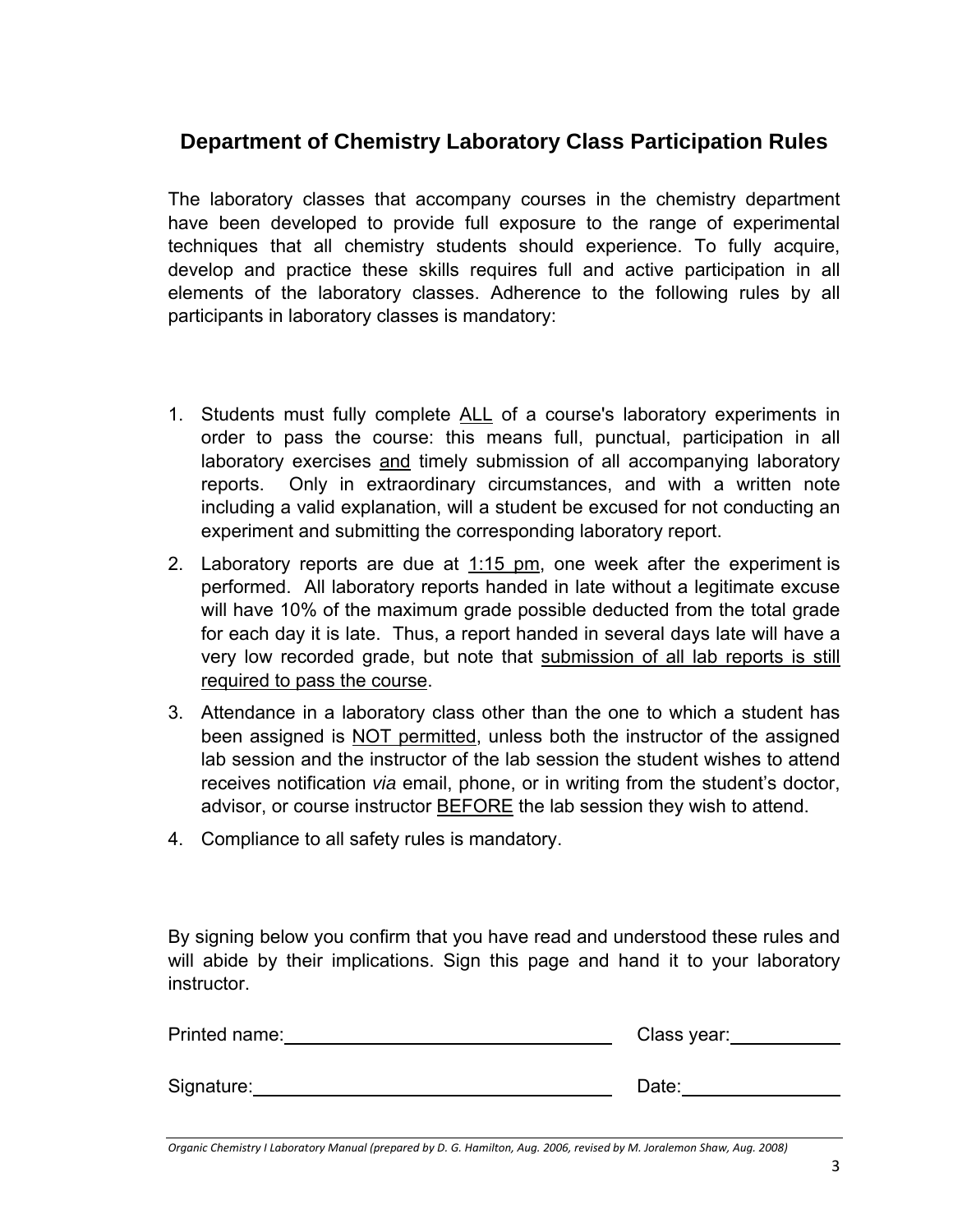## Department of Chemistry Laboratory Class Participation Rules

The laboratory classes that accompany courses in the chemistry department have been developed to provide full exposure to the range of experimental techniques that all chemistry students should experience. To fully acquire, develop and practice these skills requires full and active participation in all elements of the laboratory classes. Adherence to the following rules by all participants in laboratory classes is mandatory:

1. Students must fully complete <u>ALL</u> of a course's laboratory experiments in order to pass the course: this means full, punctual, participation in all laboratory exercises <u>and</u> timely submission of all accompanying laboratory reports. Only in extraordinary circumstances, and with a written note including a valid explanation, will a student be excused for not conducting an experiment and submitting the corresponding laboratory report.
2. Laboratory reports are due at <u>1:15 pm</u>, one week after the experiment is performed. All laboratory reports handed in late without a legitimate excuse will have 10% of the maximum grade possible deducted from the total grade for each day it is late. Thus, a report handed in several days late will have a very low recorded grade, but note that <u>submission of all lab reports is still required to pass the course</u>.
3. Attendance in a laboratory class other than the one to which a student has been assigned is <u>NOT permitted</u>, unless both the instructor of the assigned lab session and the instructor of the lab session the student wishes to attend receives notification *via* email, phone, or in writing from the student's doctor, advisor, or course instructor <u>BEFORE</u> the lab session they wish to attend.
4. Compliance to all safety rules is mandatory.

By signing below you confirm that you have read and understood these rules and will abide by their implications. Sign this page and hand it to your laboratory instructor.

Printed name:________________________________ Class year:__________

Signature:__________________________________ Date:______________

*Organic Chemistry I Laboratory Manual (prepared by D. G. Hamilton, Aug. 2006, revised by M. Joralemon Shaw, Aug. 2008)*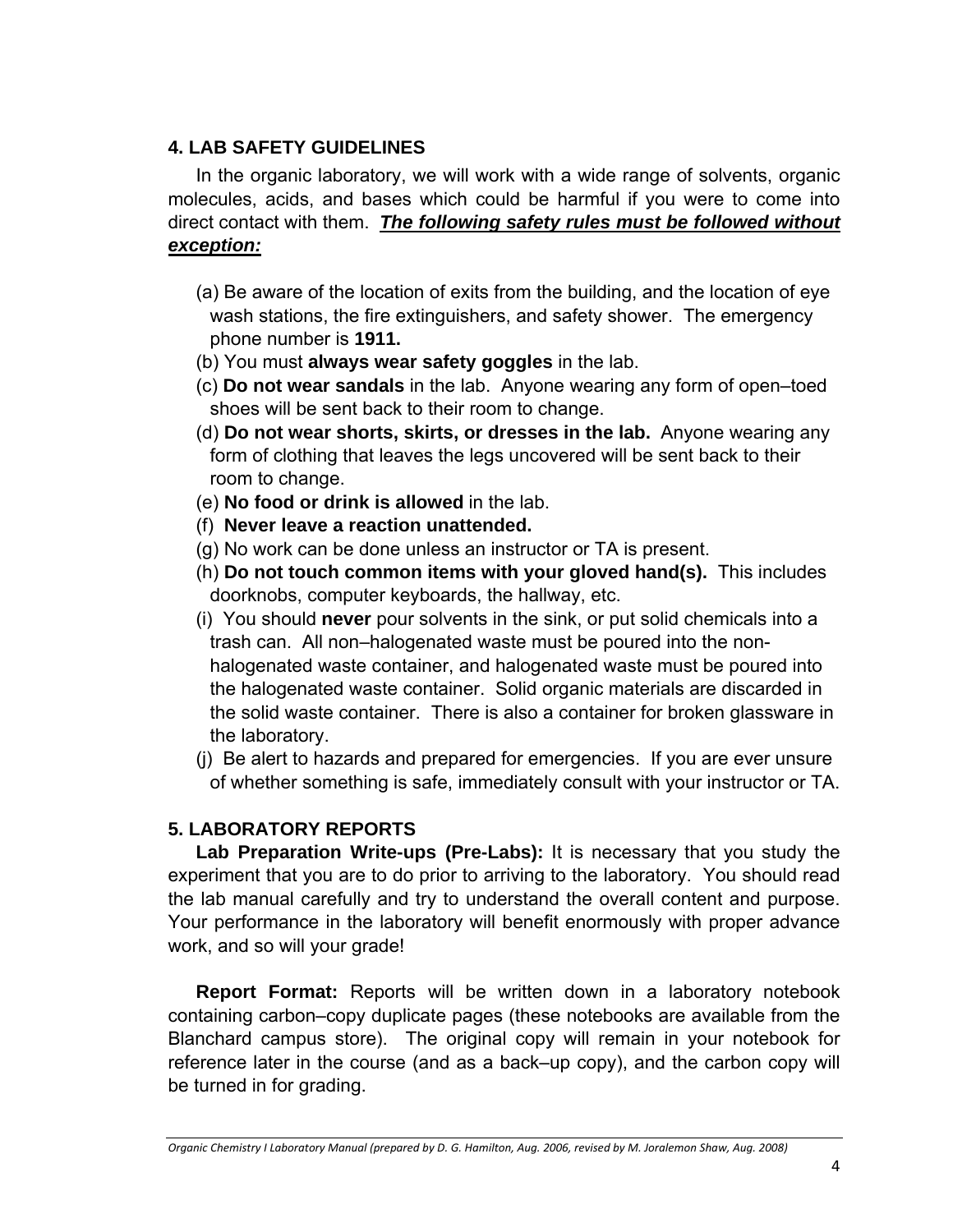## 4. LAB SAFETY GUIDELINES

In the organic laboratory, we will work with a wide range of solvents, organic molecules, acids, and bases which could be harmful if you were to come into direct contact with them. ***The following safety rules must be followed without exception:***

(a) Be aware of the location of exits from the building, and the location of eye wash stations, the fire extinguishers, and safety shower. The emergency phone number is **1911.**

(b) You must **always wear safety goggles** in the lab.

(c) **Do not wear sandals** in the lab. Anyone wearing any form of open–toed shoes will be sent back to their room to change.

(d) **Do not wear shorts, skirts, or dresses in the lab.** Anyone wearing any form of clothing that leaves the legs uncovered will be sent back to their room to change.

(e) **No food or drink is allowed** in the lab.

(f) **Never leave a reaction unattended.**

(g) No work can be done unless an instructor or TA is present.

(h) **Do not touch common items with your gloved hand(s).** This includes doorknobs, computer keyboards, the hallway, etc.

(i) You should **never** pour solvents in the sink, or put solid chemicals into a trash can. All non–halogenated waste must be poured into the non-halogenated waste container, and halogenated waste must be poured into the halogenated waste container. Solid organic materials are discarded in the solid waste container. There is also a container for broken glassware in the laboratory.

(j) Be alert to hazards and prepared for emergencies. If you are ever unsure of whether something is safe, immediately consult with your instructor or TA.

## 5. LABORATORY REPORTS

**Lab Preparation Write-ups (Pre-Labs):** It is necessary that you study the experiment that you are to do prior to arriving to the laboratory. You should read the lab manual carefully and try to understand the overall content and purpose. Your performance in the laboratory will benefit enormously with proper advance work, and so will your grade!

**Report Format:** Reports will be written down in a laboratory notebook containing carbon–copy duplicate pages (these notebooks are available from the Blanchard campus store). The original copy will remain in your notebook for reference later in the course (and as a back–up copy), and the carbon copy will be turned in for grading.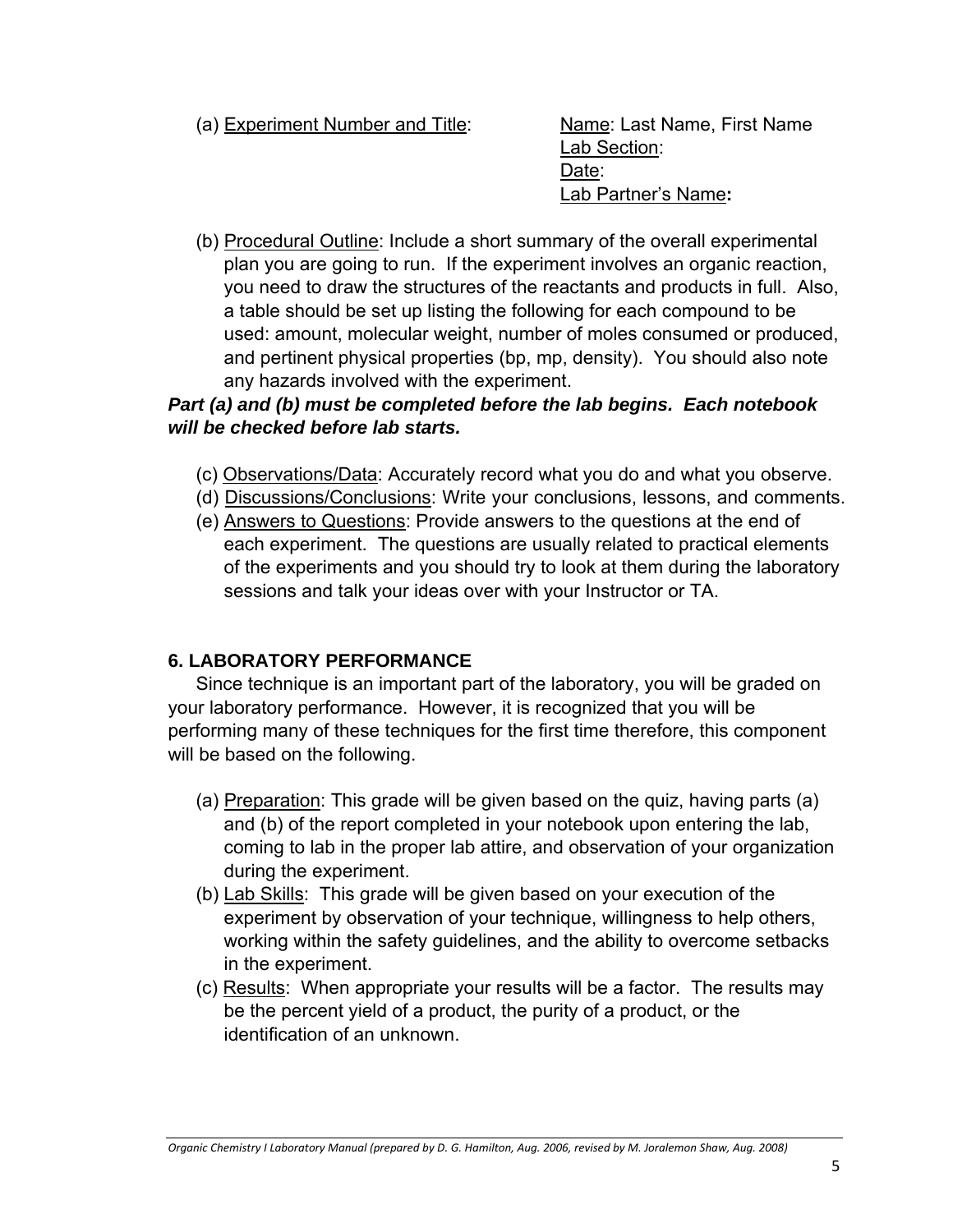(a) Experiment Number and Title:

Name: Last Name, First Name
Lab Section:
Date:
Lab Partner's Name**:**

(b) Procedural Outline: Include a short summary of the overall experimental plan you are going to run. If the experiment involves an organic reaction, you need to draw the structures of the reactants and products in full. Also, a table should be set up listing the following for each compound to be used: amount, molecular weight, number of moles consumed or produced, and pertinent physical properties (bp, mp, density). You should also note any hazards involved with the experiment.

***Part (a) and (b) must be completed before the lab begins. Each notebook will be checked before lab starts.***

(c) Observations/Data: Accurately record what you do and what you observe.

(d) Discussions/Conclusions: Write your conclusions, lessons, and comments.

(e) Answers to Questions: Provide answers to the questions at the end of each experiment. The questions are usually related to practical elements of the experiments and you should try to look at them during the laboratory sessions and talk your ideas over with your Instructor or TA.

## 6. LABORATORY PERFORMANCE

Since technique is an important part of the laboratory, you will be graded on your laboratory performance. However, it is recognized that you will be performing many of these techniques for the first time therefore, this component will be based on the following.

(a) Preparation: This grade will be given based on the quiz, having parts (a) and (b) of the report completed in your notebook upon entering the lab, coming to lab in the proper lab attire, and observation of your organization during the experiment.

(b) Lab Skills: This grade will be given based on your execution of the experiment by observation of your technique, willingness to help others, working within the safety guidelines, and the ability to overcome setbacks in the experiment.

(c) Results: When appropriate your results will be a factor. The results may be the percent yield of a product, the purity of a product, or the identification of an unknown.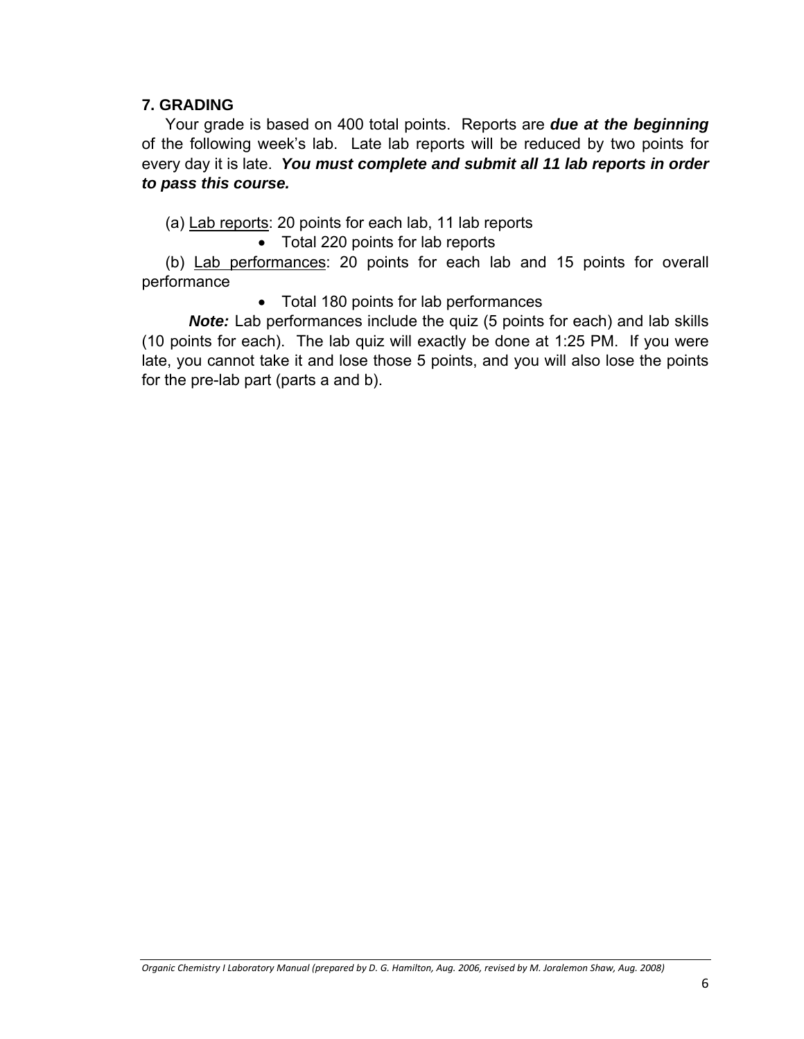## 7. GRADING

Your grade is based on 400 total points. Reports are ***due at the beginning*** of the following week's lab. Late lab reports will be reduced by two points for every day it is late. ***You must complete and submit all 11 lab reports in order to pass this course.***

(a) Lab reports: 20 points for each lab, 11 lab reports

- Total 220 points for lab reports

(b) Lab performances: 20 points for each lab and 15 points for overall performance

- Total 180 points for lab performances

***Note:*** Lab performances include the quiz (5 points for each) and lab skills (10 points for each). The lab quiz will exactly be done at 1:25 PM. If you were late, you cannot take it and lose those 5 points, and you will also lose the points for the pre-lab part (parts a and b).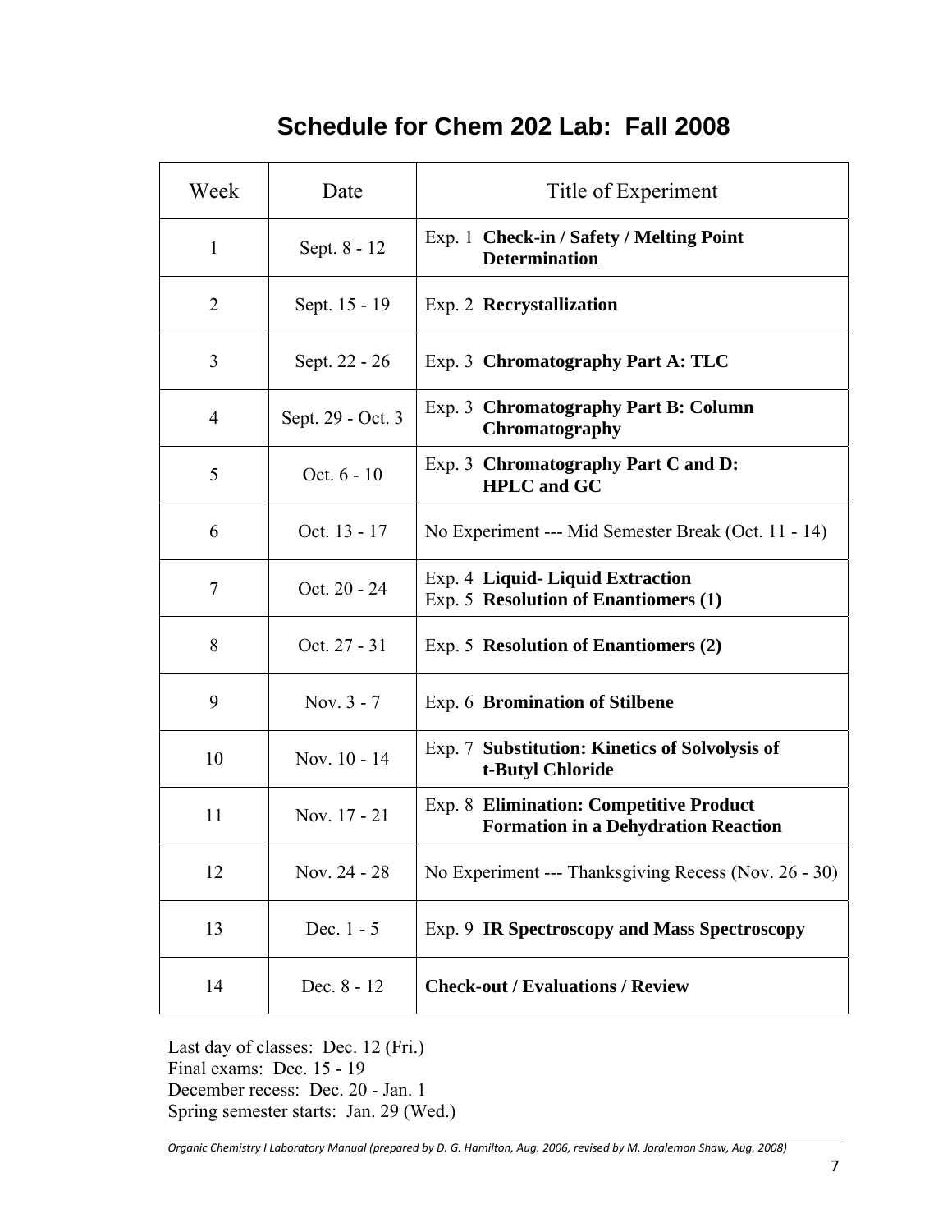# Schedule for Chem 202 Lab: Fall 2008

| Week | Date | Title of Experiment |
|---|---|---|
| 1 | Sept. 8 - 12 | Exp. 1 **Check-in / Safety / Melting Point Determination** |
| 2 | Sept. 15 - 19 | Exp. 2 **Recrystallization** |
| 3 | Sept. 22 - 26 | Exp. 3 **Chromatography Part A: TLC** |
| 4 | Sept. 29 - Oct. 3 | Exp. 3 **Chromatography Part B: Column Chromatography** |
| 5 | Oct. 6 - 10 | Exp. 3 **Chromatography Part C and D: HPLC and GC** |
| 6 | Oct. 13 - 17 | No Experiment --- Mid Semester Break (Oct. 11 - 14) |
| 7 | Oct. 20 - 24 | Exp. 4 **Liquid- Liquid Extraction**<br>Exp. 5 **Resolution of Enantiomers (1)** |
| 8 | Oct. 27 - 31 | Exp. 5 **Resolution of Enantiomers (2)** |
| 9 | Nov. 3 - 7 | Exp. 6 **Bromination of Stilbene** |
| 10 | Nov. 10 - 14 | Exp. 7 **Substitution: Kinetics of Solvolysis of t-Butyl Chloride** |
| 11 | Nov. 17 - 21 | Exp. 8 **Elimination: Competitive Product Formation in a Dehydration Reaction** |
| 12 | Nov. 24 - 28 | No Experiment --- Thanksgiving Recess (Nov. 26 - 30) |
| 13 | Dec. 1 - 5 | Exp. 9 **IR Spectroscopy and Mass Spectroscopy** |
| 14 | Dec. 8 - 12 | **Check-out / Evaluations / Review** |

Last day of classes: Dec. 12 (Fri.)
Final exams: Dec. 15 - 19
December recess: Dec. 20 - Jan. 1
Spring semester starts: Jan. 29 (Wed.)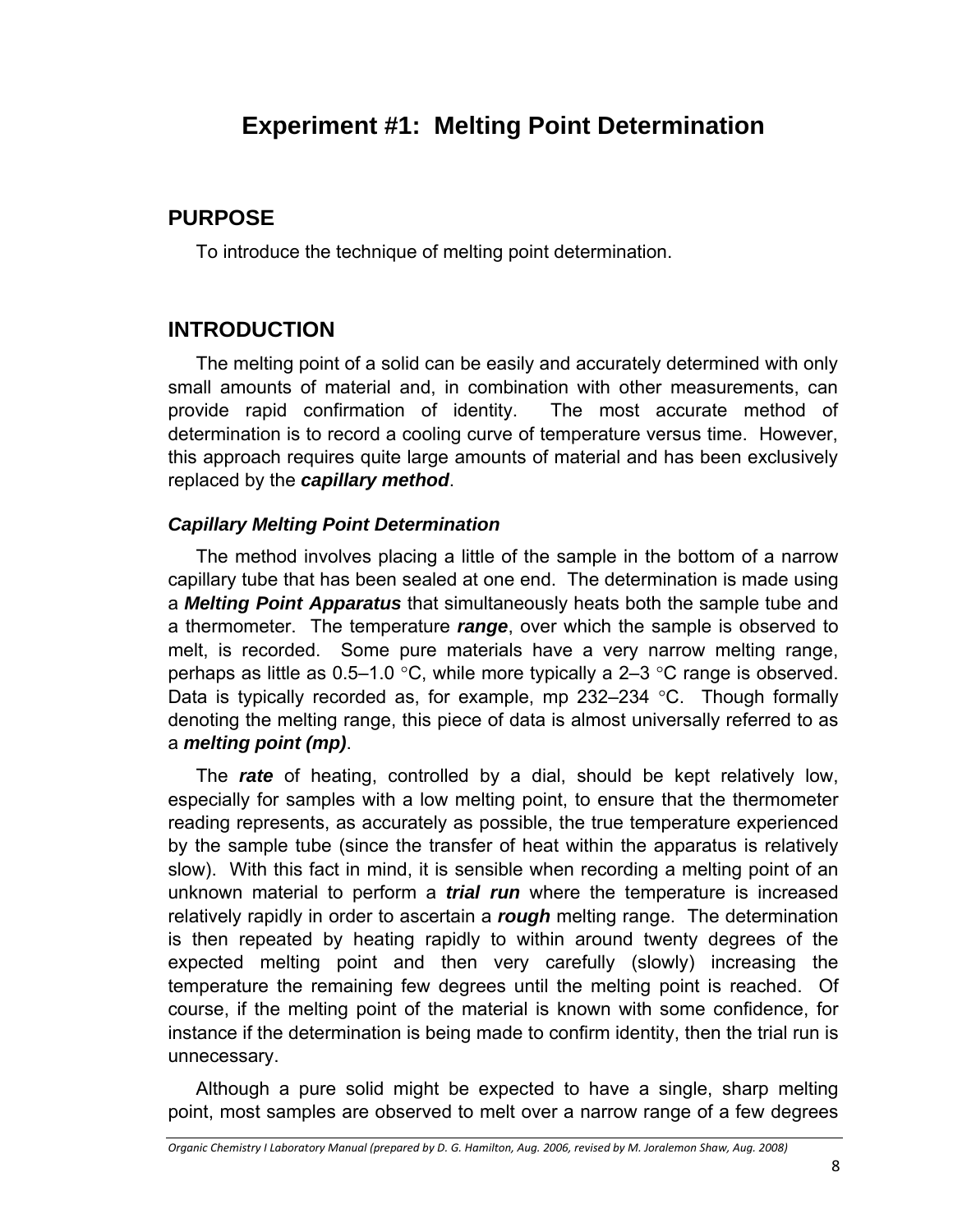# Experiment #1: Melting Point Determination

## PURPOSE

To introduce the technique of melting point determination.

## INTRODUCTION

The melting point of a solid can be easily and accurately determined with only small amounts of material and, in combination with other measurements, can provide rapid confirmation of identity. The most accurate method of determination is to record a cooling curve of temperature versus time. However, this approach requires quite large amounts of material and has been exclusively replaced by the ***capillary method***.

### *Capillary Melting Point Determination*

The method involves placing a little of the sample in the bottom of a narrow capillary tube that has been sealed at one end. The determination is made using a ***Melting Point Apparatus*** that simultaneously heats both the sample tube and a thermometer. The temperature ***range***, over which the sample is observed to melt, is recorded. Some pure materials have a very narrow melting range, perhaps as little as 0.5–1.0 °C, while more typically a 2–3 °C range is observed. Data is typically recorded as, for example, mp 232–234 °C. Though formally denoting the melting range, this piece of data is almost universally referred to as a ***melting point (mp)***.

The ***rate*** of heating, controlled by a dial, should be kept relatively low, especially for samples with a low melting point, to ensure that the thermometer reading represents, as accurately as possible, the true temperature experienced by the sample tube (since the transfer of heat within the apparatus is relatively slow). With this fact in mind, it is sensible when recording a melting point of an unknown material to perform a ***trial run*** where the temperature is increased relatively rapidly in order to ascertain a ***rough*** melting range. The determination is then repeated by heating rapidly to within around twenty degrees of the expected melting point and then very carefully (slowly) increasing the temperature the remaining few degrees until the melting point is reached. Of course, if the melting point of the material is known with some confidence, for instance if the determination is being made to confirm identity, then the trial run is unnecessary.

Although a pure solid might be expected to have a single, sharp melting point, most samples are observed to melt over a narrow range of a few degrees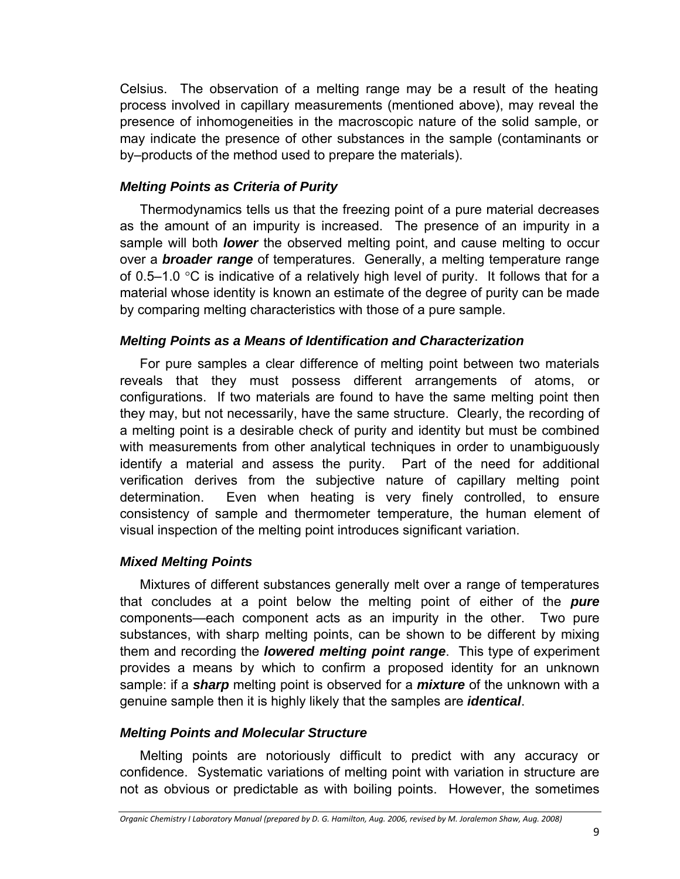Celsius. The observation of a melting range may be a result of the heating process involved in capillary measurements (mentioned above), may reveal the presence of inhomogeneities in the macroscopic nature of the solid sample, or may indicate the presence of other substances in the sample (contaminants or by–products of the method used to prepare the materials).

### *Melting Points as Criteria of Purity*

Thermodynamics tells us that the freezing point of a pure material decreases as the amount of an impurity is increased. The presence of an impurity in a sample will both ***lower*** the observed melting point, and cause melting to occur over a ***broader range*** of temperatures. Generally, a melting temperature range of 0.5–1.0 °C is indicative of a relatively high level of purity. It follows that for a material whose identity is known an estimate of the degree of purity can be made by comparing melting characteristics with those of a pure sample.

### *Melting Points as a Means of Identification and Characterization*

For pure samples a clear difference of melting point between two materials reveals that they must possess different arrangements of atoms, or configurations. If two materials are found to have the same melting point then they may, but not necessarily, have the same structure. Clearly, the recording of a melting point is a desirable check of purity and identity but must be combined with measurements from other analytical techniques in order to unambiguously identify a material and assess the purity. Part of the need for additional verification derives from the subjective nature of capillary melting point determination. Even when heating is very finely controlled, to ensure consistency of sample and thermometer temperature, the human element of visual inspection of the melting point introduces significant variation.

### *Mixed Melting Points*

Mixtures of different substances generally melt over a range of temperatures that concludes at a point below the melting point of either of the ***pure*** components—each component acts as an impurity in the other. Two pure substances, with sharp melting points, can be shown to be different by mixing them and recording the ***lowered melting point range***. This type of experiment provides a means by which to confirm a proposed identity for an unknown sample: if a ***sharp*** melting point is observed for a ***mixture*** of the unknown with a genuine sample then it is highly likely that the samples are ***identical***.

### *Melting Points and Molecular Structure*

Melting points are notoriously difficult to predict with any accuracy or confidence. Systematic variations of melting point with variation in structure are not as obvious or predictable as with boiling points. However, the sometimes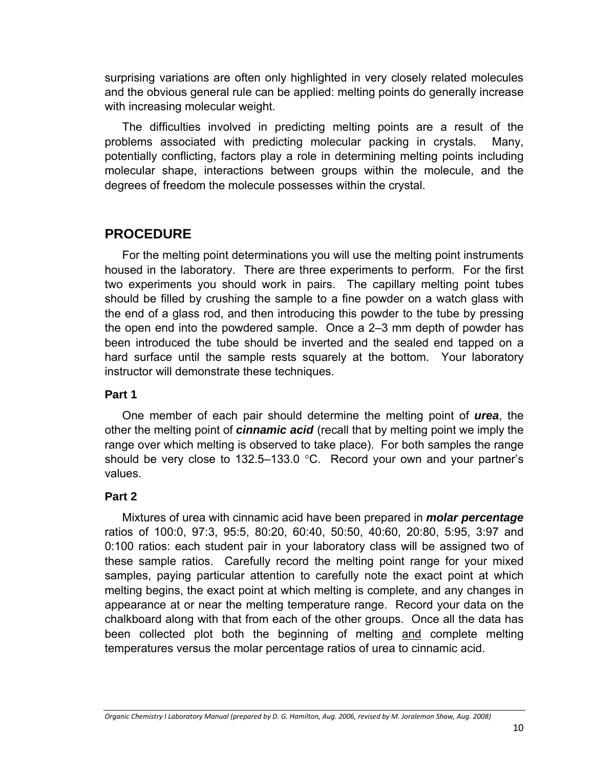surprising variations are often only highlighted in very closely related molecules and the obvious general rule can be applied: melting points do generally increase with increasing molecular weight.

The difficulties involved in predicting melting points are a result of the problems associated with predicting molecular packing in crystals. Many, potentially conflicting, factors play a role in determining melting points including molecular shape, interactions between groups within the molecule, and the degrees of freedom the molecule possesses within the crystal.

## PROCEDURE

For the melting point determinations you will use the melting point instruments housed in the laboratory. There are three experiments to perform. For the first two experiments you should work in pairs. The capillary melting point tubes should be filled by crushing the sample to a fine powder on a watch glass with the end of a glass rod, and then introducing this powder to the tube by pressing the open end into the powdered sample. Once a 2–3 mm depth of powder has been introduced the tube should be inverted and the sealed end tapped on a hard surface until the sample rests squarely at the bottom. Your laboratory instructor will demonstrate these techniques.

### Part 1

One member of each pair should determine the melting point of ***urea***, the other the melting point of ***cinnamic acid*** (recall that by melting point we imply the range over which melting is observed to take place). For both samples the range should be very close to 132.5–133.0 °C. Record your own and your partner's values.

### Part 2

Mixtures of urea with cinnamic acid have been prepared in ***molar percentage*** ratios of 100:0, 97:3, 95:5, 80:20, 60:40, 50:50, 40:60, 20:80, 5:95, 3:97 and 0:100 ratios: each student pair in your laboratory class will be assigned two of these sample ratios. Carefully record the melting point range for your mixed samples, paying particular attention to carefully note the exact point at which melting begins, the exact point at which melting is complete, and any changes in appearance at or near the melting temperature range. Record your data on the chalkboard along with that from each of the other groups. Once all the data has been collected plot both the beginning of melting <u>and</u> complete melting temperatures versus the molar percentage ratios of urea to cinnamic acid.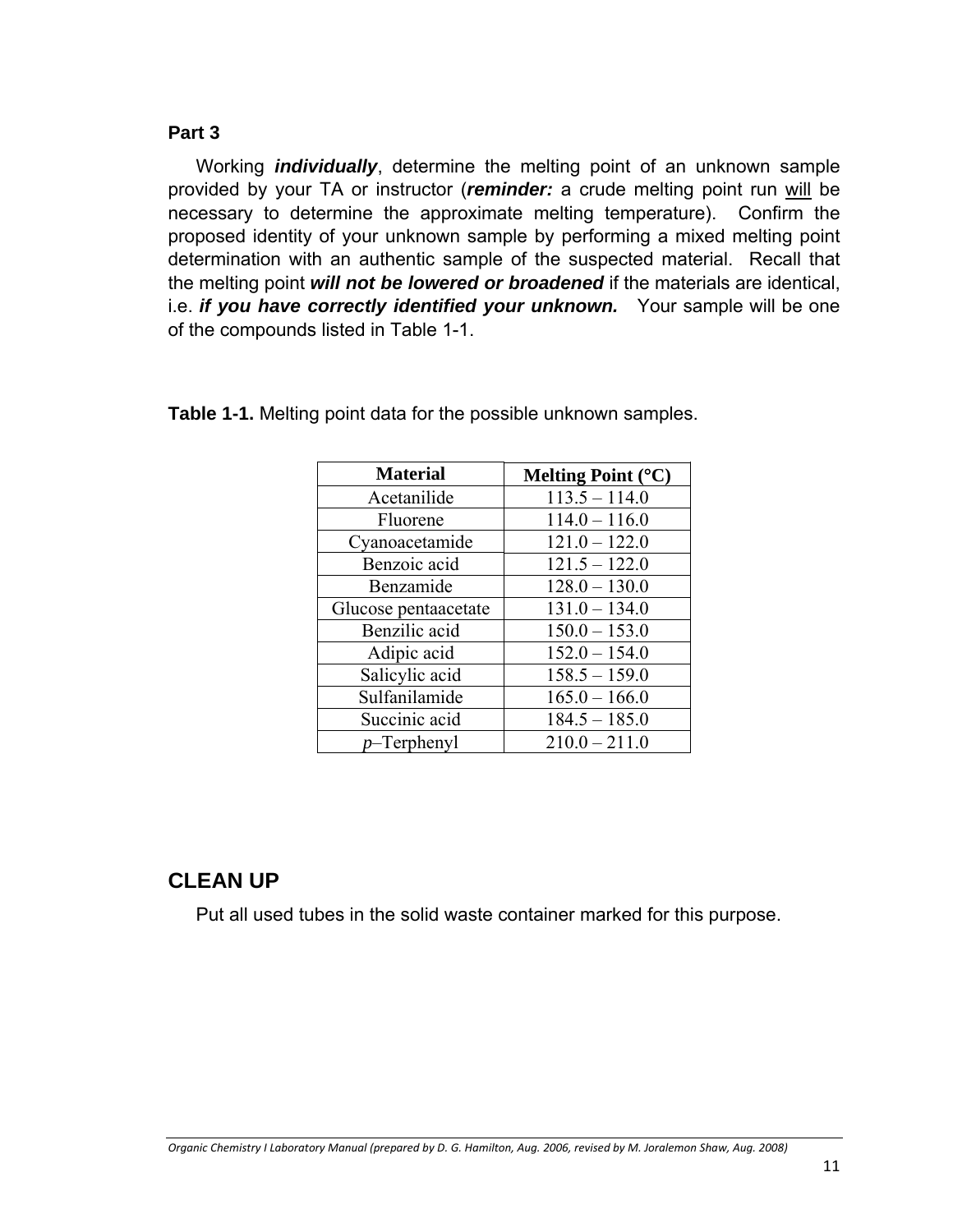### Part 3

Working ***individually***, determine the melting point of an unknown sample provided by your TA or instructor (***reminder:*** a crude melting point run will be necessary to determine the approximate melting temperature). Confirm the proposed identity of your unknown sample by performing a mixed melting point determination with an authentic sample of the suspected material. Recall that the melting point ***will not be lowered or broadened*** if the materials are identical, i.e. ***if you have correctly identified your unknown.*** Your sample will be one of the compounds listed in Table 1-1.

**Table 1-1.** Melting point data for the possible unknown samples.

| **Material** | **Melting Point (°C)** |
|---|---|
| Acetanilide | 113.5 – 114.0 |
| Fluorene | 114.0 – 116.0 |
| Cyanoacetamide | 121.0 – 122.0 |
| Benzoic acid | 121.5 – 122.0 |
| Benzamide | 128.0 – 130.0 |
| Glucose pentaacetate | 131.0 – 134.0 |
| Benzilic acid | 150.0 – 153.0 |
| Adipic acid | 152.0 – 154.0 |
| Salicylic acid | 158.5 – 159.0 |
| Sulfanilamide | 165.0 – 166.0 |
| Succinic acid | 184.5 – 185.0 |
| *p*–Terphenyl | 210.0 – 211.0 |

## CLEAN UP

Put all used tubes in the solid waste container marked for this purpose.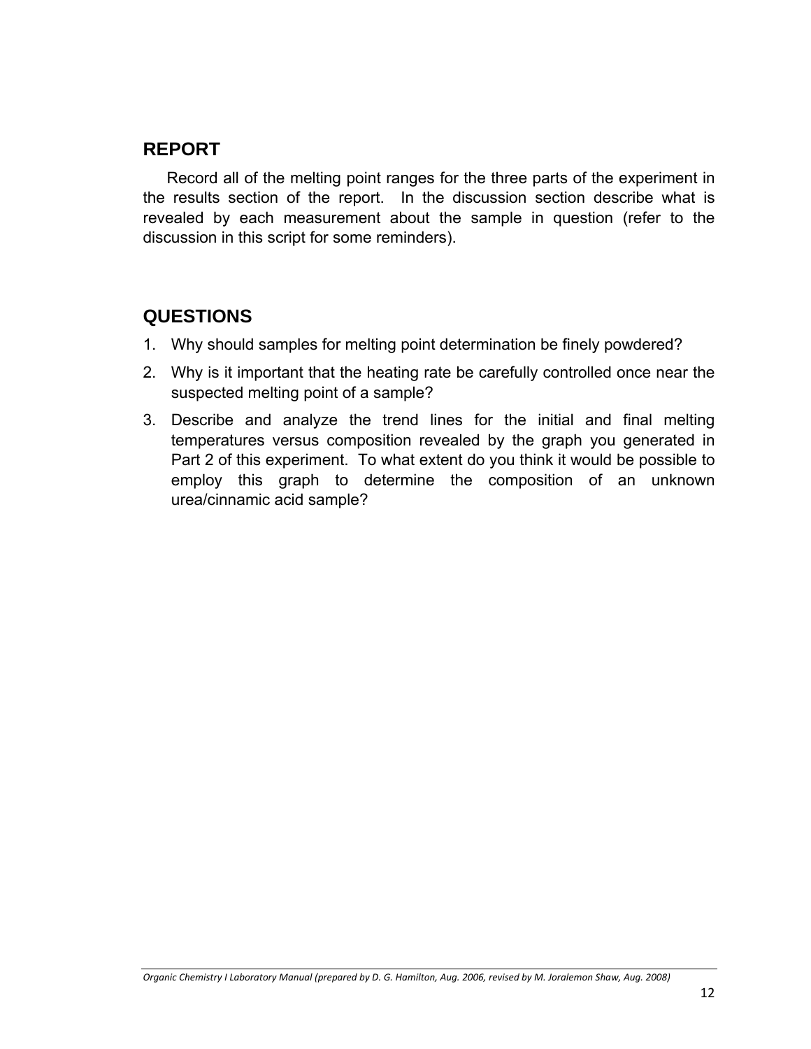## REPORT

Record all of the melting point ranges for the three parts of the experiment in the results section of the report. In the discussion section describe what is revealed by each measurement about the sample in question (refer to the discussion in this script for some reminders).

## QUESTIONS

1. Why should samples for melting point determination be finely powdered?
2. Why is it important that the heating rate be carefully controlled once near the suspected melting point of a sample?
3. Describe and analyze the trend lines for the initial and final melting temperatures versus composition revealed by the graph you generated in Part 2 of this experiment. To what extent do you think it would be possible to employ this graph to determine the composition of an unknown urea/cinnamic acid sample?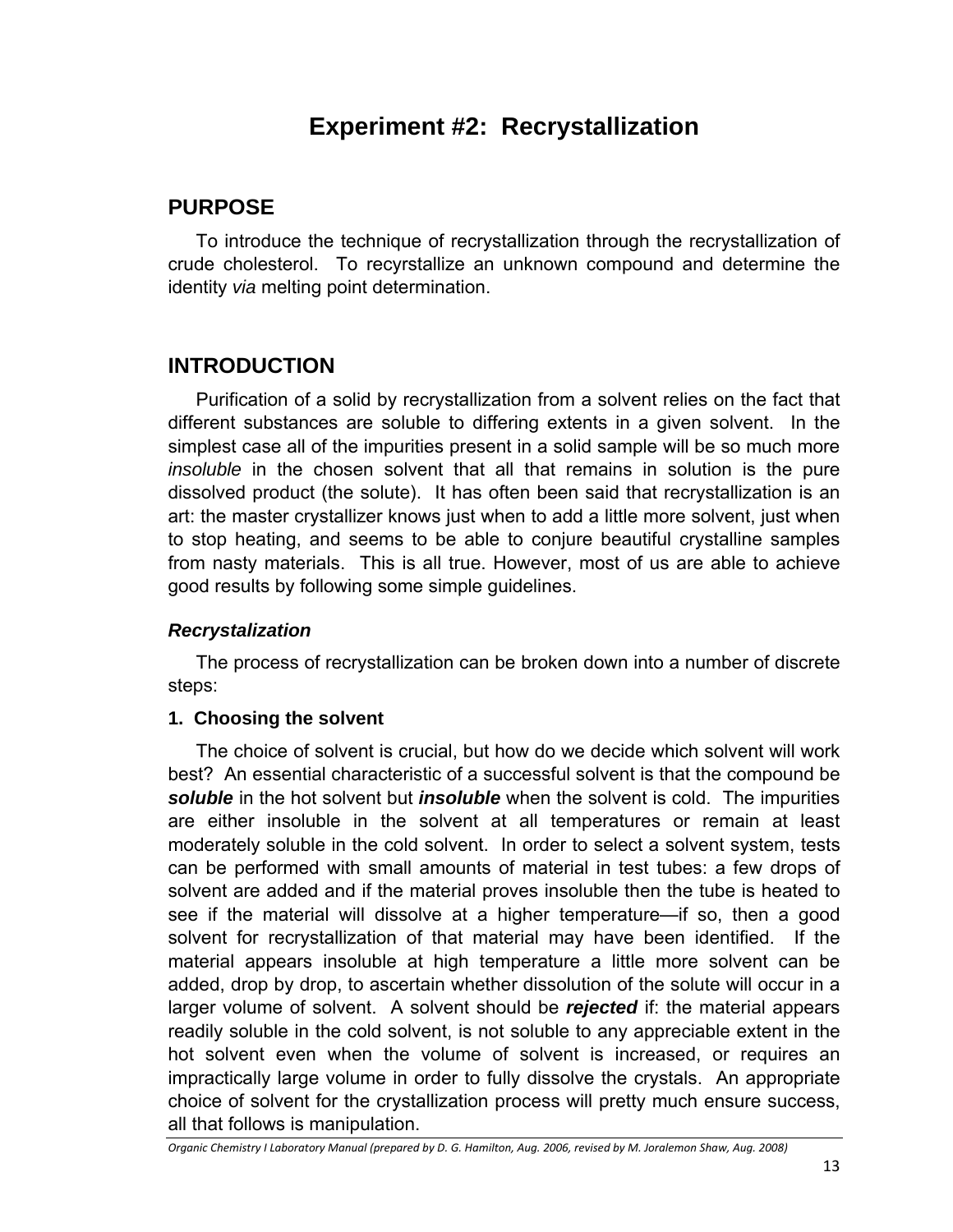# Experiment #2: Recrystallization

## PURPOSE

To introduce the technique of recrystallization through the recrystallization of crude cholesterol. To recyrstallize an unknown compound and determine the identity *via* melting point determination.

## INTRODUCTION

Purification of a solid by recrystallization from a solvent relies on the fact that different substances are soluble to differing extents in a given solvent. In the simplest case all of the impurities present in a solid sample will be so much more *insoluble* in the chosen solvent that all that remains in solution is the pure dissolved product (the solute). It has often been said that recrystallization is an art: the master crystallizer knows just when to add a little more solvent, just when to stop heating, and seems to be able to conjure beautiful crystalline samples from nasty materials. This is all true. However, most of us are able to achieve good results by following some simple guidelines.

### *Recrystalization*

The process of recrystallization can be broken down into a number of discrete steps:

#### 1. Choosing the solvent

The choice of solvent is crucial, but how do we decide which solvent will work best? An essential characteristic of a successful solvent is that the compound be ***soluble*** in the hot solvent but ***insoluble*** when the solvent is cold. The impurities are either insoluble in the solvent at all temperatures or remain at least moderately soluble in the cold solvent. In order to select a solvent system, tests can be performed with small amounts of material in test tubes: a few drops of solvent are added and if the material proves insoluble then the tube is heated to see if the material will dissolve at a higher temperature—if so, then a good solvent for recrystallization of that material may have been identified. If the material appears insoluble at high temperature a little more solvent can be added, drop by drop, to ascertain whether dissolution of the solute will occur in a larger volume of solvent. A solvent should be ***rejected*** if: the material appears readily soluble in the cold solvent, is not soluble to any appreciable extent in the hot solvent even when the volume of solvent is increased, or requires an impractically large volume in order to fully dissolve the crystals. An appropriate choice of solvent for the crystallization process will pretty much ensure success, all that follows is manipulation.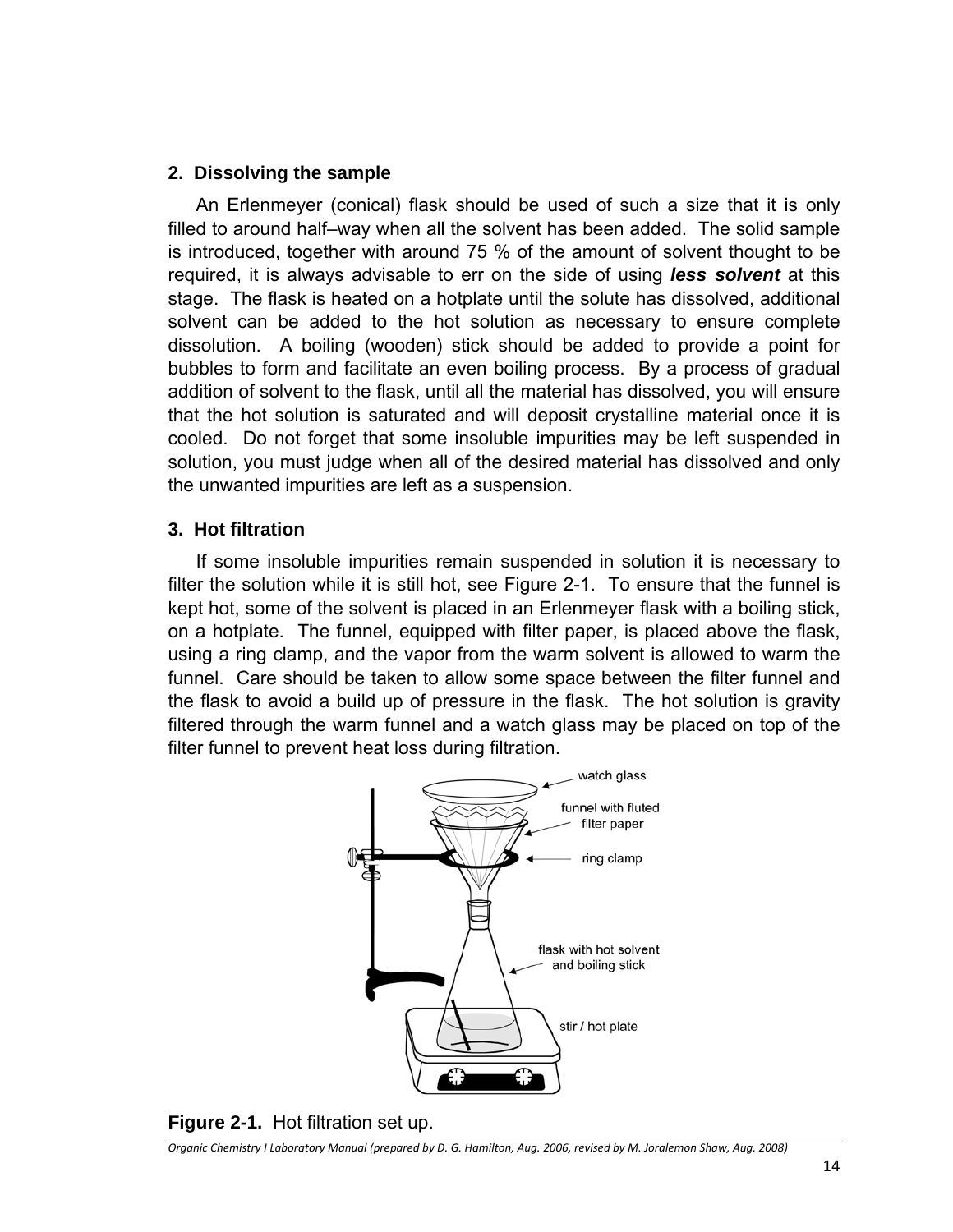### 2. Dissolving the sample

An Erlenmeyer (conical) flask should be used of such a size that it is only filled to around half–way when all the solvent has been added. The solid sample is introduced, together with around 75 % of the amount of solvent thought to be required, it is always advisable to err on the side of using ***less solvent*** at this stage. The flask is heated on a hotplate until the solute has dissolved, additional solvent can be added to the hot solution as necessary to ensure complete dissolution. A boiling (wooden) stick should be added to provide a point for bubbles to form and facilitate an even boiling process. By a process of gradual addition of solvent to the flask, until all the material has dissolved, you will ensure that the hot solution is saturated and will deposit crystalline material once it is cooled. Do not forget that some insoluble impurities may be left suspended in solution, you must judge when all of the desired material has dissolved and only the unwanted impurities are left as a suspension.

### 3. Hot filtration

If some insoluble impurities remain suspended in solution it is necessary to filter the solution while it is still hot, see Figure 2-1. To ensure that the funnel is kept hot, some of the solvent is placed in an Erlenmeyer flask with a boiling stick, on a hotplate. The funnel, equipped with filter paper, is placed above the flask, using a ring clamp, and the vapor from the warm solvent is allowed to warm the funnel. Care should be taken to allow some space between the filter funnel and the flask to avoid a build up of pressure in the flask. The hot solution is gravity filtered through the warm funnel and a watch glass may be placed on top of the filter funnel to prevent heat loss during filtration.

**Figure 2-1.** Hot filtration set up.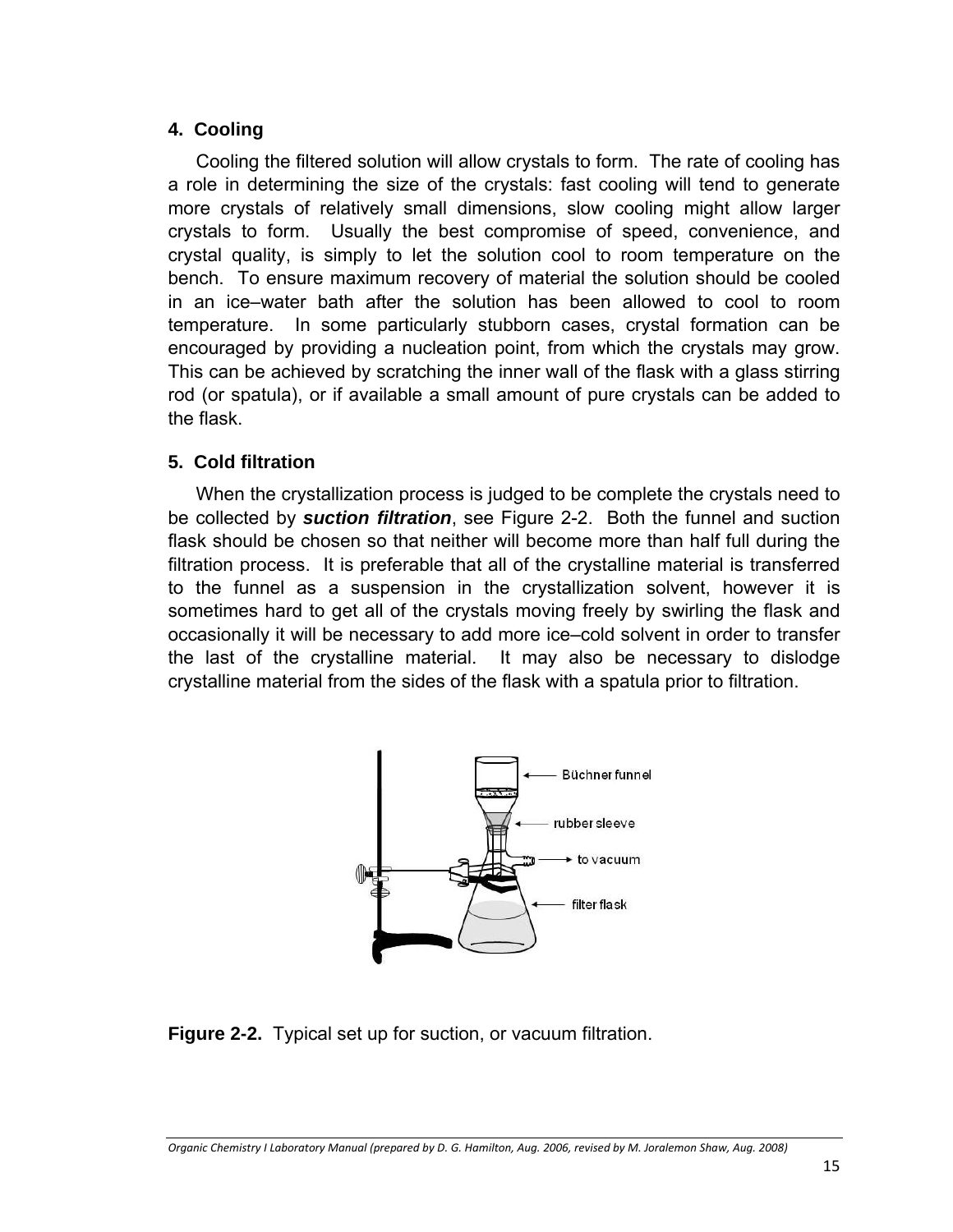### 4. Cooling

Cooling the filtered solution will allow crystals to form. The rate of cooling has a role in determining the size of the crystals: fast cooling will tend to generate more crystals of relatively small dimensions, slow cooling might allow larger crystals to form. Usually the best compromise of speed, convenience, and crystal quality, is simply to let the solution cool to room temperature on the bench. To ensure maximum recovery of material the solution should be cooled in an ice–water bath after the solution has been allowed to cool to room temperature. In some particularly stubborn cases, crystal formation can be encouraged by providing a nucleation point, from which the crystals may grow. This can be achieved by scratching the inner wall of the flask with a glass stirring rod (or spatula), or if available a small amount of pure crystals can be added to the flask.

### 5. Cold filtration

When the crystallization process is judged to be complete the crystals need to be collected by ***suction filtration***, see Figure 2-2. Both the funnel and suction flask should be chosen so that neither will become more than half full during the filtration process. It is preferable that all of the crystalline material is transferred to the funnel as a suspension in the crystallization solvent, however it is sometimes hard to get all of the crystals moving freely by swirling the flask and occasionally it will be necessary to add more ice–cold solvent in order to transfer the last of the crystalline material. It may also be necessary to dislodge crystalline material from the sides of the flask with a spatula prior to filtration.

Büchner funnel

rubber sleeve

to vacuum

filter flask

**Figure 2-2.** Typical set up for suction, or vacuum filtration.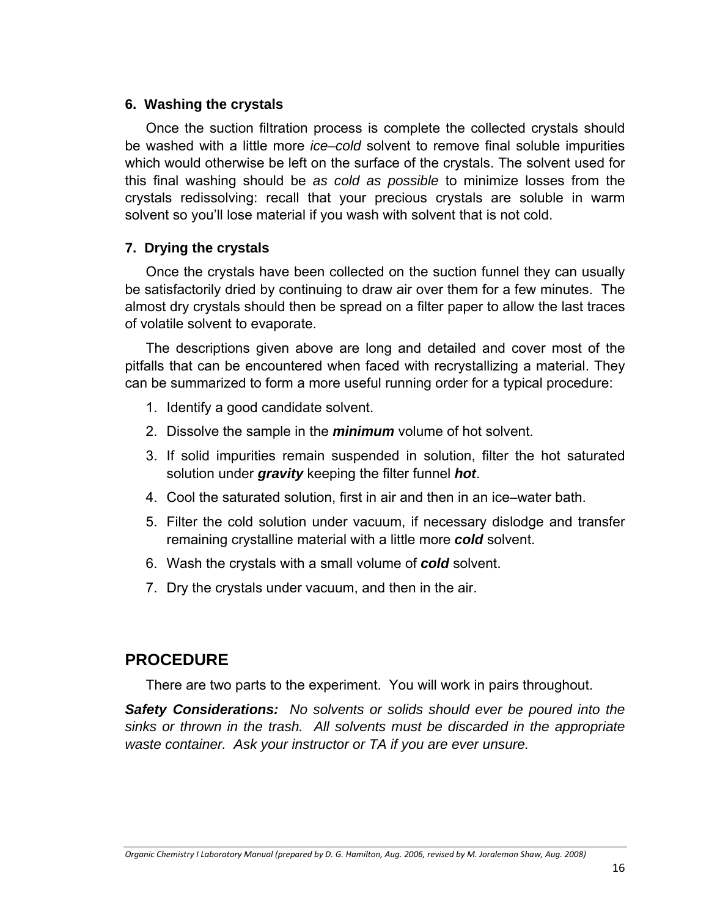### 6. Washing the crystals

Once the suction filtration process is complete the collected crystals should be washed with a little more *ice–cold* solvent to remove final soluble impurities which would otherwise be left on the surface of the crystals. The solvent used for this final washing should be *as cold as possible* to minimize losses from the crystals redissolving: recall that your precious crystals are soluble in warm solvent so you'll lose material if you wash with solvent that is not cold.

### 7. Drying the crystals

Once the crystals have been collected on the suction funnel they can usually be satisfactorily dried by continuing to draw air over them for a few minutes. The almost dry crystals should then be spread on a filter paper to allow the last traces of volatile solvent to evaporate.

The descriptions given above are long and detailed and cover most of the pitfalls that can be encountered when faced with recrystallizing a material. They can be summarized to form a more useful running order for a typical procedure:

1. Identify a good candidate solvent.
2. Dissolve the sample in the ***minimum*** volume of hot solvent.
3. If solid impurities remain suspended in solution, filter the hot saturated solution under ***gravity*** keeping the filter funnel ***hot***.
4. Cool the saturated solution, first in air and then in an ice–water bath.
5. Filter the cold solution under vacuum, if necessary dislodge and transfer remaining crystalline material with a little more ***cold*** solvent.
6. Wash the crystals with a small volume of ***cold*** solvent.
7. Dry the crystals under vacuum, and then in the air.

## PROCEDURE

There are two parts to the experiment. You will work in pairs throughout.

***Safety Considerations:*** *No solvents or solids should ever be poured into the sinks or thrown in the trash. All solvents must be discarded in the appropriate waste container. Ask your instructor or TA if you are ever unsure.*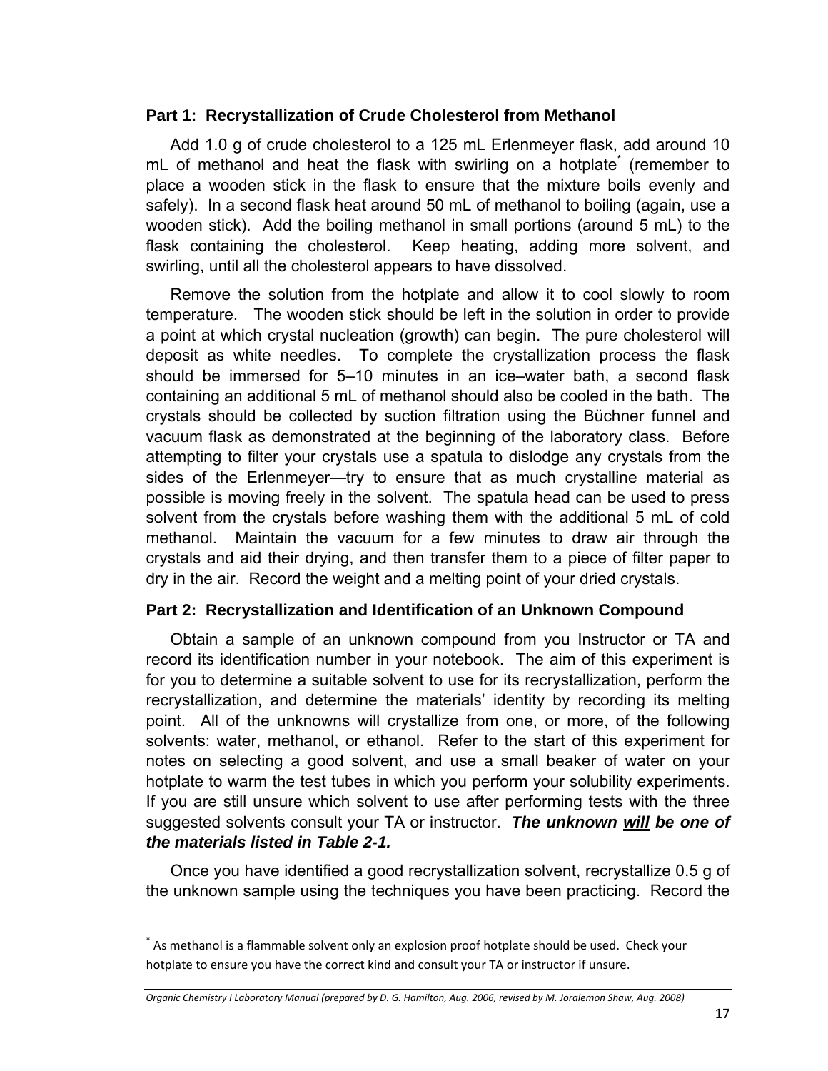### Part 1: Recrystallization of Crude Cholesterol from Methanol

Add 1.0 g of crude cholesterol to a 125 mL Erlenmeyer flask, add around 10 mL of methanol and heat the flask with swirling on a hotplate* (remember to place a wooden stick in the flask to ensure that the mixture boils evenly and safely). In a second flask heat around 50 mL of methanol to boiling (again, use a wooden stick). Add the boiling methanol in small portions (around 5 mL) to the flask containing the cholesterol. Keep heating, adding more solvent, and swirling, until all the cholesterol appears to have dissolved.

Remove the solution from the hotplate and allow it to cool slowly to room temperature. The wooden stick should be left in the solution in order to provide a point at which crystal nucleation (growth) can begin. The pure cholesterol will deposit as white needles. To complete the crystallization process the flask should be immersed for 5–10 minutes in an ice–water bath, a second flask containing an additional 5 mL of methanol should also be cooled in the bath. The crystals should be collected by suction filtration using the Büchner funnel and vacuum flask as demonstrated at the beginning of the laboratory class. Before attempting to filter your crystals use a spatula to dislodge any crystals from the sides of the Erlenmeyer—try to ensure that as much crystalline material as possible is moving freely in the solvent. The spatula head can be used to press solvent from the crystals before washing them with the additional 5 mL of cold methanol. Maintain the vacuum for a few minutes to draw air through the crystals and aid their drying, and then transfer them to a piece of filter paper to dry in the air. Record the weight and a melting point of your dried crystals.

### Part 2: Recrystallization and Identification of an Unknown Compound

Obtain a sample of an unknown compound from you Instructor or TA and record its identification number in your notebook. The aim of this experiment is for you to determine a suitable solvent to use for its recrystallization, perform the recrystallization, and determine the materials' identity by recording its melting point. All of the unknowns will crystallize from one, or more, of the following solvents: water, methanol, or ethanol. Refer to the start of this experiment for notes on selecting a good solvent, and use a small beaker of water on your hotplate to warm the test tubes in which you perform your solubility experiments. If you are still unsure which solvent to use after performing tests with the three suggested solvents consult your TA or instructor. ***The unknown <u>will</u> be one of the materials listed in Table 2-1.***

Once you have identified a good recrystallization solvent, recrystallize 0.5 g of the unknown sample using the techniques you have been practicing. Record the

---

* As methanol is a flammable solvent only an explosion proof hotplate should be used. Check your hotplate to ensure you have the correct kind and consult your TA or instructor if unsure.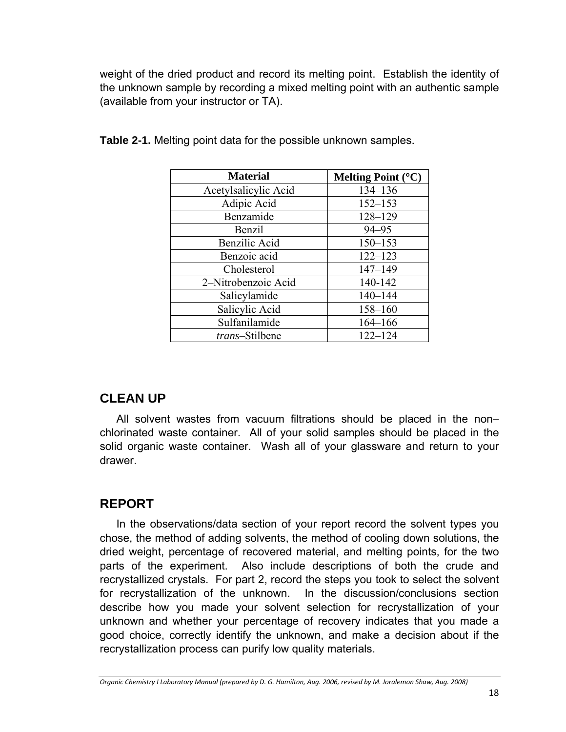weight of the dried product and record its melting point. Establish the identity of the unknown sample by recording a mixed melting point with an authentic sample (available from your instructor or TA).

**Table 2-1.** Melting point data for the possible unknown samples.

| Material | Melting Point (°C) |
|---|---|
| Acetylsalicylic Acid | 134–136 |
| Adipic Acid | 152–153 |
| Benzamide | 128–129 |
| Benzil | 94–95 |
| Benzilic Acid | 150–153 |
| Benzoic acid | 122–123 |
| Cholesterol | 147–149 |
| 2–Nitrobenzoic Acid | 140-142 |
| Salicylamide | 140–144 |
| Salicylic Acid | 158–160 |
| Sulfanilamide | 164–166 |
| *trans*–Stilbene | 122–124 |

## CLEAN UP

All solvent wastes from vacuum filtrations should be placed in the non–chlorinated waste container. All of your solid samples should be placed in the solid organic waste container. Wash all of your glassware and return to your drawer.

## REPORT

In the observations/data section of your report record the solvent types you chose, the method of adding solvents, the method of cooling down solutions, the dried weight, percentage of recovered material, and melting points, for the two parts of the experiment. Also include descriptions of both the crude and recrystallized crystals. For part 2, record the steps you took to select the solvent for recrystallization of the unknown. In the discussion/conclusions section describe how you made your solvent selection for recrystallization of your unknown and whether your percentage of recovery indicates that you made a good choice, correctly identify the unknown, and make a decision about if the recrystallization process can purify low quality materials.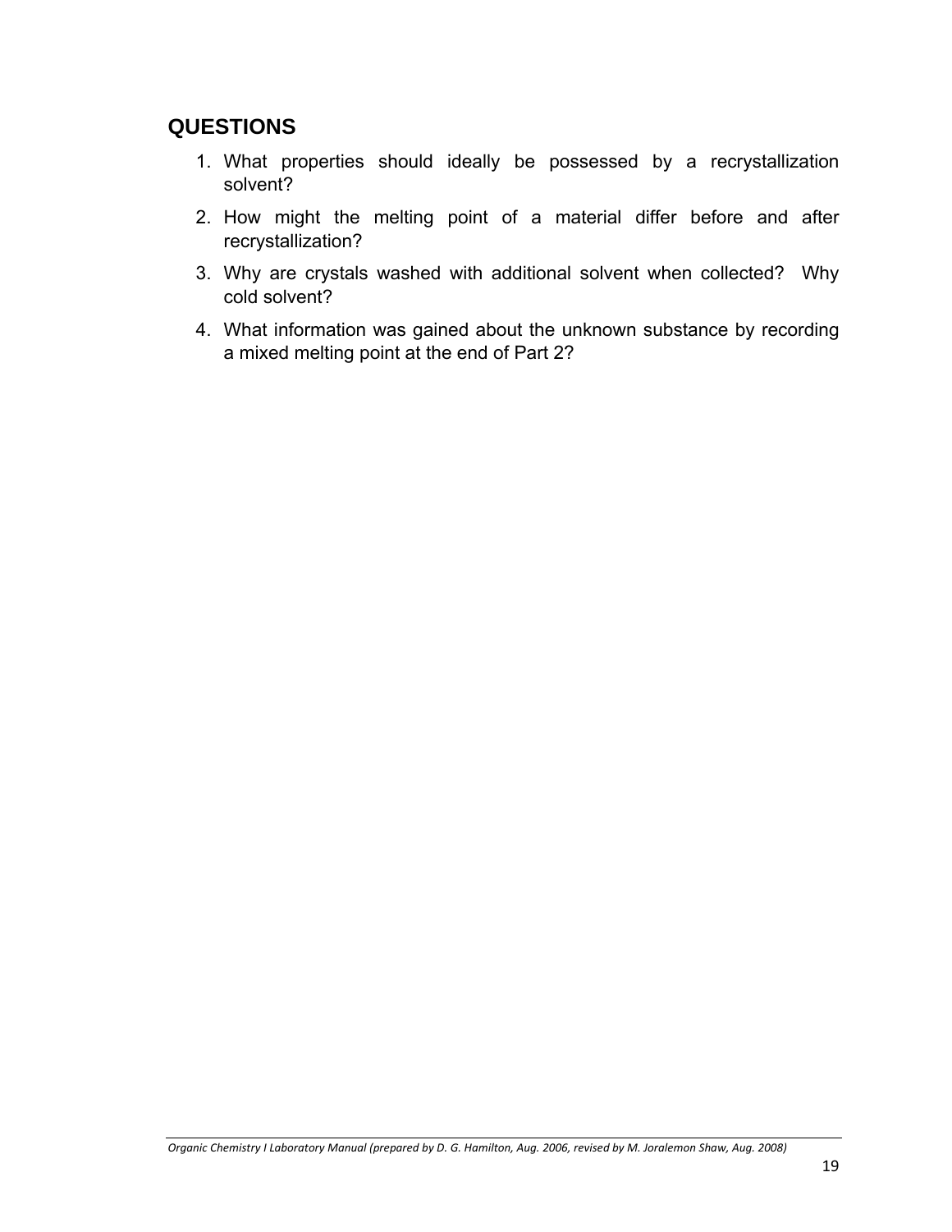## QUESTIONS

1. What properties should ideally be possessed by a recrystallization solvent?
2. How might the melting point of a material differ before and after recrystallization?
3. Why are crystals washed with additional solvent when collected? Why cold solvent?
4. What information was gained about the unknown substance by recording a mixed melting point at the end of Part 2?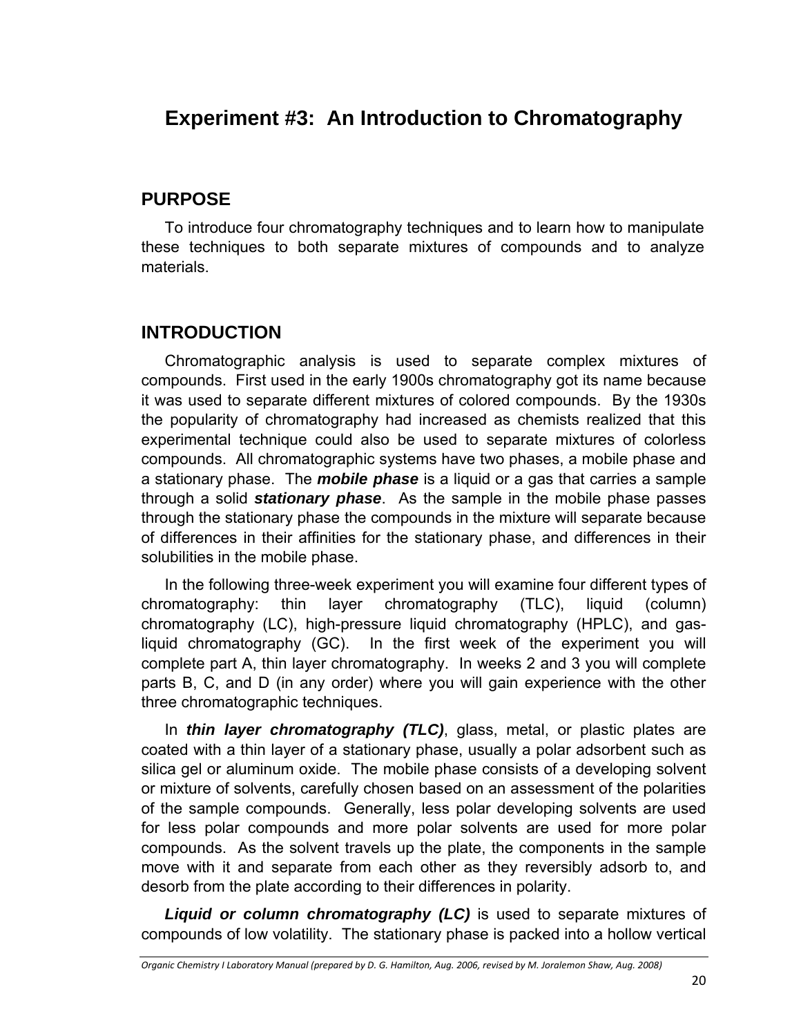# Experiment #3: An Introduction to Chromatography

## PURPOSE

To introduce four chromatography techniques and to learn how to manipulate these techniques to both separate mixtures of compounds and to analyze materials.

## INTRODUCTION

Chromatographic analysis is used to separate complex mixtures of compounds. First used in the early 1900s chromatography got its name because it was used to separate different mixtures of colored compounds. By the 1930s the popularity of chromatography had increased as chemists realized that this experimental technique could also be used to separate mixtures of colorless compounds. All chromatographic systems have two phases, a mobile phase and a stationary phase. The ***mobile phase*** is a liquid or a gas that carries a sample through a solid ***stationary phase***. As the sample in the mobile phase passes through the stationary phase the compounds in the mixture will separate because of differences in their affinities for the stationary phase, and differences in their solubilities in the mobile phase.

In the following three-week experiment you will examine four different types of chromatography: thin layer chromatography (TLC), liquid (column) chromatography (LC), high-pressure liquid chromatography (HPLC), and gas-liquid chromatography (GC). In the first week of the experiment you will complete part A, thin layer chromatography. In weeks 2 and 3 you will complete parts B, C, and D (in any order) where you will gain experience with the other three chromatographic techniques.

In ***thin layer chromatography (TLC)***, glass, metal, or plastic plates are coated with a thin layer of a stationary phase, usually a polar adsorbent such as silica gel or aluminum oxide. The mobile phase consists of a developing solvent or mixture of solvents, carefully chosen based on an assessment of the polarities of the sample compounds. Generally, less polar developing solvents are used for less polar compounds and more polar solvents are used for more polar compounds. As the solvent travels up the plate, the components in the sample move with it and separate from each other as they reversibly adsorb to, and desorb from the plate according to their differences in polarity.

***Liquid or column chromatography (LC)*** is used to separate mixtures of compounds of low volatility. The stationary phase is packed into a hollow vertical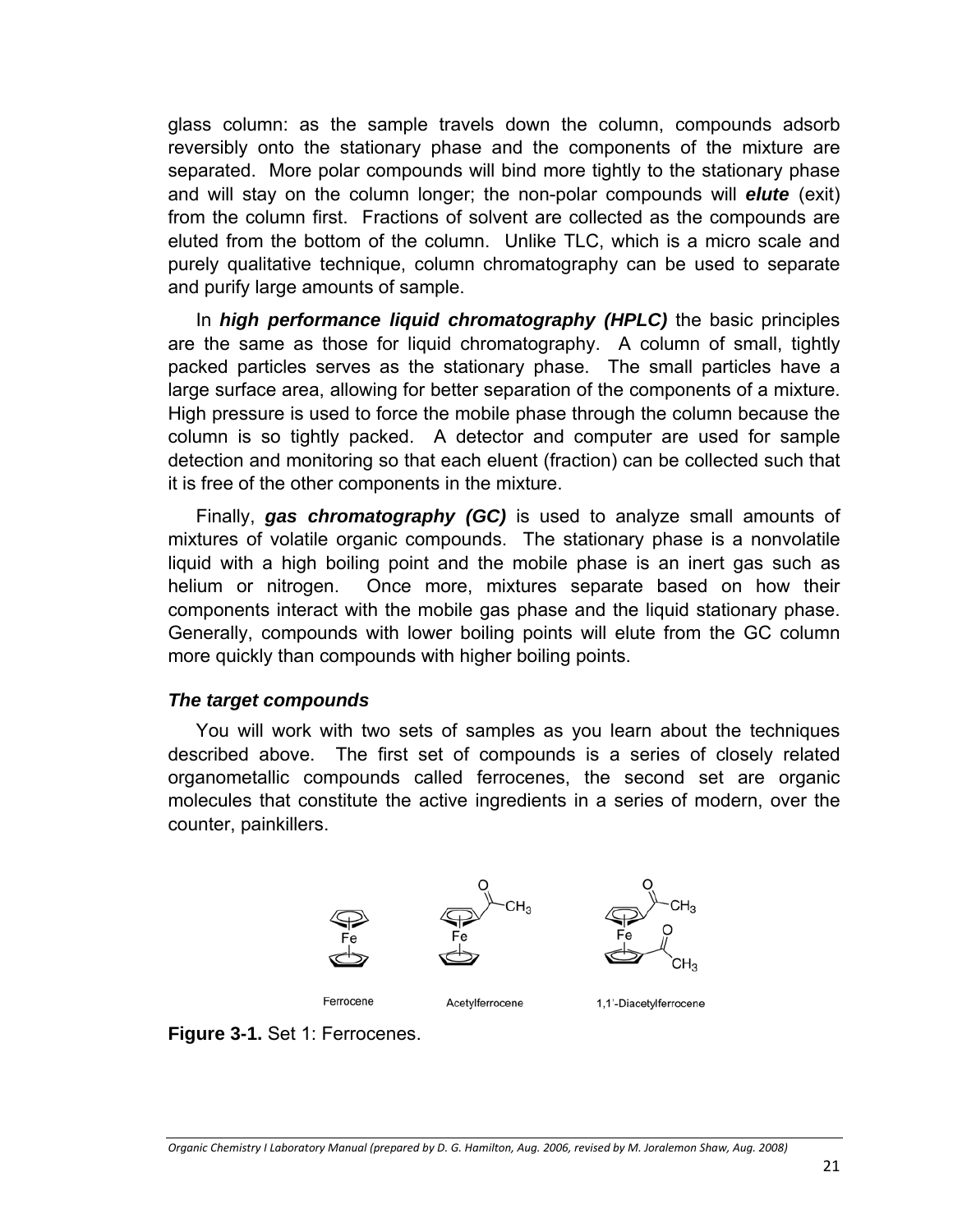glass column: as the sample travels down the column, compounds adsorb reversibly onto the stationary phase and the components of the mixture are separated. More polar compounds will bind more tightly to the stationary phase and will stay on the column longer; the non-polar compounds will ***elute*** (exit) from the column first. Fractions of solvent are collected as the compounds are eluted from the bottom of the column. Unlike TLC, which is a micro scale and purely qualitative technique, column chromatography can be used to separate and purify large amounts of sample.

In ***high performance liquid chromatography (HPLC)*** the basic principles are the same as those for liquid chromatography. A column of small, tightly packed particles serves as the stationary phase. The small particles have a large surface area, allowing for better separation of the components of a mixture. High pressure is used to force the mobile phase through the column because the column is so tightly packed. A detector and computer are used for sample detection and monitoring so that each eluent (fraction) can be collected such that it is free of the other components in the mixture.

Finally, ***gas chromatography (GC)*** is used to analyze small amounts of mixtures of volatile organic compounds. The stationary phase is a nonvolatile liquid with a high boiling point and the mobile phase is an inert gas such as helium or nitrogen. Once more, mixtures separate based on how their components interact with the mobile gas phase and the liquid stationary phase. Generally, compounds with lower boiling points will elute from the GC column more quickly than compounds with higher boiling points.

### *The target compounds*

You will work with two sets of samples as you learn about the techniques described above. The first set of compounds is a series of closely related organometallic compounds called ferrocenes, the second set are organic molecules that constitute the active ingredients in a series of modern, over the counter, painkillers.

Ferrocene &nbsp;&nbsp;&nbsp; Acetylferrocene &nbsp;&nbsp;&nbsp; 1,1'-Diacetylferrocene

**Figure 3-1.** Set 1: Ferrocenes.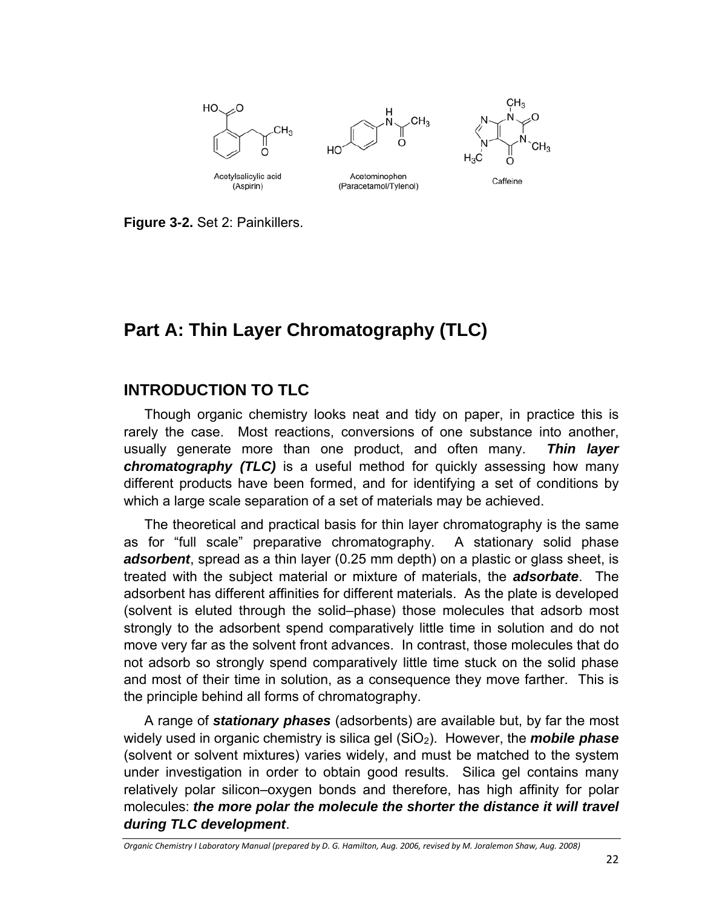Acetylsalicylic acid (Aspirin)

Acetominophen (Paracetamol/Tylenol)

Caffeine

**Figure 3-2.** Set 2: Painkillers.

# Part A: Thin Layer Chromatography (TLC)

## INTRODUCTION TO TLC

Though organic chemistry looks neat and tidy on paper, in practice this is rarely the case. Most reactions, conversions of one substance into another, usually generate more than one product, and often many. ***Thin layer chromatography (TLC)*** is a useful method for quickly assessing how many different products have been formed, and for identifying a set of conditions by which a large scale separation of a set of materials may be achieved.

The theoretical and practical basis for thin layer chromatography is the same as for "full scale" preparative chromatography. A stationary solid phase ***adsorbent***, spread as a thin layer (0.25 mm depth) on a plastic or glass sheet, is treated with the subject material or mixture of materials, the ***adsorbate***. The adsorbent has different affinities for different materials. As the plate is developed (solvent is eluted through the solid–phase) those molecules that adsorb most strongly to the adsorbent spend comparatively little time in solution and do not move very far as the solvent front advances. In contrast, those molecules that do not adsorb so strongly spend comparatively little time stuck on the solid phase and most of their time in solution, as a consequence they move farther. This is the principle behind all forms of chromatography.

A range of ***stationary phases*** (adsorbents) are available but, by far the most widely used in organic chemistry is silica gel ($SiO_2$). However, the ***mobile phase*** (solvent or solvent mixtures) varies widely, and must be matched to the system under investigation in order to obtain good results. Silica gel contains many relatively polar silicon–oxygen bonds and therefore, has high affinity for polar molecules: ***the more polar the molecule the shorter the distance it will travel during TLC development***.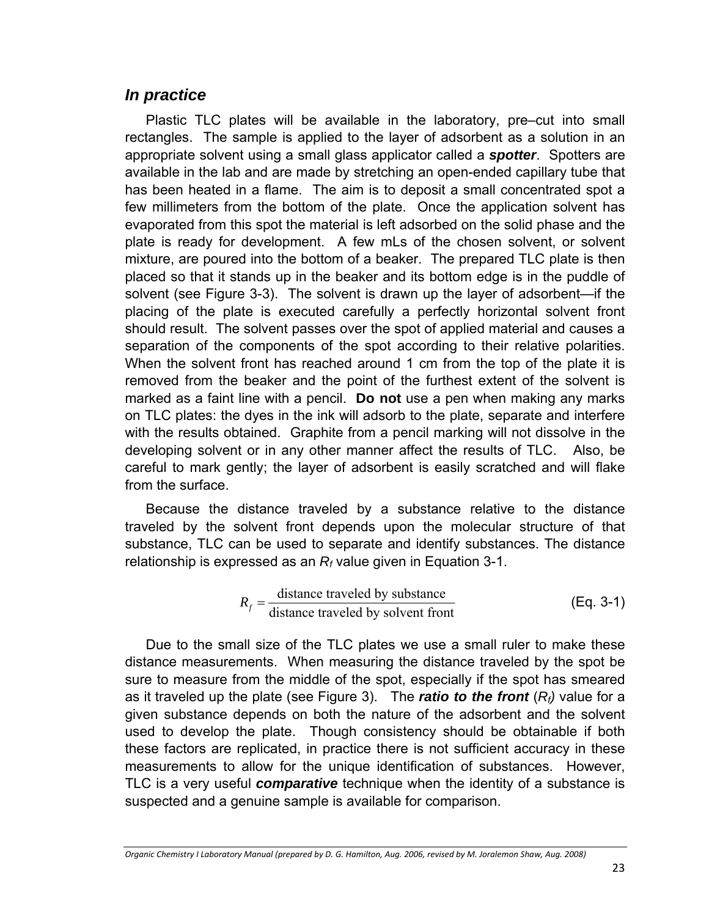## *In practice*

Plastic TLC plates will be available in the laboratory, pre–cut into small rectangles. The sample is applied to the layer of adsorbent as a solution in an appropriate solvent using a small glass applicator called a ***spotter***. Spotters are available in the lab and are made by stretching an open-ended capillary tube that has been heated in a flame. The aim is to deposit a small concentrated spot a few millimeters from the bottom of the plate. Once the application solvent has evaporated from this spot the material is left adsorbed on the solid phase and the plate is ready for development. A few mLs of the chosen solvent, or solvent mixture, are poured into the bottom of a beaker. The prepared TLC plate is then placed so that it stands up in the beaker and its bottom edge is in the puddle of solvent (see Figure 3-3). The solvent is drawn up the layer of adsorbent—if the placing of the plate is executed carefully a perfectly horizontal solvent front should result. The solvent passes over the spot of applied material and causes a separation of the components of the spot according to their relative polarities. When the solvent front has reached around 1 cm from the top of the plate it is removed from the beaker and the point of the furthest extent of the solvent is marked as a faint line with a pencil. **Do not** use a pen when making any marks on TLC plates: the dyes in the ink will adsorb to the plate, separate and interfere with the results obtained. Graphite from a pencil marking will not dissolve in the developing solvent or in any other manner affect the results of TLC. Also, be careful to mark gently; the layer of adsorbent is easily scratched and will flake from the surface.

Because the distance traveled by a substance relative to the distance traveled by the solvent front depends upon the molecular structure of that substance, TLC can be used to separate and identify substances. The distance relationship is expressed as an $R_f$ value given in Equation 3-1.

$$R_f = \frac{\text{distance traveled by substance}}{\text{distance traveled by solvent front}} \qquad \text{(Eq. 3-1)}$$

Due to the small size of the TLC plates we use a small ruler to make these distance measurements. When measuring the distance traveled by the spot be sure to measure from the middle of the spot, especially if the spot has smeared as it traveled up the plate (see Figure 3). The ***ratio to the front*** ($R_f$) value for a given substance depends on both the nature of the adsorbent and the solvent used to develop the plate. Though consistency should be obtainable if both these factors are replicated, in practice there is not sufficient accuracy in these measurements to allow for the unique identification of substances. However, TLC is a very useful ***comparative*** technique when the identity of a substance is suspected and a genuine sample is available for comparison.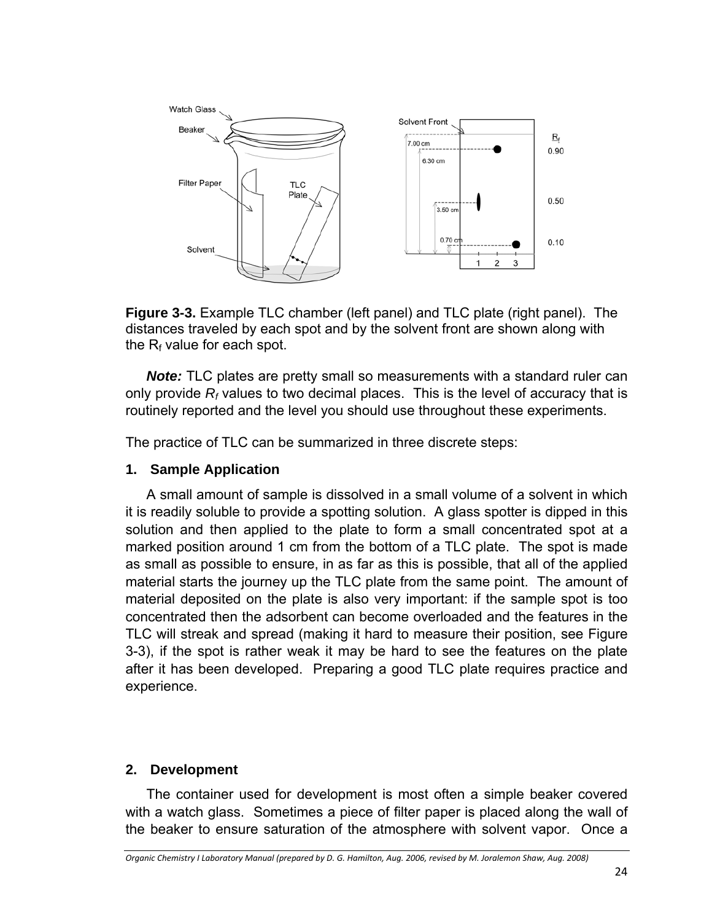**Figure 3-3.** Example TLC chamber (left panel) and TLC plate (right panel). The distances traveled by each spot and by the solvent front are shown along with the $R_f$ value for each spot.

***Note:*** TLC plates are pretty small so measurements with a standard ruler can only provide $R_f$ values to two decimal places. This is the level of accuracy that is routinely reported and the level you should use throughout these experiments.

The practice of TLC can be summarized in three discrete steps:

### 1. Sample Application

A small amount of sample is dissolved in a small volume of a solvent in which it is readily soluble to provide a spotting solution. A glass spotter is dipped in this solution and then applied to the plate to form a small concentrated spot at a marked position around 1 cm from the bottom of a TLC plate. The spot is made as small as possible to ensure, in as far as this is possible, that all of the applied material starts the journey up the TLC plate from the same point. The amount of material deposited on the plate is also very important: if the sample spot is too concentrated then the adsorbent can become overloaded and the features in the TLC will streak and spread (making it hard to measure their position, see Figure 3-3), if the spot is rather weak it may be hard to see the features on the plate after it has been developed. Preparing a good TLC plate requires practice and experience.

### 2. Development

The container used for development is most often a simple beaker covered with a watch glass. Sometimes a piece of filter paper is placed along the wall of the beaker to ensure saturation of the atmosphere with solvent vapor. Once a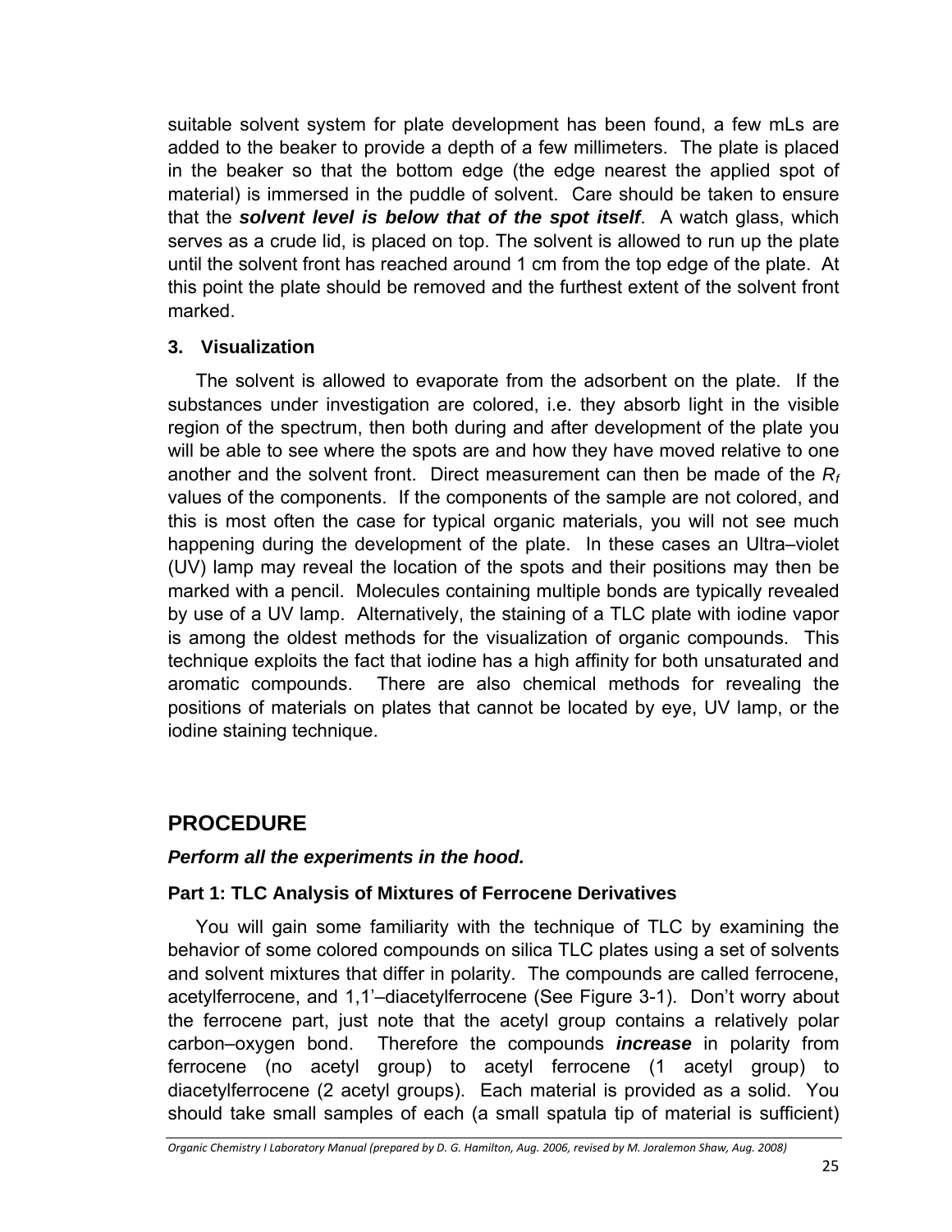suitable solvent system for plate development has been found, a few mLs are added to the beaker to provide a depth of a few millimeters. The plate is placed in the beaker so that the bottom edge (the edge nearest the applied spot of material) is immersed in the puddle of solvent. Care should be taken to ensure that the ***solvent level is below that of the spot itself***. A watch glass, which serves as a crude lid, is placed on top. The solvent is allowed to run up the plate until the solvent front has reached around 1 cm from the top edge of the plate. At this point the plate should be removed and the furthest extent of the solvent front marked.

### 3. Visualization

The solvent is allowed to evaporate from the adsorbent on the plate. If the substances under investigation are colored, i.e. they absorb light in the visible region of the spectrum, then both during and after development of the plate you will be able to see where the spots are and how they have moved relative to one another and the solvent front. Direct measurement can then be made of the $R_f$ values of the components. If the components of the sample are not colored, and this is most often the case for typical organic materials, you will not see much happening during the development of the plate. In these cases an Ultra–violet (UV) lamp may reveal the location of the spots and their positions may then be marked with a pencil. Molecules containing multiple bonds are typically revealed by use of a UV lamp. Alternatively, the staining of a TLC plate with iodine vapor is among the oldest methods for the visualization of organic compounds. This technique exploits the fact that iodine has a high affinity for both unsaturated and aromatic compounds. There are also chemical methods for revealing the positions of materials on plates that cannot be located by eye, UV lamp, or the iodine staining technique.

## PROCEDURE

***Perform all the experiments in the hood.***

### Part 1: TLC Analysis of Mixtures of Ferrocene Derivatives

You will gain some familiarity with the technique of TLC by examining the behavior of some colored compounds on silica TLC plates using a set of solvents and solvent mixtures that differ in polarity. The compounds are called ferrocene, acetylferrocene, and 1,1'–diacetylferrocene (See Figure 3-1). Don't worry about the ferrocene part, just note that the acetyl group contains a relatively polar carbon–oxygen bond. Therefore the compounds ***increase*** in polarity from ferrocene (no acetyl group) to acetyl ferrocene (1 acetyl group) to diacetylferrocene (2 acetyl groups). Each material is provided as a solid. You should take small samples of each (a small spatula tip of material is sufficient)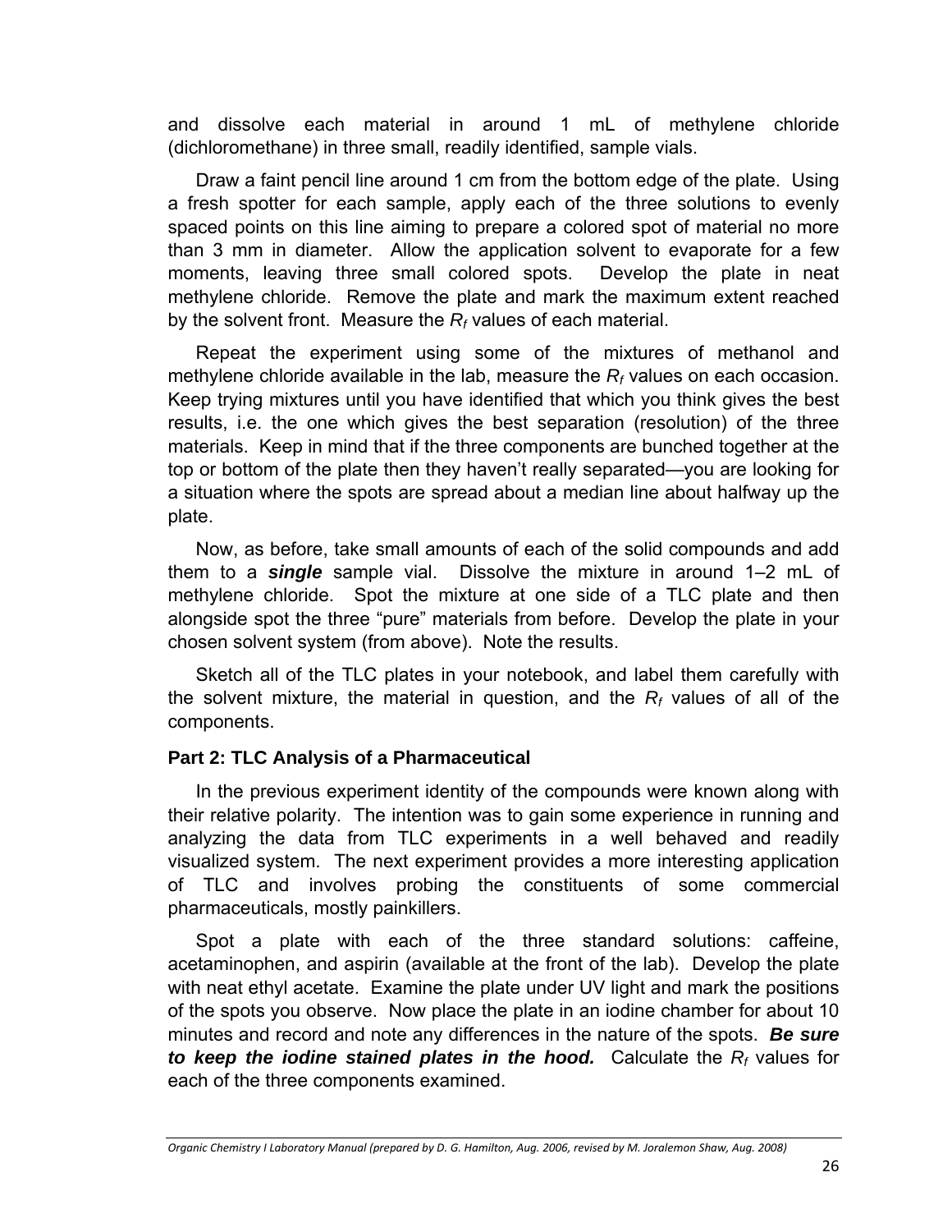and dissolve each material in around 1 mL of methylene chloride (dichloromethane) in three small, readily identified, sample vials.

Draw a faint pencil line around 1 cm from the bottom edge of the plate. Using a fresh spotter for each sample, apply each of the three solutions to evenly spaced points on this line aiming to prepare a colored spot of material no more than 3 mm in diameter. Allow the application solvent to evaporate for a few moments, leaving three small colored spots. Develop the plate in neat methylene chloride. Remove the plate and mark the maximum extent reached by the solvent front. Measure the $R_f$ values of each material.

Repeat the experiment using some of the mixtures of methanol and methylene chloride available in the lab, measure the $R_f$ values on each occasion. Keep trying mixtures until you have identified that which you think gives the best results, i.e. the one which gives the best separation (resolution) of the three materials. Keep in mind that if the three components are bunched together at the top or bottom of the plate then they haven't really separated—you are looking for a situation where the spots are spread about a median line about halfway up the plate.

Now, as before, take small amounts of each of the solid compounds and add them to a ***single*** sample vial. Dissolve the mixture in around 1–2 mL of methylene chloride. Spot the mixture at one side of a TLC plate and then alongside spot the three "pure" materials from before. Develop the plate in your chosen solvent system (from above). Note the results.

Sketch all of the TLC plates in your notebook, and label them carefully with the solvent mixture, the material in question, and the $R_f$ values of all of the components.

### Part 2: TLC Analysis of a Pharmaceutical

In the previous experiment identity of the compounds were known along with their relative polarity. The intention was to gain some experience in running and analyzing the data from TLC experiments in a well behaved and readily visualized system. The next experiment provides a more interesting application of TLC and involves probing the constituents of some commercial pharmaceuticals, mostly painkillers.

Spot a plate with each of the three standard solutions: caffeine, acetaminophen, and aspirin (available at the front of the lab). Develop the plate with neat ethyl acetate. Examine the plate under UV light and mark the positions of the spots you observe. Now place the plate in an iodine chamber for about 10 minutes and record and note any differences in the nature of the spots. ***Be sure to keep the iodine stained plates in the hood.*** Calculate the $R_f$ values for each of the three components examined.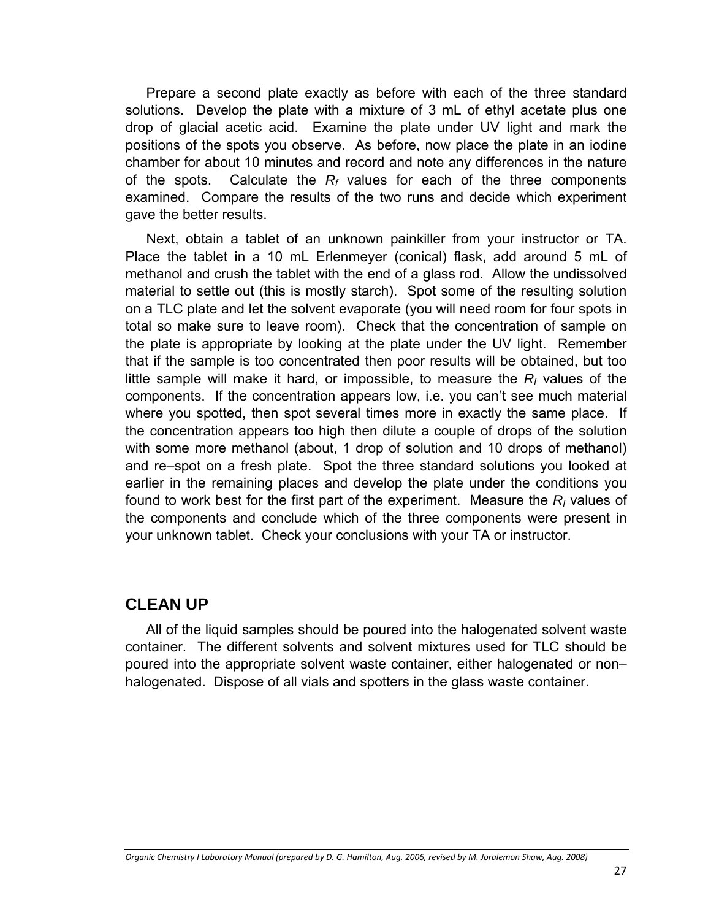Prepare a second plate exactly as before with each of the three standard solutions. Develop the plate with a mixture of 3 mL of ethyl acetate plus one drop of glacial acetic acid. Examine the plate under UV light and mark the positions of the spots you observe. As before, now place the plate in an iodine chamber for about 10 minutes and record and note any differences in the nature of the spots. Calculate the $R_f$ values for each of the three components examined. Compare the results of the two runs and decide which experiment gave the better results.

Next, obtain a tablet of an unknown painkiller from your instructor or TA. Place the tablet in a 10 mL Erlenmeyer (conical) flask, add around 5 mL of methanol and crush the tablet with the end of a glass rod. Allow the undissolved material to settle out (this is mostly starch). Spot some of the resulting solution on a TLC plate and let the solvent evaporate (you will need room for four spots in total so make sure to leave room). Check that the concentration of sample on the plate is appropriate by looking at the plate under the UV light. Remember that if the sample is too concentrated then poor results will be obtained, but too little sample will make it hard, or impossible, to measure the $R_f$ values of the components. If the concentration appears low, i.e. you can't see much material where you spotted, then spot several times more in exactly the same place. If the concentration appears too high then dilute a couple of drops of the solution with some more methanol (about, 1 drop of solution and 10 drops of methanol) and re–spot on a fresh plate. Spot the three standard solutions you looked at earlier in the remaining places and develop the plate under the conditions you found to work best for the first part of the experiment. Measure the $R_f$ values of the components and conclude which of the three components were present in your unknown tablet. Check your conclusions with your TA or instructor.

## CLEAN UP

All of the liquid samples should be poured into the halogenated solvent waste container. The different solvents and solvent mixtures used for TLC should be poured into the appropriate solvent waste container, either halogenated or non–halogenated. Dispose of all vials and spotters in the glass waste container.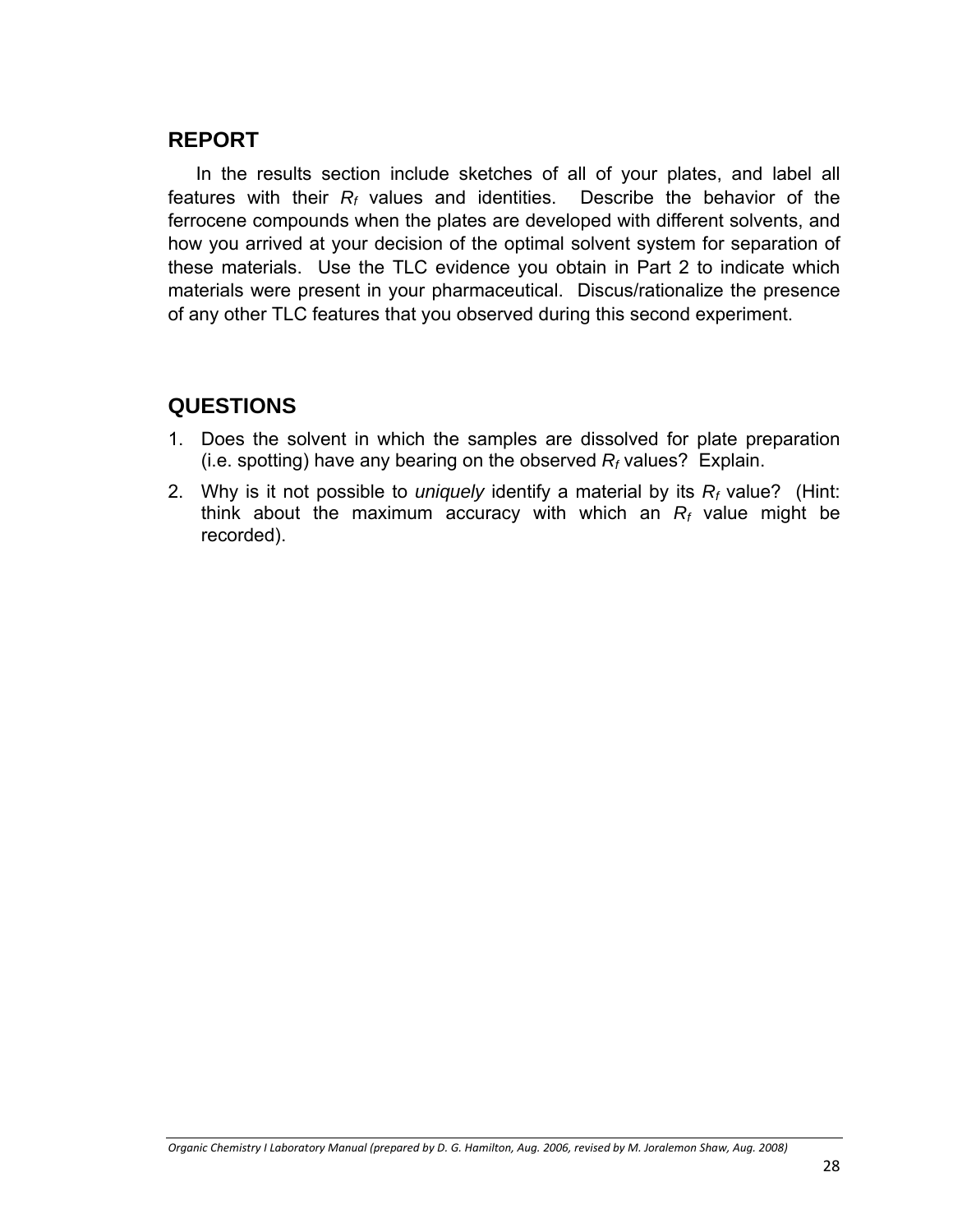## REPORT

In the results section include sketches of all of your plates, and label all features with their $R_f$ values and identities. Describe the behavior of the ferrocene compounds when the plates are developed with different solvents, and how you arrived at your decision of the optimal solvent system for separation of these materials. Use the TLC evidence you obtain in Part 2 to indicate which materials were present in your pharmaceutical. Discus/rationalize the presence of any other TLC features that you observed during this second experiment.

## QUESTIONS

1. Does the solvent in which the samples are dissolved for plate preparation (i.e. spotting) have any bearing on the observed $R_f$ values? Explain.
2. Why is it not possible to *uniquely* identify a material by its $R_f$ value? (Hint: think about the maximum accuracy with which an $R_f$ value might be recorded).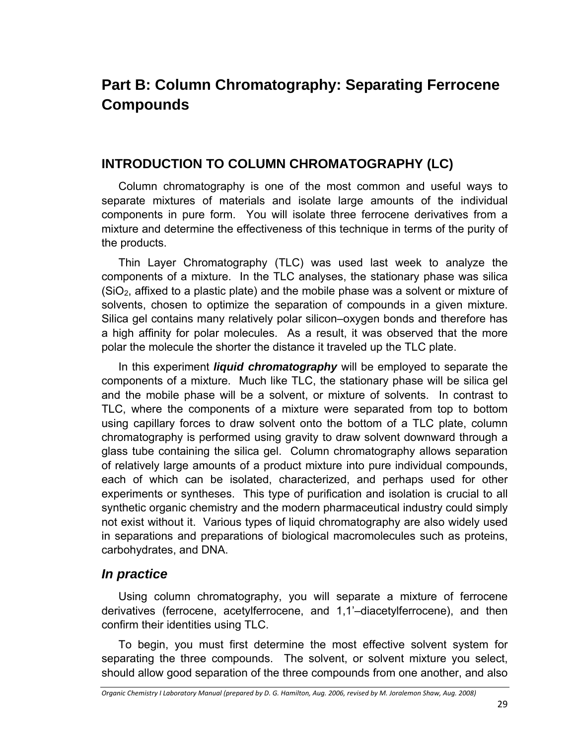# Part B: Column Chromatography: Separating Ferrocene Compounds

## INTRODUCTION TO COLUMN CHROMATOGRAPHY (LC)

Column chromatography is one of the most common and useful ways to separate mixtures of materials and isolate large amounts of the individual components in pure form. You will isolate three ferrocene derivatives from a mixture and determine the effectiveness of this technique in terms of the purity of the products.

Thin Layer Chromatography (TLC) was used last week to analyze the components of a mixture. In the TLC analyses, the stationary phase was silica ($SiO_2$, affixed to a plastic plate) and the mobile phase was a solvent or mixture of solvents, chosen to optimize the separation of compounds in a given mixture. Silica gel contains many relatively polar silicon–oxygen bonds and therefore has a high affinity for polar molecules. As a result, it was observed that the more polar the molecule the shorter the distance it traveled up the TLC plate.

In this experiment ***liquid chromatography*** will be employed to separate the components of a mixture. Much like TLC, the stationary phase will be silica gel and the mobile phase will be a solvent, or mixture of solvents. In contrast to TLC, where the components of a mixture were separated from top to bottom using capillary forces to draw solvent onto the bottom of a TLC plate, column chromatography is performed using gravity to draw solvent downward through a glass tube containing the silica gel. Column chromatography allows separation of relatively large amounts of a product mixture into pure individual compounds, each of which can be isolated, characterized, and perhaps used for other experiments or syntheses. This type of purification and isolation is crucial to all synthetic organic chemistry and the modern pharmaceutical industry could simply not exist without it. Various types of liquid chromatography are also widely used in separations and preparations of biological macromolecules such as proteins, carbohydrates, and DNA.

### *In practice*

Using column chromatography, you will separate a mixture of ferrocene derivatives (ferrocene, acetylferrocene, and 1,1'–diacetylferrocene), and then confirm their identities using TLC.

To begin, you must first determine the most effective solvent system for separating the three compounds. The solvent, or solvent mixture you select, should allow good separation of the three compounds from one another, and also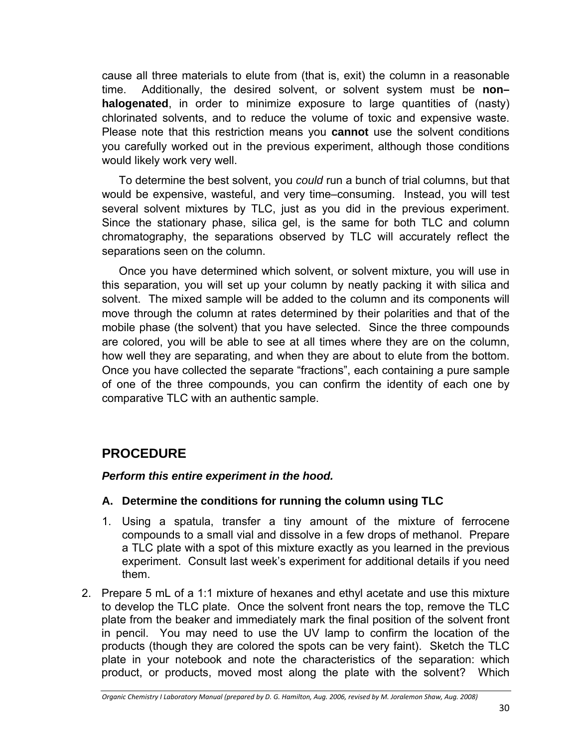cause all three materials to elute from (that is, exit) the column in a reasonable time. Additionally, the desired solvent, or solvent system must be **non–halogenated**, in order to minimize exposure to large quantities of (nasty) chlorinated solvents, and to reduce the volume of toxic and expensive waste. Please note that this restriction means you **cannot** use the solvent conditions you carefully worked out in the previous experiment, although those conditions would likely work very well.

To determine the best solvent, you *could* run a bunch of trial columns, but that would be expensive, wasteful, and very time–consuming. Instead, you will test several solvent mixtures by TLC, just as you did in the previous experiment. Since the stationary phase, silica gel, is the same for both TLC and column chromatography, the separations observed by TLC will accurately reflect the separations seen on the column.

Once you have determined which solvent, or solvent mixture, you will use in this separation, you will set up your column by neatly packing it with silica and solvent. The mixed sample will be added to the column and its components will move through the column at rates determined by their polarities and that of the mobile phase (the solvent) that you have selected. Since the three compounds are colored, you will be able to see at all times where they are on the column, how well they are separating, and when they are about to elute from the bottom. Once you have collected the separate "fractions", each containing a pure sample of one of the three compounds, you can confirm the identity of each one by comparative TLC with an authentic sample.

## PROCEDURE

***Perform this entire experiment in the hood.***

### A. Determine the conditions for running the column using TLC

1. Using a spatula, transfer a tiny amount of the mixture of ferrocene compounds to a small vial and dissolve in a few drops of methanol. Prepare a TLC plate with a spot of this mixture exactly as you learned in the previous experiment. Consult last week's experiment for additional details if you need them.
2. Prepare 5 mL of a 1:1 mixture of hexanes and ethyl acetate and use this mixture to develop the TLC plate. Once the solvent front nears the top, remove the TLC plate from the beaker and immediately mark the final position of the solvent front in pencil. You may need to use the UV lamp to confirm the location of the products (though they are colored the spots can be very faint). Sketch the TLC plate in your notebook and note the characteristics of the separation: which product, or products, moved most along the plate with the solvent? Which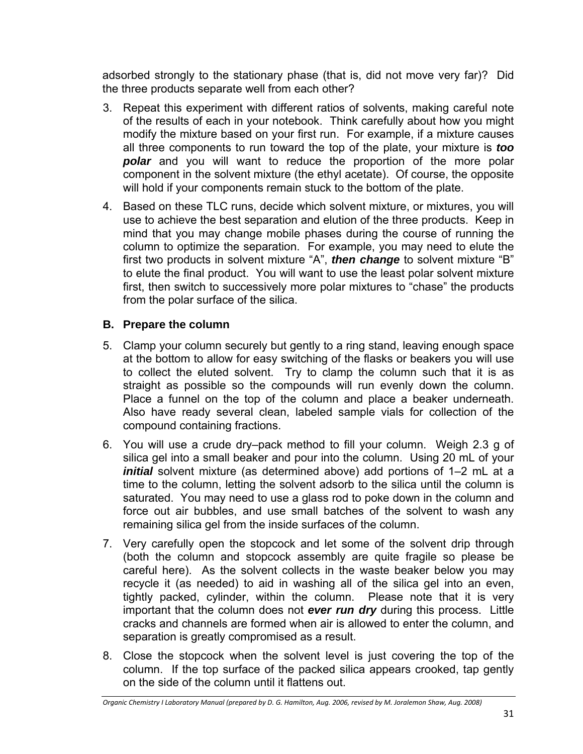adsorbed strongly to the stationary phase (that is, did not move very far)? Did the three products separate well from each other?

3. Repeat this experiment with different ratios of solvents, making careful note of the results of each in your notebook. Think carefully about how you might modify the mixture based on your first run. For example, if a mixture causes all three components to run toward the top of the plate, your mixture is ***too polar*** and you will want to reduce the proportion of the more polar component in the solvent mixture (the ethyl acetate). Of course, the opposite will hold if your components remain stuck to the bottom of the plate.

4. Based on these TLC runs, decide which solvent mixture, or mixtures, you will use to achieve the best separation and elution of the three products. Keep in mind that you may change mobile phases during the course of running the column to optimize the separation. For example, you may need to elute the first two products in solvent mixture "A", ***then change*** to solvent mixture "B" to elute the final product. You will want to use the least polar solvent mixture first, then switch to successively more polar mixtures to "chase" the products from the polar surface of the silica.

### B. Prepare the column

5. Clamp your column securely but gently to a ring stand, leaving enough space at the bottom to allow for easy switching of the flasks or beakers you will use to collect the eluted solvent. Try to clamp the column such that it is as straight as possible so the compounds will run evenly down the column. Place a funnel on the top of the column and place a beaker underneath. Also have ready several clean, labeled sample vials for collection of the compound containing fractions.

6. You will use a crude dry–pack method to fill your column. Weigh 2.3 g of silica gel into a small beaker and pour into the column. Using 20 mL of your ***initial*** solvent mixture (as determined above) add portions of 1–2 mL at a time to the column, letting the solvent adsorb to the silica until the column is saturated. You may need to use a glass rod to poke down in the column and force out air bubbles, and use small batches of the solvent to wash any remaining silica gel from the inside surfaces of the column.

7. Very carefully open the stopcock and let some of the solvent drip through (both the column and stopcock assembly are quite fragile so please be careful here). As the solvent collects in the waste beaker below you may recycle it (as needed) to aid in washing all of the silica gel into an even, tightly packed, cylinder, within the column. Please note that it is very important that the column does not ***ever run dry*** during this process. Little cracks and channels are formed when air is allowed to enter the column, and separation is greatly compromised as a result.

8. Close the stopcock when the solvent level is just covering the top of the column. If the top surface of the packed silica appears crooked, tap gently on the side of the column until it flattens out.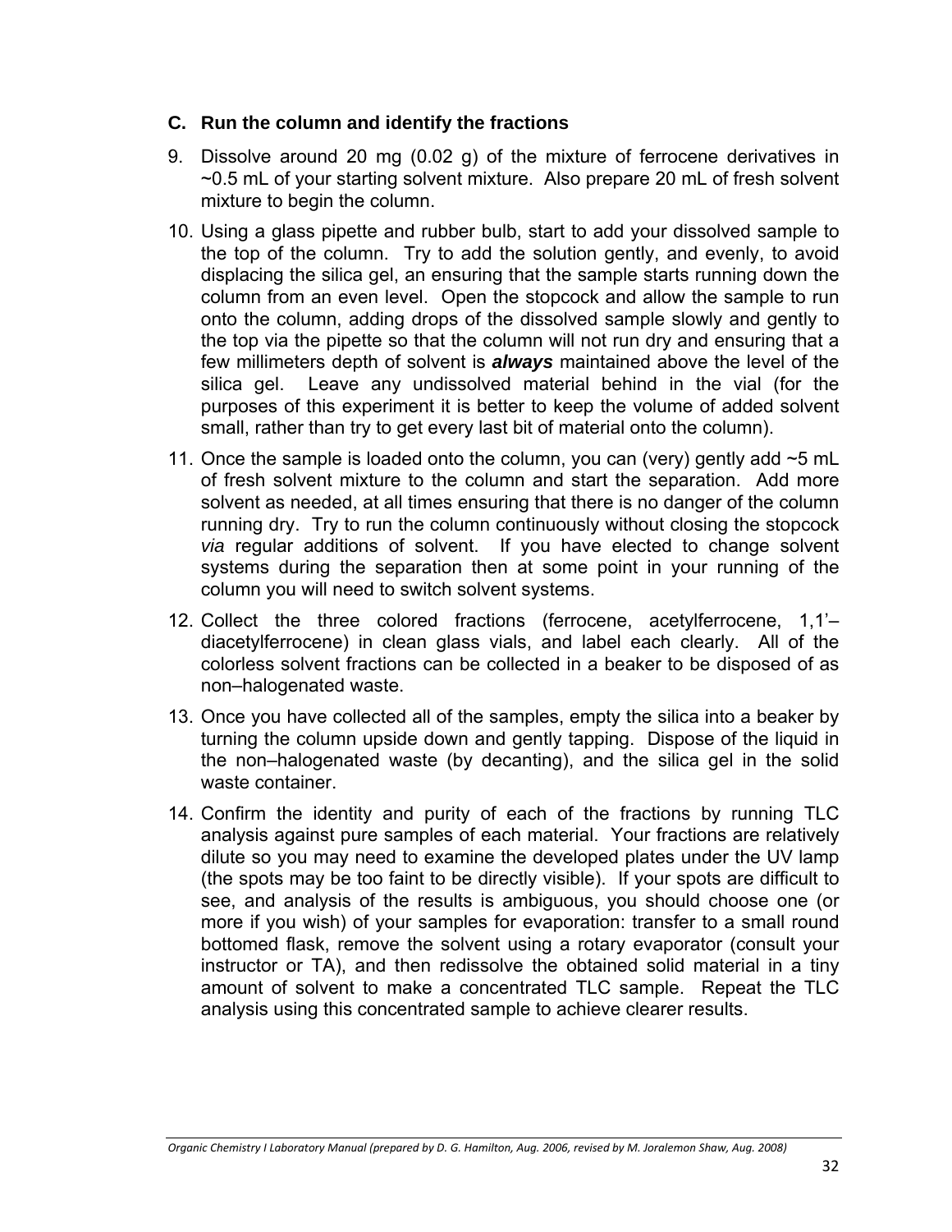### C. Run the column and identify the fractions

9. Dissolve around 20 mg (0.02 g) of the mixture of ferrocene derivatives in ~0.5 mL of your starting solvent mixture. Also prepare 20 mL of fresh solvent mixture to begin the column.

10. Using a glass pipette and rubber bulb, start to add your dissolved sample to the top of the column. Try to add the solution gently, and evenly, to avoid displacing the silica gel, an ensuring that the sample starts running down the column from an even level. Open the stopcock and allow the sample to run onto the column, adding drops of the dissolved sample slowly and gently to the top via the pipette so that the column will not run dry and ensuring that a few millimeters depth of solvent is ***always*** maintained above the level of the silica gel. Leave any undissolved material behind in the vial (for the purposes of this experiment it is better to keep the volume of added solvent small, rather than try to get every last bit of material onto the column).

11. Once the sample is loaded onto the column, you can (very) gently add ~5 mL of fresh solvent mixture to the column and start the separation. Add more solvent as needed, at all times ensuring that there is no danger of the column running dry. Try to run the column continuously without closing the stopcock *via* regular additions of solvent. If you have elected to change solvent systems during the separation then at some point in your running of the column you will need to switch solvent systems.

12. Collect the three colored fractions (ferrocene, acetylferrocene, 1,1'–diacetylferrocene) in clean glass vials, and label each clearly. All of the colorless solvent fractions can be collected in a beaker to be disposed of as non–halogenated waste.

13. Once you have collected all of the samples, empty the silica into a beaker by turning the column upside down and gently tapping. Dispose of the liquid in the non–halogenated waste (by decanting), and the silica gel in the solid waste container.

14. Confirm the identity and purity of each of the fractions by running TLC analysis against pure samples of each material. Your fractions are relatively dilute so you may need to examine the developed plates under the UV lamp (the spots may be too faint to be directly visible). If your spots are difficult to see, and analysis of the results is ambiguous, you should choose one (or more if you wish) of your samples for evaporation: transfer to a small round bottomed flask, remove the solvent using a rotary evaporator (consult your instructor or TA), and then redissolve the obtained solid material in a tiny amount of solvent to make a concentrated TLC sample. Repeat the TLC analysis using this concentrated sample to achieve clearer results.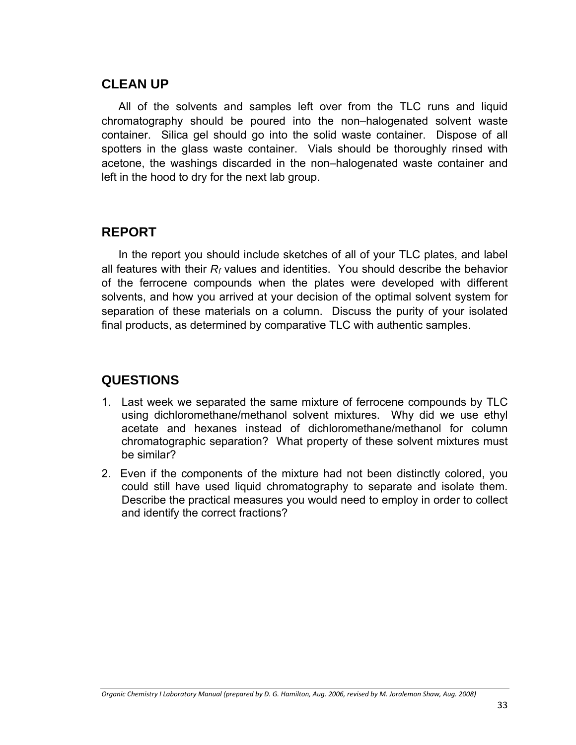## CLEAN UP

All of the solvents and samples left over from the TLC runs and liquid chromatography should be poured into the non–halogenated solvent waste container. Silica gel should go into the solid waste container. Dispose of all spotters in the glass waste container. Vials should be thoroughly rinsed with acetone, the washings discarded in the non–halogenated waste container and left in the hood to dry for the next lab group.

## REPORT

In the report you should include sketches of all of your TLC plates, and label all features with their $R_f$ values and identities. You should describe the behavior of the ferrocene compounds when the plates were developed with different solvents, and how you arrived at your decision of the optimal solvent system for separation of these materials on a column. Discuss the purity of your isolated final products, as determined by comparative TLC with authentic samples.

## QUESTIONS

1. Last week we separated the same mixture of ferrocene compounds by TLC using dichloromethane/methanol solvent mixtures. Why did we use ethyl acetate and hexanes instead of dichloromethane/methanol for column chromatographic separation? What property of these solvent mixtures must be similar?
2. Even if the components of the mixture had not been distinctly colored, you could still have used liquid chromatography to separate and isolate them. Describe the practical measures you would need to employ in order to collect and identify the correct fractions?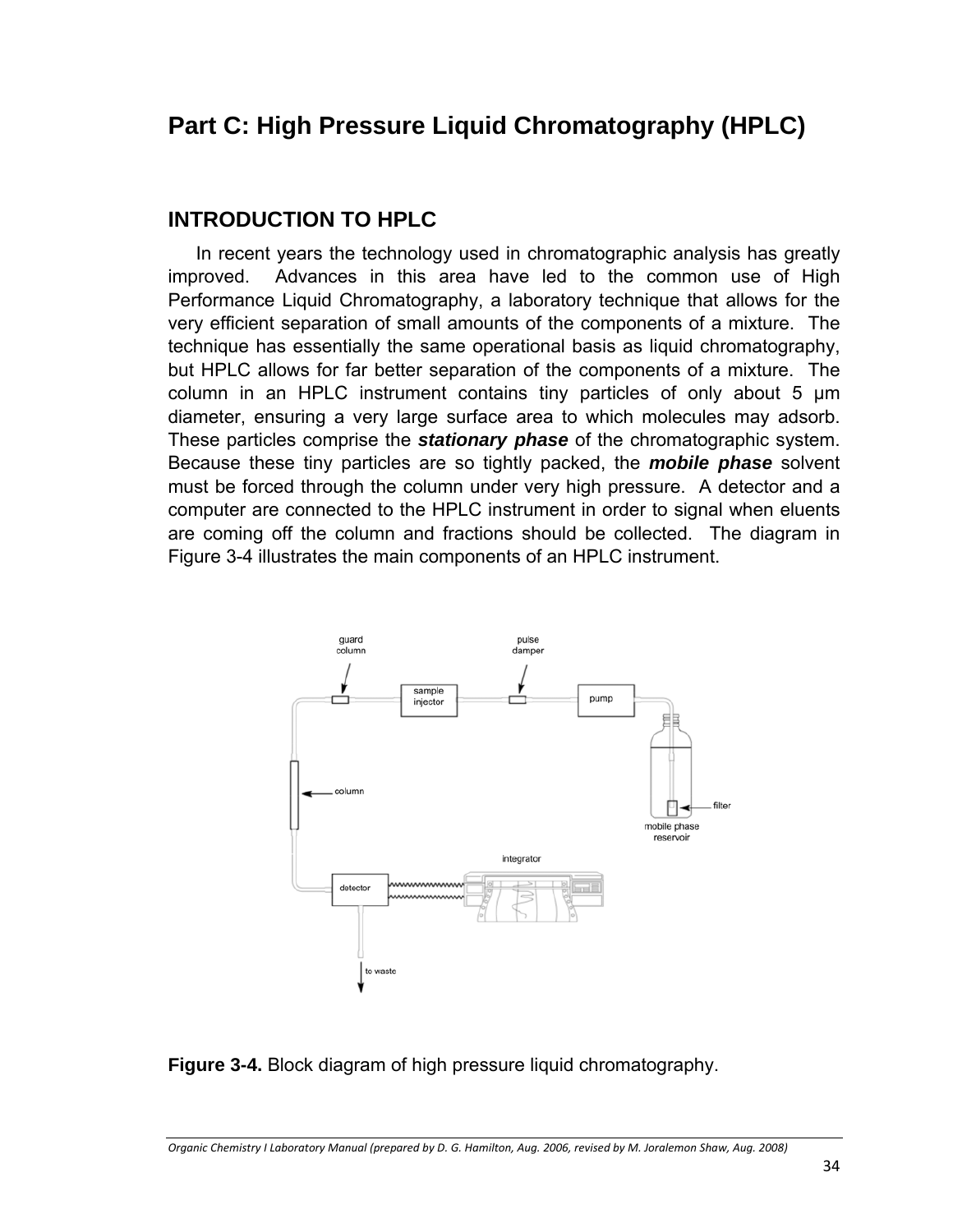# Part C: High Pressure Liquid Chromatography (HPLC)

## INTRODUCTION TO HPLC

In recent years the technology used in chromatographic analysis has greatly improved. Advances in this area have led to the common use of High Performance Liquid Chromatography, a laboratory technique that allows for the very efficient separation of small amounts of the components of a mixture. The technique has essentially the same operational basis as liquid chromatography, but HPLC allows for far better separation of the components of a mixture. The column in an HPLC instrument contains tiny particles of only about 5 μm diameter, ensuring a very large surface area to which molecules may adsorb. These particles comprise the ***stationary phase*** of the chromatographic system. Because these tiny particles are so tightly packed, the ***mobile phase*** solvent must be forced through the column under very high pressure. A detector and a computer are connected to the HPLC instrument in order to signal when eluents are coming off the column and fractions should be collected. The diagram in Figure 3-4 illustrates the main components of an HPLC instrument.

**Figure 3-4.** Block diagram of high pressure liquid chromatography.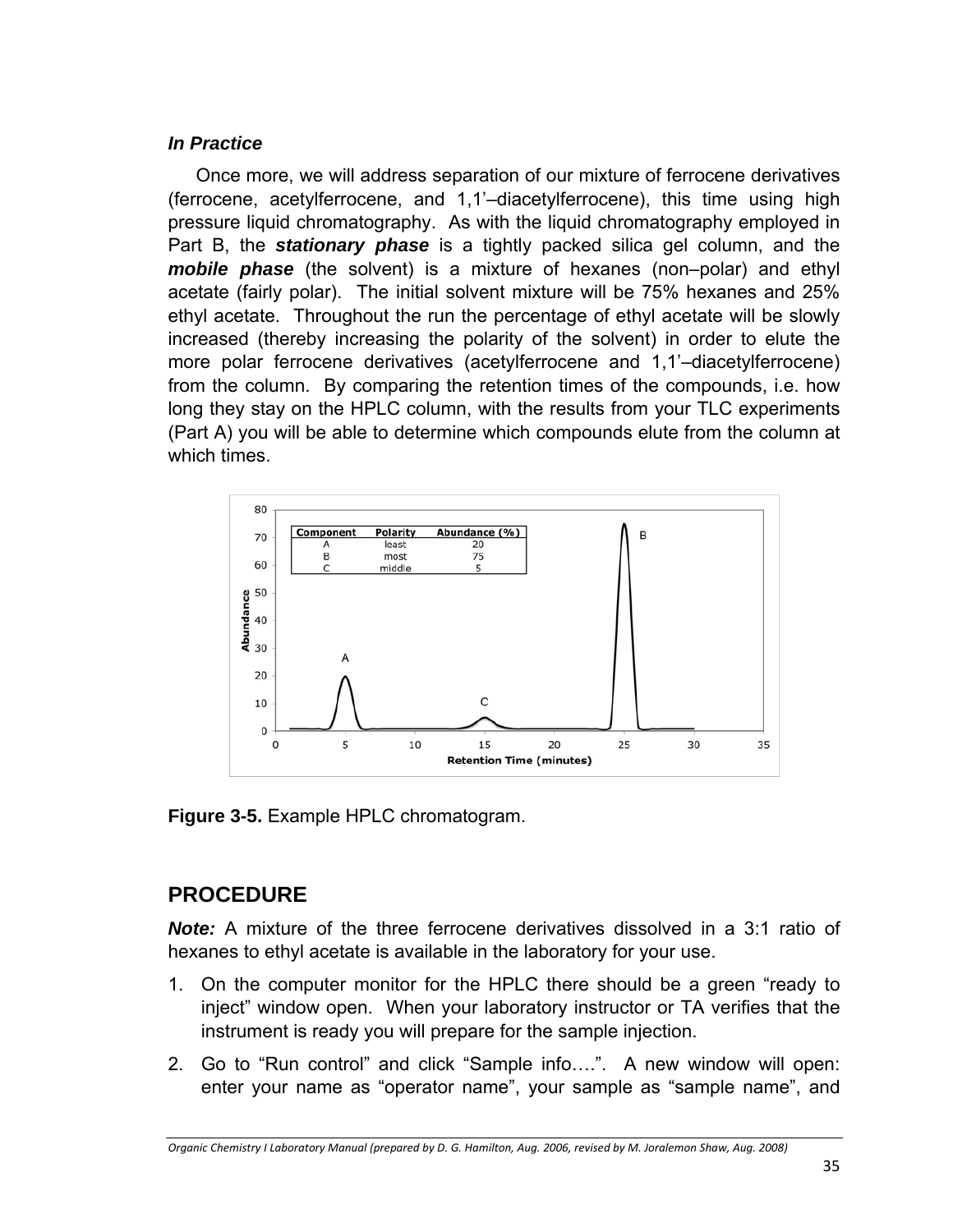### *In Practice*

Once more, we will address separation of our mixture of ferrocene derivatives (ferrocene, acetylferrocene, and 1,1'–diacetylferrocene), this time using high pressure liquid chromatography. As with the liquid chromatography employed in Part B, the ***stationary phase*** is a tightly packed silica gel column, and the ***mobile phase*** (the solvent) is a mixture of hexanes (non–polar) and ethyl acetate (fairly polar). The initial solvent mixture will be 75% hexanes and 25% ethyl acetate. Throughout the run the percentage of ethyl acetate will be slowly increased (thereby increasing the polarity of the solvent) in order to elute the more polar ferrocene derivatives (acetylferrocene and 1,1'–diacetylferrocene) from the column. By comparing the retention times of the compounds, i.e. how long they stay on the HPLC column, with the results from your TLC experiments (Part A) you will be able to determine which compounds elute from the column at which times.

**Figure 3-5.** Example HPLC chromatogram.

## PROCEDURE

***Note:*** A mixture of the three ferrocene derivatives dissolved in a 3:1 ratio of hexanes to ethyl acetate is available in the laboratory for your use.

1. On the computer monitor for the HPLC there should be a green "ready to inject" window open. When your laboratory instructor or TA verifies that the instrument is ready you will prepare for the sample injection.
2. Go to "Run control" and click "Sample info….". A new window will open: enter your name as "operator name", your sample as "sample name", and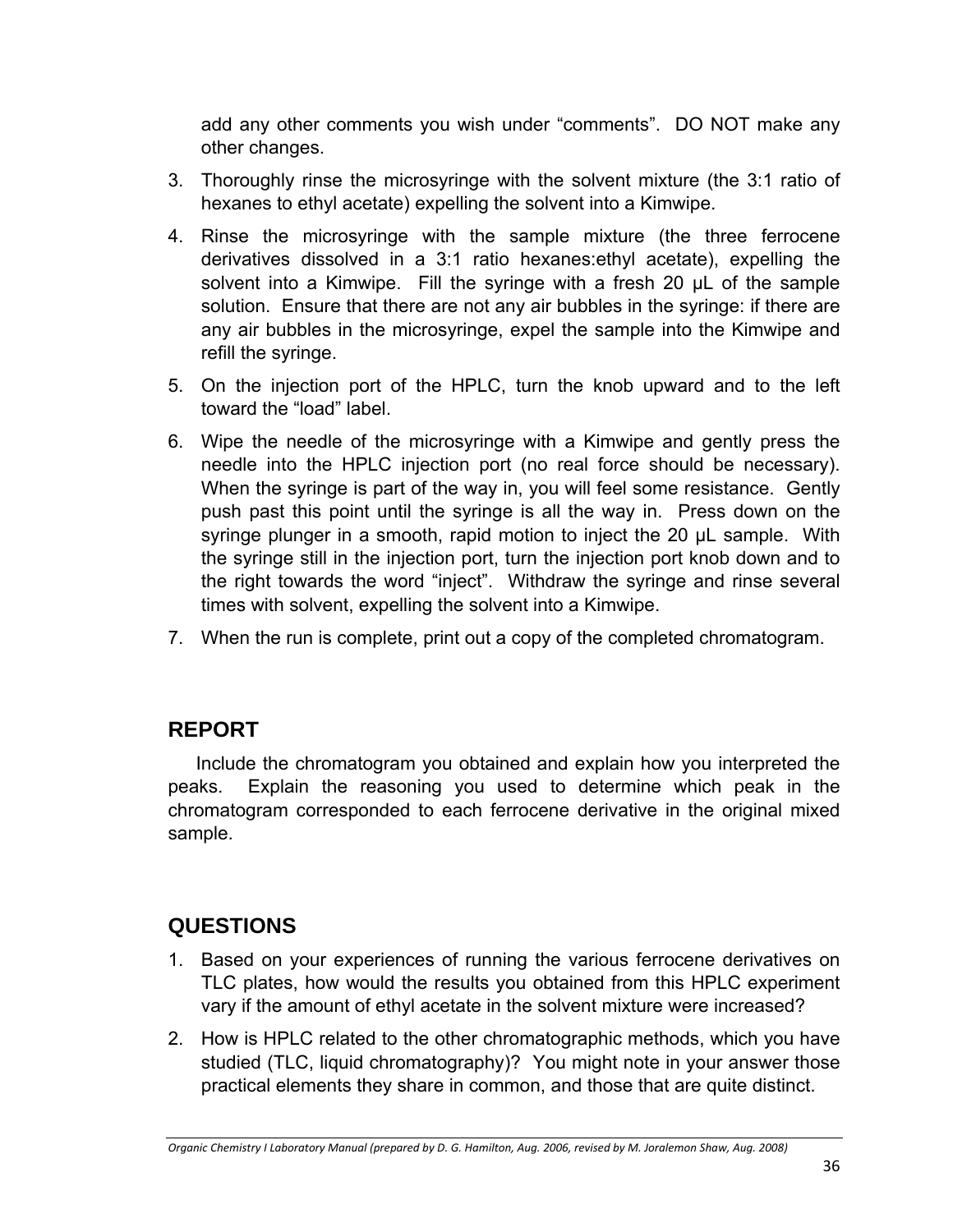add any other comments you wish under "comments". DO NOT make any other changes.

3. Thoroughly rinse the microsyringe with the solvent mixture (the 3:1 ratio of hexanes to ethyl acetate) expelling the solvent into a Kimwipe.
4. Rinse the microsyringe with the sample mixture (the three ferrocene derivatives dissolved in a 3:1 ratio hexanes:ethyl acetate), expelling the solvent into a Kimwipe. Fill the syringe with a fresh 20 μL of the sample solution. Ensure that there are not any air bubbles in the syringe: if there are any air bubbles in the microsyringe, expel the sample into the Kimwipe and refill the syringe.
5. On the injection port of the HPLC, turn the knob upward and to the left toward the "load" label.
6. Wipe the needle of the microsyringe with a Kimwipe and gently press the needle into the HPLC injection port (no real force should be necessary). When the syringe is part of the way in, you will feel some resistance. Gently push past this point until the syringe is all the way in. Press down on the syringe plunger in a smooth, rapid motion to inject the 20 μL sample. With the syringe still in the injection port, turn the injection port knob down and to the right towards the word "inject". Withdraw the syringe and rinse several times with solvent, expelling the solvent into a Kimwipe.
7. When the run is complete, print out a copy of the completed chromatogram.

## REPORT

Include the chromatogram you obtained and explain how you interpreted the peaks. Explain the reasoning you used to determine which peak in the chromatogram corresponded to each ferrocene derivative in the original mixed sample.

## QUESTIONS

1. Based on your experiences of running the various ferrocene derivatives on TLC plates, how would the results you obtained from this HPLC experiment vary if the amount of ethyl acetate in the solvent mixture were increased?
2. How is HPLC related to the other chromatographic methods, which you have studied (TLC, liquid chromatography)? You might note in your answer those practical elements they share in common, and those that are quite distinct.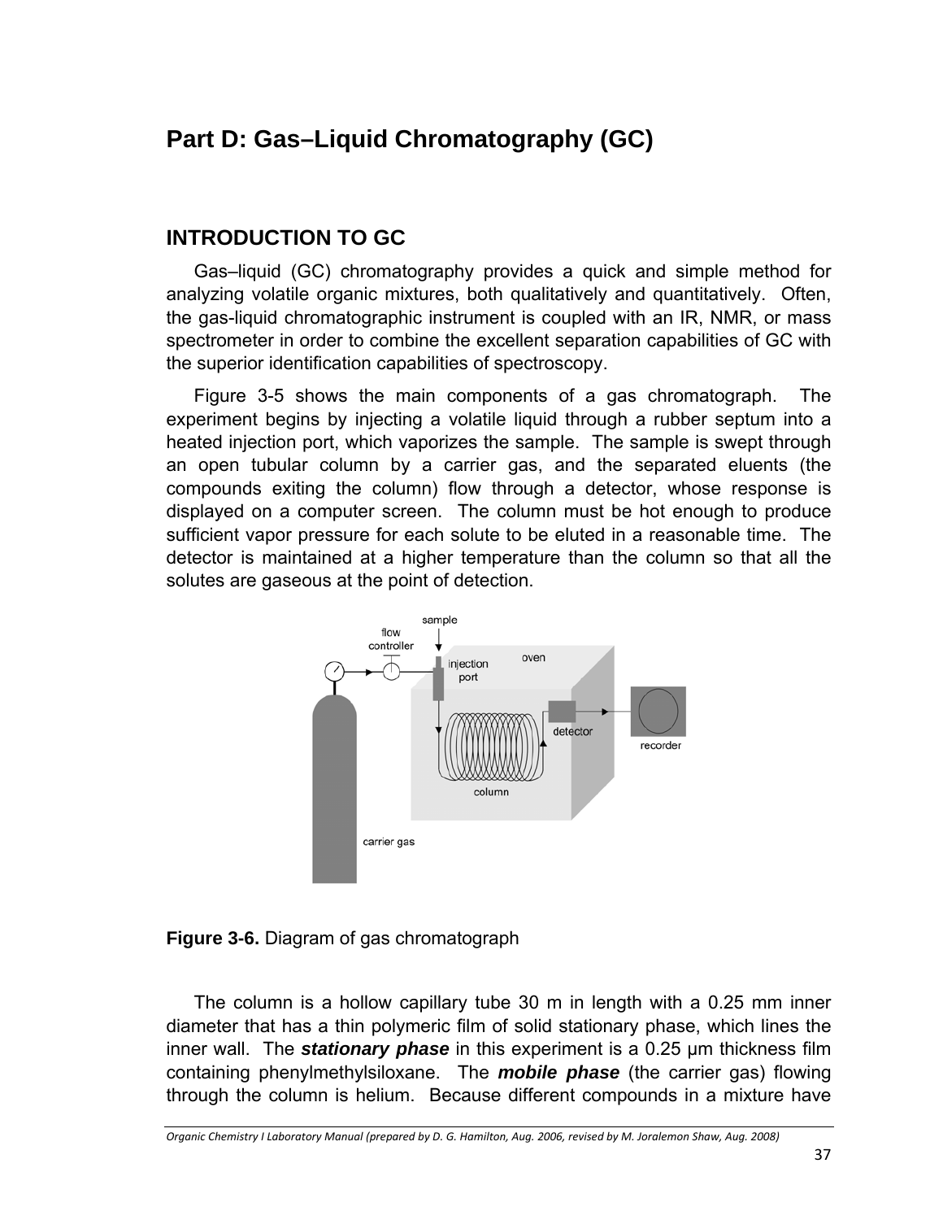# Part D: Gas–Liquid Chromatography (GC)

## INTRODUCTION TO GC

Gas–liquid (GC) chromatography provides a quick and simple method for analyzing volatile organic mixtures, both qualitatively and quantitatively. Often, the gas-liquid chromatographic instrument is coupled with an IR, NMR, or mass spectrometer in order to combine the excellent separation capabilities of GC with the superior identification capabilities of spectroscopy.

Figure 3-5 shows the main components of a gas chromatograph. The experiment begins by injecting a volatile liquid through a rubber septum into a heated injection port, which vaporizes the sample. The sample is swept through an open tubular column by a carrier gas, and the separated eluents (the compounds exiting the column) flow through a detector, whose response is displayed on a computer screen. The column must be hot enough to produce sufficient vapor pressure for each solute to be eluted in a reasonable time. The detector is maintained at a higher temperature than the column so that all the solutes are gaseous at the point of detection.

**Figure 3-6.** Diagram of gas chromatograph

The column is a hollow capillary tube 30 m in length with a 0.25 mm inner diameter that has a thin polymeric film of solid stationary phase, which lines the inner wall. The ***stationary phase*** in this experiment is a 0.25 μm thickness film containing phenylmethylsiloxane. The ***mobile phase*** (the carrier gas) flowing through the column is helium. Because different compounds in a mixture have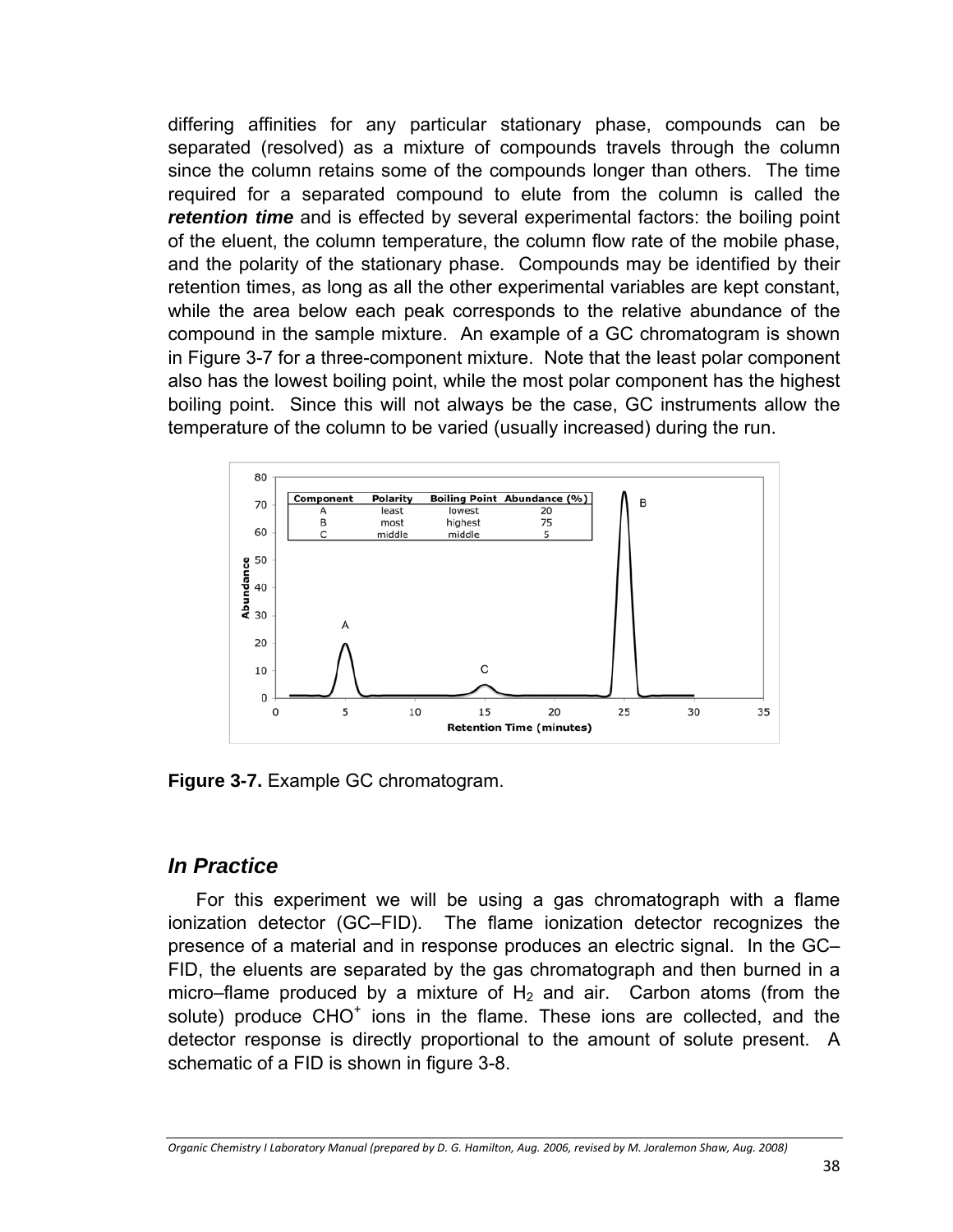differing affinities for any particular stationary phase, compounds can be separated (resolved) as a mixture of compounds travels through the column since the column retains some of the compounds longer than others. The time required for a separated compound to elute from the column is called the ***retention time*** and is effected by several experimental factors: the boiling point of the eluent, the column temperature, the column flow rate of the mobile phase, and the polarity of the stationary phase. Compounds may be identified by their retention times, as long as all the other experimental variables are kept constant, while the area below each peak corresponds to the relative abundance of the compound in the sample mixture. An example of a GC chromatogram is shown in Figure 3-7 for a three-component mixture. Note that the least polar component also has the lowest boiling point, while the most polar component has the highest boiling point. Since this will not always be the case, GC instruments allow the temperature of the column to be varied (usually increased) during the run.

| Component | Polarity | Boiling Point | Abundance (%) |
|---|---|---|---|
| A | least | lowest | 20 |
| B | most | highest | 75 |
| C | middle | middle | 5 |

**Figure 3-7.** Example GC chromatogram.

## *In Practice*

For this experiment we will be using a gas chromatograph with a flame ionization detector (GC–FID). The flame ionization detector recognizes the presence of a material and in response produces an electric signal. In the GC–FID, the eluents are separated by the gas chromatograph and then burned in a micro–flame produced by a mixture of $H_2$ and air. Carbon atoms (from the solute) produce $CHO^+$ ions in the flame. These ions are collected, and the detector response is directly proportional to the amount of solute present. A schematic of a FID is shown in figure 3-8.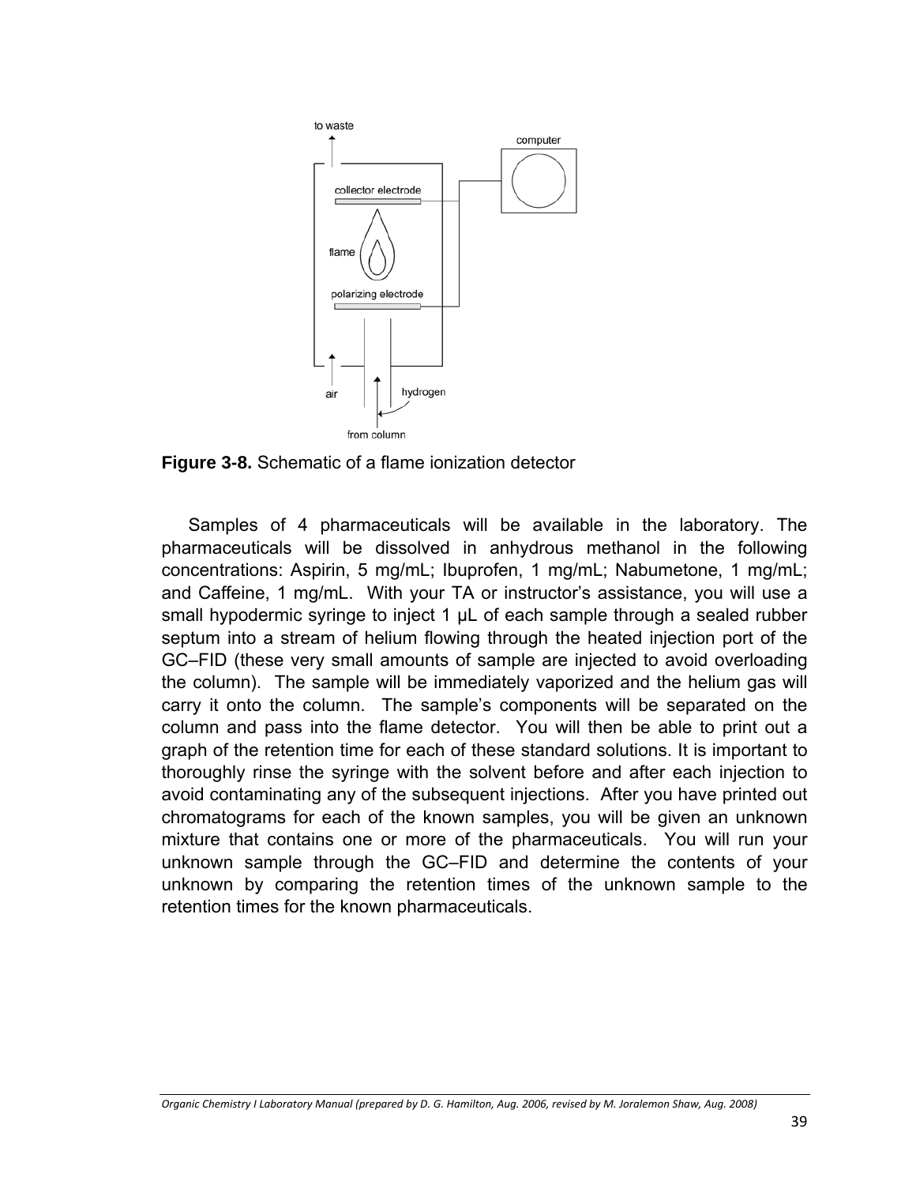**Figure 3-8.** Schematic of a flame ionization detector

Samples of 4 pharmaceuticals will be available in the laboratory. The pharmaceuticals will be dissolved in anhydrous methanol in the following concentrations: Aspirin, 5 mg/mL; Ibuprofen, 1 mg/mL; Nabumetone, 1 mg/mL; and Caffeine, 1 mg/mL. With your TA or instructor's assistance, you will use a small hypodermic syringe to inject 1 µL of each sample through a sealed rubber septum into a stream of helium flowing through the heated injection port of the GC–FID (these very small amounts of sample are injected to avoid overloading the column). The sample will be immediately vaporized and the helium gas will carry it onto the column. The sample's components will be separated on the column and pass into the flame detector. You will then be able to print out a graph of the retention time for each of these standard solutions. It is important to thoroughly rinse the syringe with the solvent before and after each injection to avoid contaminating any of the subsequent injections. After you have printed out chromatograms for each of the known samples, you will be given an unknown mixture that contains one or more of the pharmaceuticals. You will run your unknown sample through the GC–FID and determine the contents of your unknown by comparing the retention times of the unknown sample to the retention times for the known pharmaceuticals.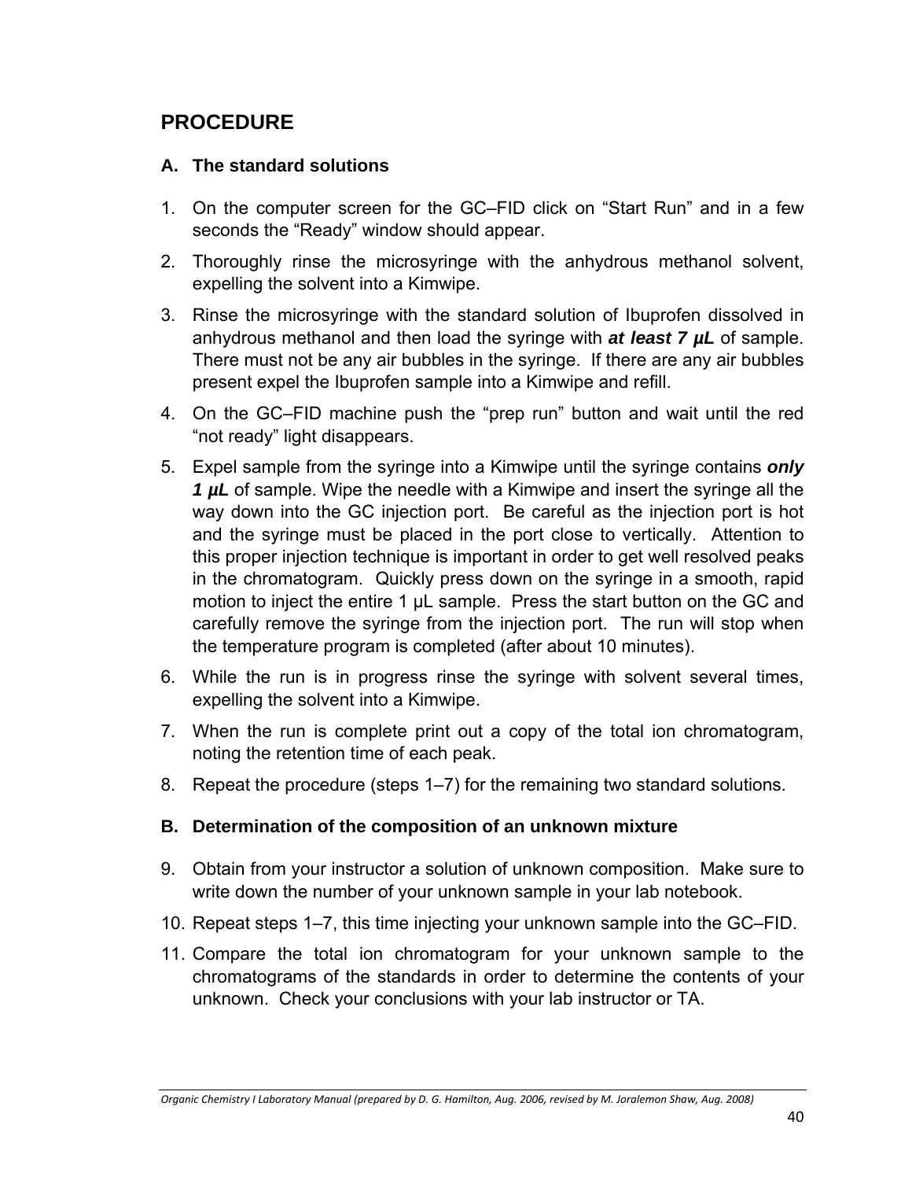## PROCEDURE

### A. The standard solutions

1. On the computer screen for the GC–FID click on “Start Run” and in a few seconds the “Ready” window should appear.
2. Thoroughly rinse the microsyringe with the anhydrous methanol solvent, expelling the solvent into a Kimwipe.
3. Rinse the microsyringe with the standard solution of Ibuprofen dissolved in anhydrous methanol and then load the syringe with ***at least 7 µL*** of sample. There must not be any air bubbles in the syringe. If there are any air bubbles present expel the Ibuprofen sample into a Kimwipe and refill.
4. On the GC–FID machine push the “prep run” button and wait until the red “not ready” light disappears.
5. Expel sample from the syringe into a Kimwipe until the syringe contains ***only 1 µL*** of sample. Wipe the needle with a Kimwipe and insert the syringe all the way down into the GC injection port. Be careful as the injection port is hot and the syringe must be placed in the port close to vertically. Attention to this proper injection technique is important in order to get well resolved peaks in the chromatogram. Quickly press down on the syringe in a smooth, rapid motion to inject the entire 1 µL sample. Press the start button on the GC and carefully remove the syringe from the injection port. The run will stop when the temperature program is completed (after about 10 minutes).
6. While the run is in progress rinse the syringe with solvent several times, expelling the solvent into a Kimwipe.
7. When the run is complete print out a copy of the total ion chromatogram, noting the retention time of each peak.
8. Repeat the procedure (steps 1–7) for the remaining two standard solutions.

### B. Determination of the composition of an unknown mixture

9. Obtain from your instructor a solution of unknown composition. Make sure to write down the number of your unknown sample in your lab notebook.
10. Repeat steps 1–7, this time injecting your unknown sample into the GC–FID.
11. Compare the total ion chromatogram for your unknown sample to the chromatograms of the standards in order to determine the contents of your unknown. Check your conclusions with your lab instructor or TA.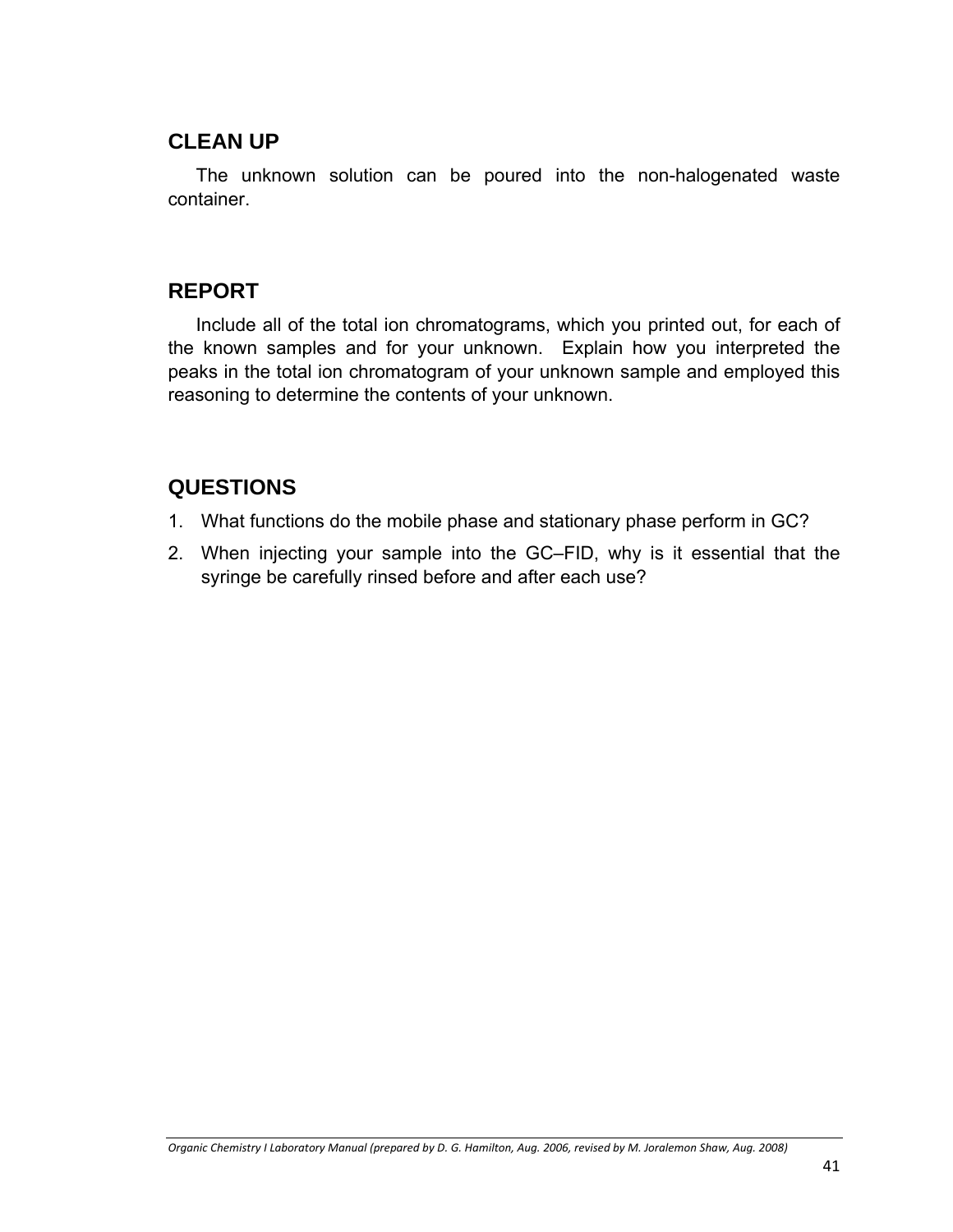## CLEAN UP

The unknown solution can be poured into the non-halogenated waste container.

## REPORT

Include all of the total ion chromatograms, which you printed out, for each of the known samples and for your unknown. Explain how you interpreted the peaks in the total ion chromatogram of your unknown sample and employed this reasoning to determine the contents of your unknown.

## QUESTIONS

1. What functions do the mobile phase and stationary phase perform in GC?
2. When injecting your sample into the GC–FID, why is it essential that the syringe be carefully rinsed before and after each use?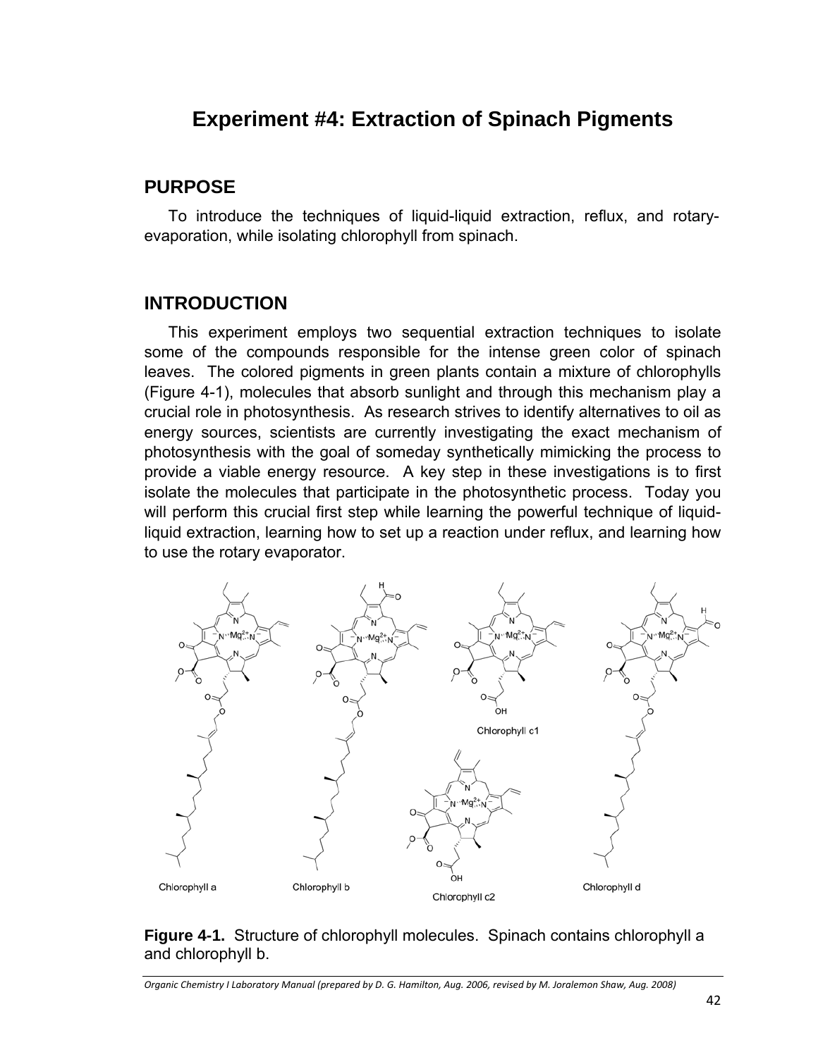# Experiment #4: Extraction of Spinach Pigments

## PURPOSE

To introduce the techniques of liquid-liquid extraction, reflux, and rotary-evaporation, while isolating chlorophyll from spinach.

## INTRODUCTION

This experiment employs two sequential extraction techniques to isolate some of the compounds responsible for the intense green color of spinach leaves. The colored pigments in green plants contain a mixture of chlorophylls (Figure 4-1), molecules that absorb sunlight and through this mechanism play a crucial role in photosynthesis. As research strives to identify alternatives to oil as energy sources, scientists are currently investigating the exact mechanism of photosynthesis with the goal of someday synthetically mimicking the process to provide a viable energy resource. A key step in these investigations is to first isolate the molecules that participate in the photosynthetic process. Today you will perform this crucial first step while learning the powerful technique of liquid-liquid extraction, learning how to set up a reaction under reflux, and learning how to use the rotary evaporator.

Chlorophyll a    Chlorophyll b    Chlorophyll c1    Chlorophyll c2    Chlorophyll d

**Figure 4-1.** Structure of chlorophyll molecules. Spinach contains chlorophyll a and chlorophyll b.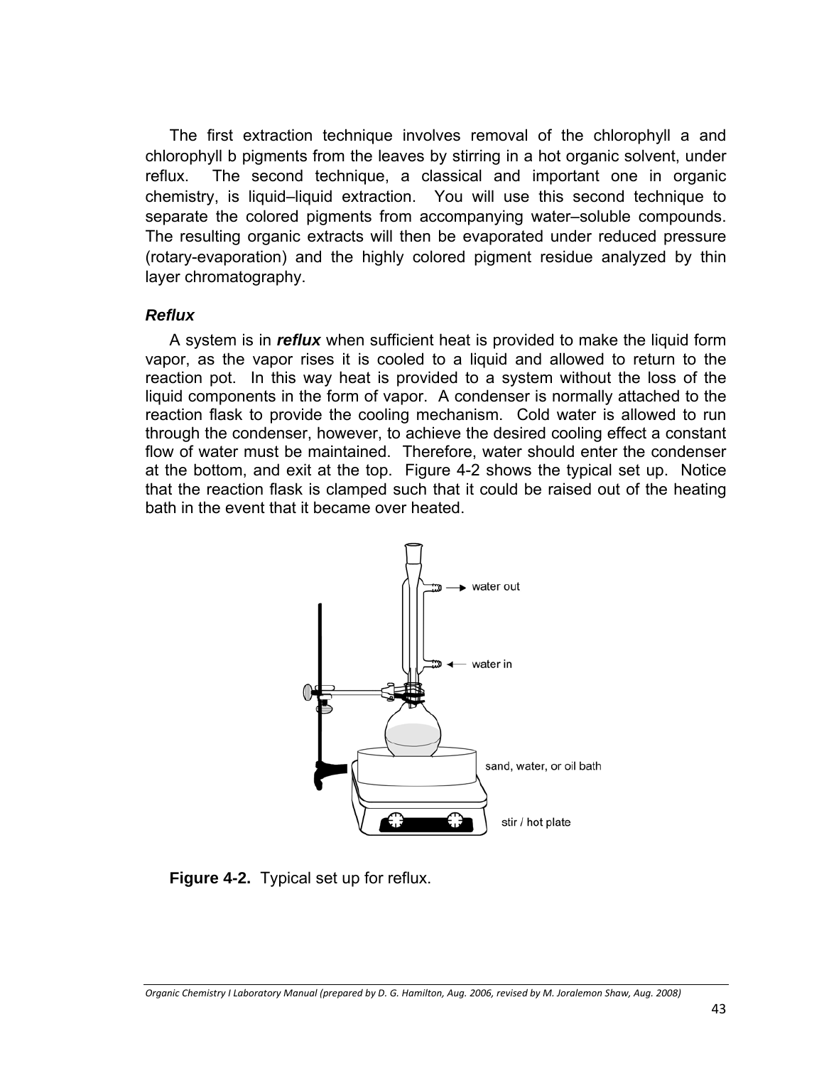The first extraction technique involves removal of the chlorophyll a and chlorophyll b pigments from the leaves by stirring in a hot organic solvent, under reflux. The second technique, a classical and important one in organic chemistry, is liquid–liquid extraction. You will use this second technique to separate the colored pigments from accompanying water–soluble compounds. The resulting organic extracts will then be evaporated under reduced pressure (rotary-evaporation) and the highly colored pigment residue analyzed by thin layer chromatography.

### *Reflux*

A system is in ***reflux*** when sufficient heat is provided to make the liquid form vapor, as the vapor rises it is cooled to a liquid and allowed to return to the reaction pot. In this way heat is provided to a system without the loss of the liquid components in the form of vapor. A condenser is normally attached to the reaction flask to provide the cooling mechanism. Cold water is allowed to run through the condenser, however, to achieve the desired cooling effect a constant flow of water must be maintained. Therefore, water should enter the condenser at the bottom, and exit at the top. Figure 4-2 shows the typical set up. Notice that the reaction flask is clamped such that it could be raised out of the heating bath in the event that it became over heated.

**Figure 4-2.** Typical set up for reflux.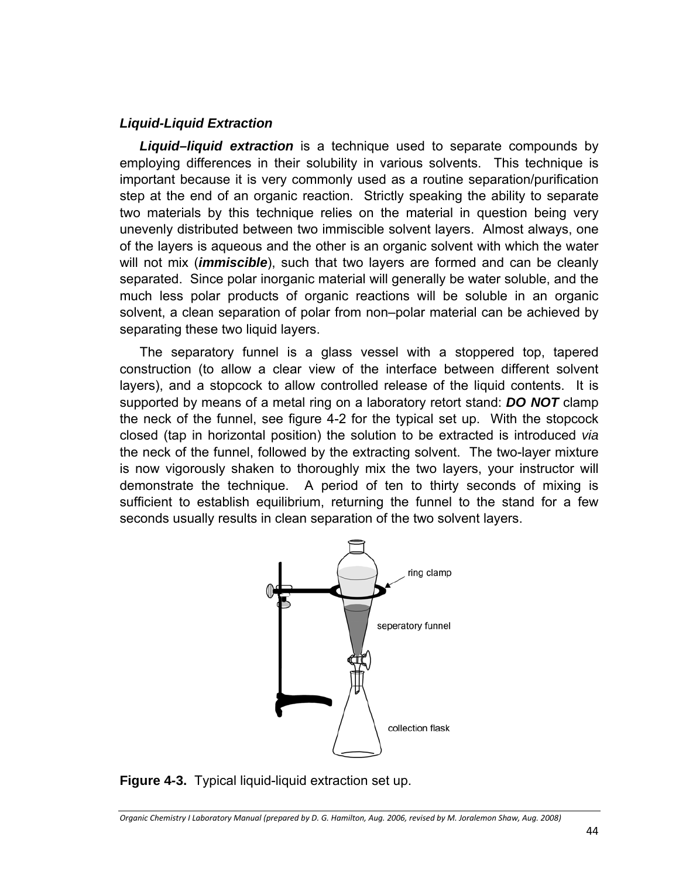### *Liquid-Liquid Extraction*

***Liquid–liquid extraction*** is a technique used to separate compounds by employing differences in their solubility in various solvents. This technique is important because it is very commonly used as a routine separation/purification step at the end of an organic reaction. Strictly speaking the ability to separate two materials by this technique relies on the material in question being very unevenly distributed between two immiscible solvent layers. Almost always, one of the layers is aqueous and the other is an organic solvent with which the water will not mix (***immiscible***), such that two layers are formed and can be cleanly separated. Since polar inorganic material will generally be water soluble, and the much less polar products of organic reactions will be soluble in an organic solvent, a clean separation of polar from non–polar material can be achieved by separating these two liquid layers.

The separatory funnel is a glass vessel with a stoppered top, tapered construction (to allow a clear view of the interface between different solvent layers), and a stopcock to allow controlled release of the liquid contents. It is supported by means of a metal ring on a laboratory retort stand: ***DO NOT*** clamp the neck of the funnel, see figure 4-2 for the typical set up. With the stopcock closed (tap in horizontal position) the solution to be extracted is introduced *via* the neck of the funnel, followed by the extracting solvent. The two-layer mixture is now vigorously shaken to thoroughly mix the two layers, your instructor will demonstrate the technique. A period of ten to thirty seconds of mixing is sufficient to establish equilibrium, returning the funnel to the stand for a few seconds usually results in clean separation of the two solvent layers.

ring clamp

seperatory funnel

collection flask

**Figure 4-3.** Typical liquid-liquid extraction set up.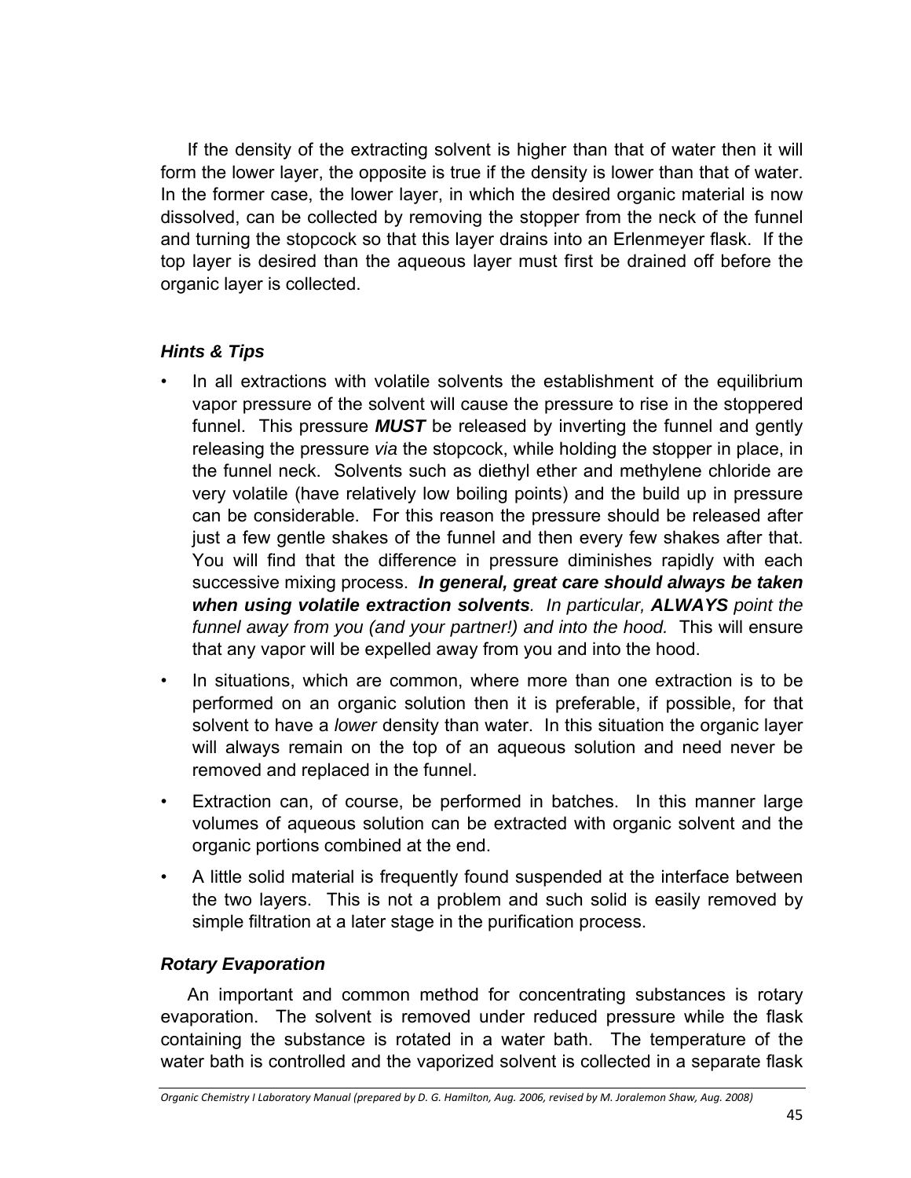If the density of the extracting solvent is higher than that of water then it will form the lower layer, the opposite is true if the density is lower than that of water. In the former case, the lower layer, in which the desired organic material is now dissolved, can be collected by removing the stopper from the neck of the funnel and turning the stopcock so that this layer drains into an Erlenmeyer flask. If the top layer is desired than the aqueous layer must first be drained off before the organic layer is collected.

### *Hints & Tips*

- In all extractions with volatile solvents the establishment of the equilibrium vapor pressure of the solvent will cause the pressure to rise in the stoppered funnel. This pressure ***MUST*** be released by inverting the funnel and gently releasing the pressure *via* the stopcock, while holding the stopper in place, in the funnel neck. Solvents such as diethyl ether and methylene chloride are very volatile (have relatively low boiling points) and the build up in pressure can be considerable. For this reason the pressure should be released after just a few gentle shakes of the funnel and then every few shakes after that. You will find that the difference in pressure diminishes rapidly with each successive mixing process. ***In general, great care should always be taken when using volatile extraction solvents****. In particular,* ***ALWAYS*** *point the funnel away from you (and your partner!) and into the hood.* This will ensure that any vapor will be expelled away from you and into the hood.
- In situations, which are common, where more than one extraction is to be performed on an organic solution then it is preferable, if possible, for that solvent to have a *lower* density than water. In this situation the organic layer will always remain on the top of an aqueous solution and need never be removed and replaced in the funnel.
- Extraction can, of course, be performed in batches. In this manner large volumes of aqueous solution can be extracted with organic solvent and the organic portions combined at the end.
- A little solid material is frequently found suspended at the interface between the two layers. This is not a problem and such solid is easily removed by simple filtration at a later stage in the purification process.

### *Rotary Evaporation*

An important and common method for concentrating substances is rotary evaporation. The solvent is removed under reduced pressure while the flask containing the substance is rotated in a water bath. The temperature of the water bath is controlled and the vaporized solvent is collected in a separate flask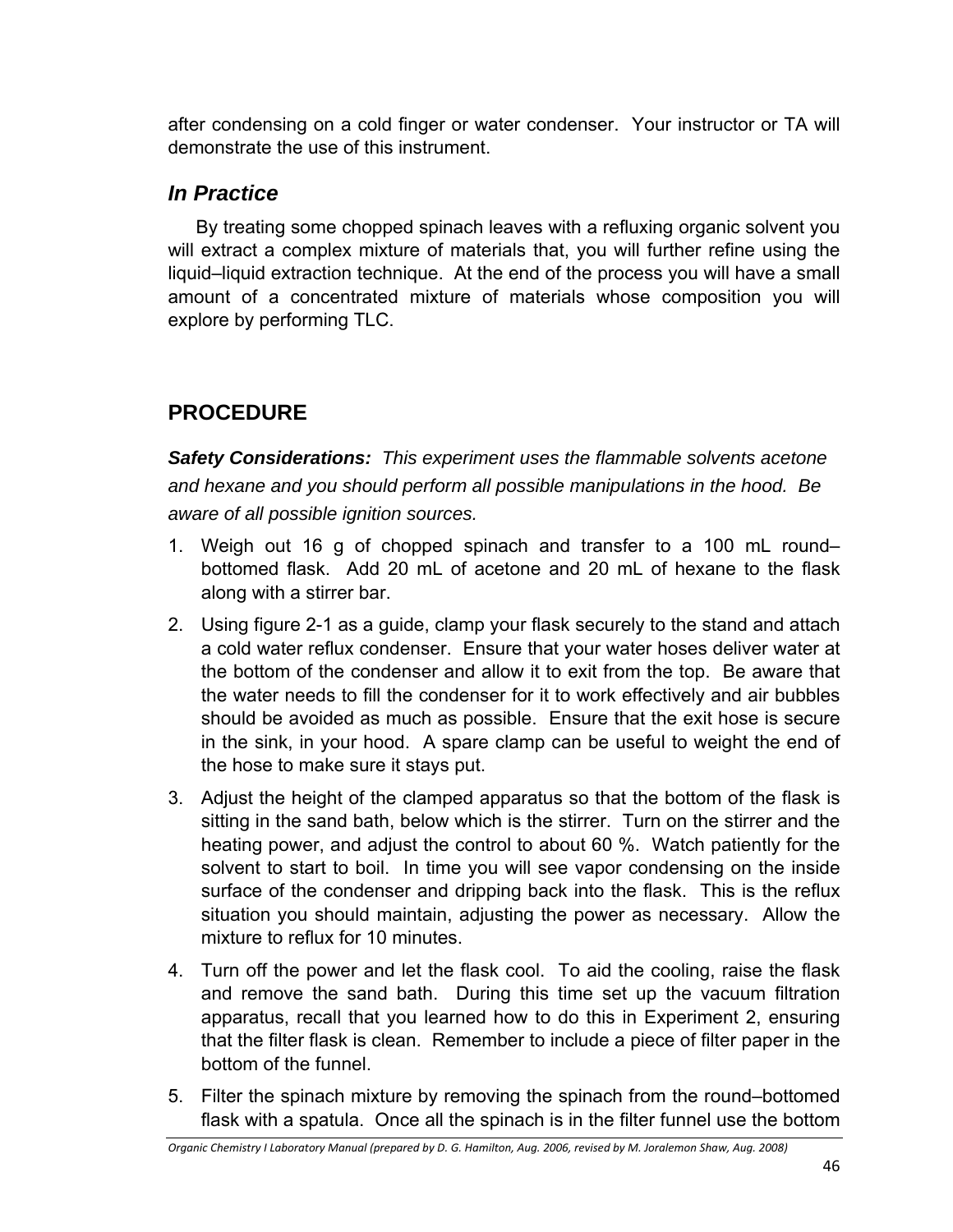after condensing on a cold finger or water condenser. Your instructor or TA will demonstrate the use of this instrument.

### *In Practice*

By treating some chopped spinach leaves with a refluxing organic solvent you will extract a complex mixture of materials that, you will further refine using the liquid–liquid extraction technique. At the end of the process you will have a small amount of a concentrated mixture of materials whose composition you will explore by performing TLC.

## PROCEDURE

***Safety Considerations:*** *This experiment uses the flammable solvents acetone and hexane and you should perform all possible manipulations in the hood. Be aware of all possible ignition sources.*

1. Weigh out 16 g of chopped spinach and transfer to a 100 mL round–bottomed flask. Add 20 mL of acetone and 20 mL of hexane to the flask along with a stirrer bar.
2. Using figure 2-1 as a guide, clamp your flask securely to the stand and attach a cold water reflux condenser. Ensure that your water hoses deliver water at the bottom of the condenser and allow it to exit from the top. Be aware that the water needs to fill the condenser for it to work effectively and air bubbles should be avoided as much as possible. Ensure that the exit hose is secure in the sink, in your hood. A spare clamp can be useful to weight the end of the hose to make sure it stays put.
3. Adjust the height of the clamped apparatus so that the bottom of the flask is sitting in the sand bath, below which is the stirrer. Turn on the stirrer and the heating power, and adjust the control to about 60 %. Watch patiently for the solvent to start to boil. In time you will see vapor condensing on the inside surface of the condenser and dripping back into the flask. This is the reflux situation you should maintain, adjusting the power as necessary. Allow the mixture to reflux for 10 minutes.
4. Turn off the power and let the flask cool. To aid the cooling, raise the flask and remove the sand bath. During this time set up the vacuum filtration apparatus, recall that you learned how to do this in Experiment 2, ensuring that the filter flask is clean. Remember to include a piece of filter paper in the bottom of the funnel.
5. Filter the spinach mixture by removing the spinach from the round–bottomed flask with a spatula. Once all the spinach is in the filter funnel use the bottom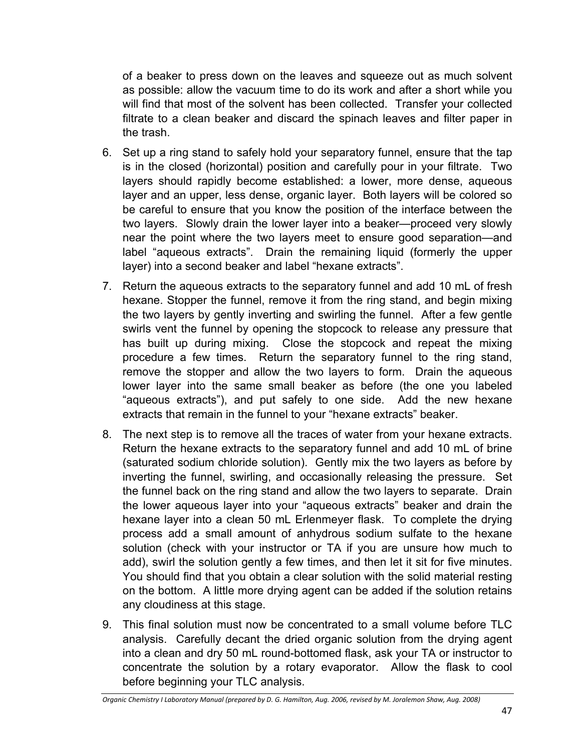of a beaker to press down on the leaves and squeeze out as much solvent as possible: allow the vacuum time to do its work and after a short while you will find that most of the solvent has been collected. Transfer your collected filtrate to a clean beaker and discard the spinach leaves and filter paper in the trash.

6. Set up a ring stand to safely hold your separatory funnel, ensure that the tap is in the closed (horizontal) position and carefully pour in your filtrate. Two layers should rapidly become established: a lower, more dense, aqueous layer and an upper, less dense, organic layer. Both layers will be colored so be careful to ensure that you know the position of the interface between the two layers. Slowly drain the lower layer into a beaker—proceed very slowly near the point where the two layers meet to ensure good separation—and label "aqueous extracts". Drain the remaining liquid (formerly the upper layer) into a second beaker and label "hexane extracts".

7. Return the aqueous extracts to the separatory funnel and add 10 mL of fresh hexane. Stopper the funnel, remove it from the ring stand, and begin mixing the two layers by gently inverting and swirling the funnel. After a few gentle swirls vent the funnel by opening the stopcock to release any pressure that has built up during mixing. Close the stopcock and repeat the mixing procedure a few times. Return the separatory funnel to the ring stand, remove the stopper and allow the two layers to form. Drain the aqueous lower layer into the same small beaker as before (the one you labeled "aqueous extracts"), and put safely to one side. Add the new hexane extracts that remain in the funnel to your "hexane extracts" beaker.

8. The next step is to remove all the traces of water from your hexane extracts. Return the hexane extracts to the separatory funnel and add 10 mL of brine (saturated sodium chloride solution). Gently mix the two layers as before by inverting the funnel, swirling, and occasionally releasing the pressure. Set the funnel back on the ring stand and allow the two layers to separate. Drain the lower aqueous layer into your "aqueous extracts" beaker and drain the hexane layer into a clean 50 mL Erlenmeyer flask. To complete the drying process add a small amount of anhydrous sodium sulfate to the hexane solution (check with your instructor or TA if you are unsure how much to add), swirl the solution gently a few times, and then let it sit for five minutes. You should find that you obtain a clear solution with the solid material resting on the bottom. A little more drying agent can be added if the solution retains any cloudiness at this stage.

9. This final solution must now be concentrated to a small volume before TLC analysis. Carefully decant the dried organic solution from the drying agent into a clean and dry 50 mL round-bottomed flask, ask your TA or instructor to concentrate the solution by a rotary evaporator. Allow the flask to cool before beginning your TLC analysis.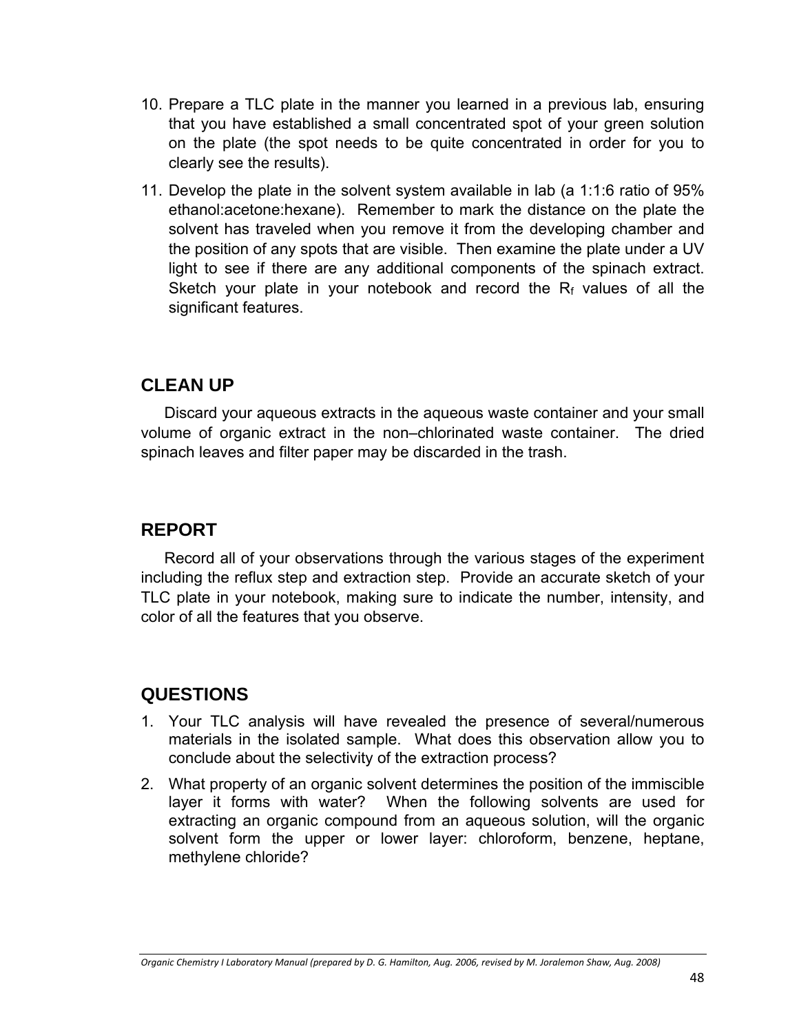10. Prepare a TLC plate in the manner you learned in a previous lab, ensuring that you have established a small concentrated spot of your green solution on the plate (the spot needs to be quite concentrated in order for you to clearly see the results).

11. Develop the plate in the solvent system available in lab (a 1:1:6 ratio of 95% ethanol:acetone:hexane). Remember to mark the distance on the plate the solvent has traveled when you remove it from the developing chamber and the position of any spots that are visible. Then examine the plate under a UV light to see if there are any additional components of the spinach extract. Sketch your plate in your notebook and record the $R_f$ values of all the significant features.

## CLEAN UP

Discard your aqueous extracts in the aqueous waste container and your small volume of organic extract in the non–chlorinated waste container. The dried spinach leaves and filter paper may be discarded in the trash.

## REPORT

Record all of your observations through the various stages of the experiment including the reflux step and extraction step. Provide an accurate sketch of your TLC plate in your notebook, making sure to indicate the number, intensity, and color of all the features that you observe.

## QUESTIONS

1. Your TLC analysis will have revealed the presence of several/numerous materials in the isolated sample. What does this observation allow you to conclude about the selectivity of the extraction process?

2. What property of an organic solvent determines the position of the immiscible layer it forms with water? When the following solvents are used for extracting an organic compound from an aqueous solution, will the organic solvent form the upper or lower layer: chloroform, benzene, heptane, methylene chloride?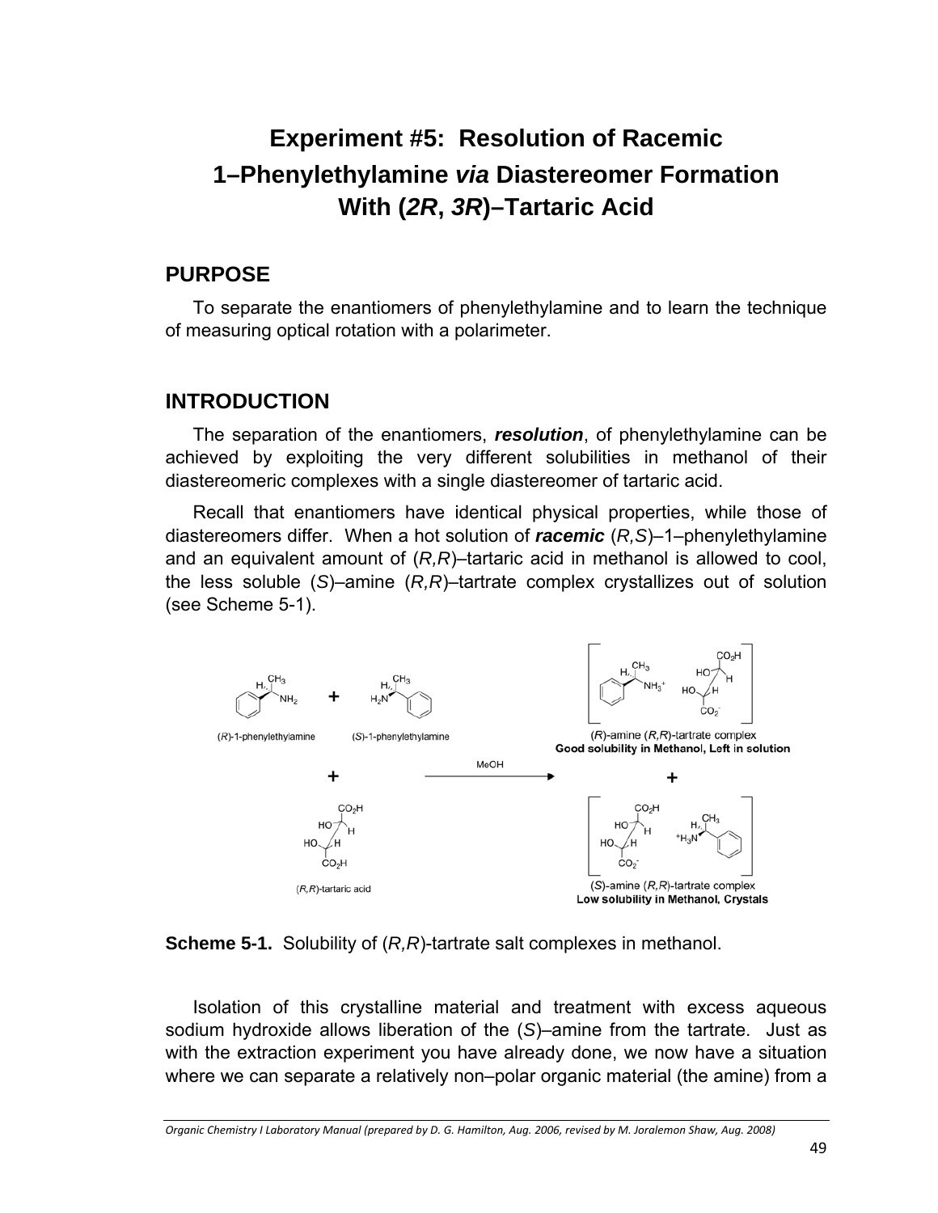# Experiment #5: Resolution of Racemic 1–Phenylethylamine *via* Diastereomer Formation With (*2R*, *3R*)–Tartaric Acid

## PURPOSE

To separate the enantiomers of phenylethylamine and to learn the technique of measuring optical rotation with a polarimeter.

## INTRODUCTION

The separation of the enantiomers, ***resolution***, of phenylethylamine can be achieved by exploiting the very different solubilities in methanol of their diastereomeric complexes with a single diastereomer of tartaric acid.

Recall that enantiomers have identical physical properties, while those of diastereomers differ. When a hot solution of ***racemic*** (*R,S*)–1–phenylethylamine and an equivalent amount of (*R,R*)–tartaric acid in methanol is allowed to cool, the less soluble (*S*)–amine (*R,R*)–tartrate complex crystallizes out of solution (see Scheme 5-1).

(*R*)-1-phenylethylamine + (*S*)-1-phenylethylamine + (*R,R*)-tartaric acid —MeOH→ (*R*)-amine (*R,R*)-tartrate complex **Good solubility in Methanol, Left in solution** + (*S*)-amine (*R,R*)-tartrate complex **Low solubility in Methanol, Crystals**

**Scheme 5-1.** Solubility of (*R,R*)-tartrate salt complexes in methanol.

Isolation of this crystalline material and treatment with excess aqueous sodium hydroxide allows liberation of the (*S*)–amine from the tartrate. Just as with the extraction experiment you have already done, we now have a situation where we can separate a relatively non–polar organic material (the amine) from a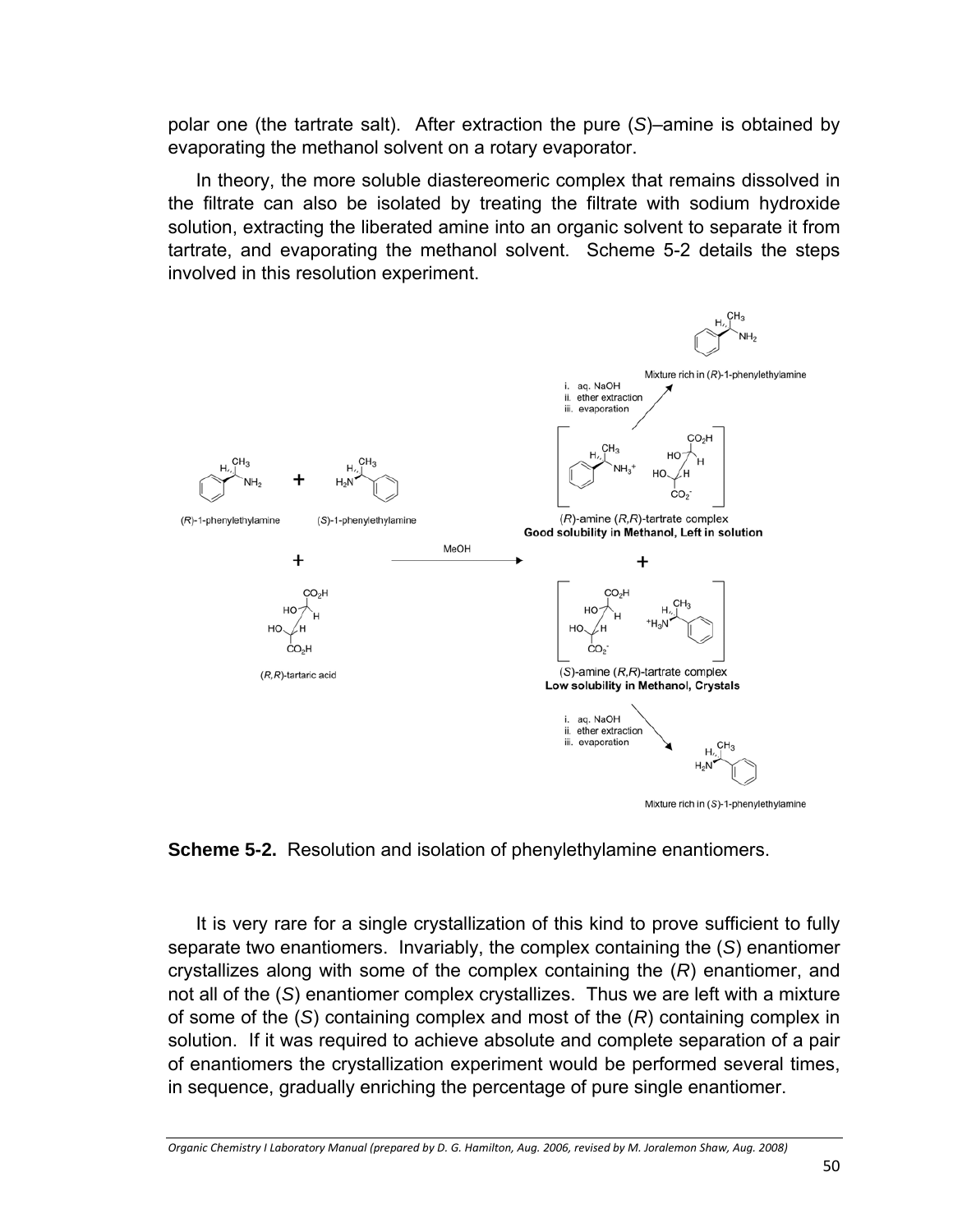polar one (the tartrate salt). After extraction the pure (*S*)–amine is obtained by evaporating the methanol solvent on a rotary evaporator.

In theory, the more soluble diastereomeric complex that remains dissolved in the filtrate can also be isolated by treating the filtrate with sodium hydroxide solution, extracting the liberated amine into an organic solvent to separate it from tartrate, and evaporating the methanol solvent. Scheme 5-2 details the steps involved in this resolution experiment.

(*R*)-1-phenylethylamine + (*S*)-1-phenylethylamine + (*R*,*R*)-tartaric acid $\xrightarrow{\text{MeOH}}$ (*R*)-amine (*R*,*R*)-tartrate complex (**Good solubility in Methanol, Left in solution**) + (*S*)-amine (*R*,*R*)-tartrate complex (**Low solubility in Methanol, Crystals**)

(*R*)-amine (*R*,*R*)-tartrate complex: i. aq. NaOH ii. ether extraction iii. evaporation → Mixture rich in (*R*)-1-phenylethylamine

(*S*)-amine (*R*,*R*)-tartrate complex: i. aq. NaOH ii. ether extraction iii. evaporation → Mixture rich in (*S*)-1-phenylethylamine

**Scheme 5-2.** Resolution and isolation of phenylethylamine enantiomers.

It is very rare for a single crystallization of this kind to prove sufficient to fully separate two enantiomers. Invariably, the complex containing the (*S*) enantiomer crystallizes along with some of the complex containing the (*R*) enantiomer, and not all of the (*S*) enantiomer complex crystallizes. Thus we are left with a mixture of some of the (*S*) containing complex and most of the (*R*) containing complex in solution. If it was required to achieve absolute and complete separation of a pair of enantiomers the crystallization experiment would be performed several times, in sequence, gradually enriching the percentage of pure single enantiomer.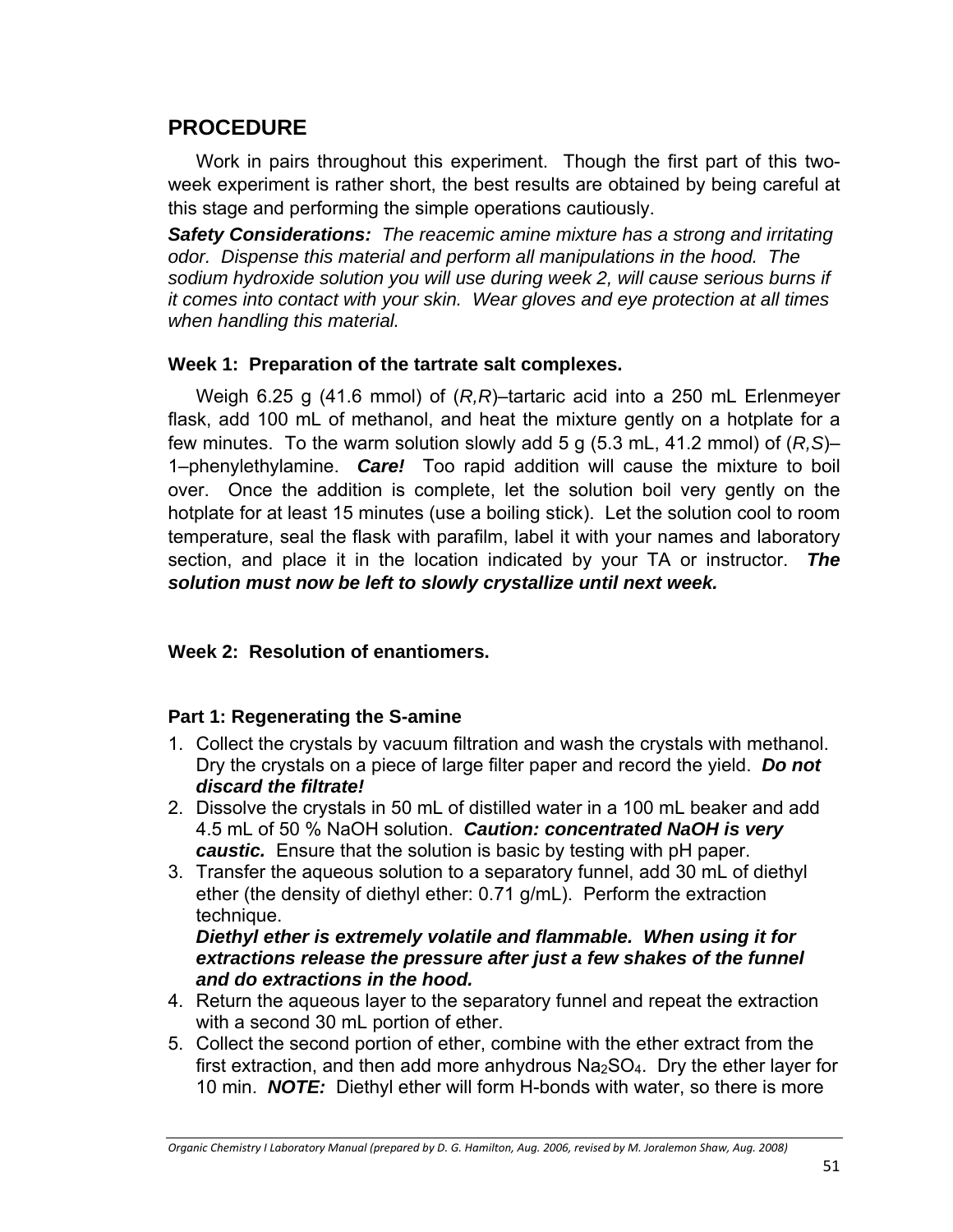## PROCEDURE

Work in pairs throughout this experiment. Though the first part of this two-week experiment is rather short, the best results are obtained by being careful at this stage and performing the simple operations cautiously.

***Safety Considerations:*** *The reacemic amine mixture has a strong and irritating odor. Dispense this material and perform all manipulations in the hood. The sodium hydroxide solution you will use during week 2, will cause serious burns if it comes into contact with your skin. Wear gloves and eye protection at all times when handling this material.*

### Week 1: Preparation of the tartrate salt complexes.

Weigh 6.25 g (41.6 mmol) of (*R,R*)–tartaric acid into a 250 mL Erlenmeyer flask, add 100 mL of methanol, and heat the mixture gently on a hotplate for a few minutes. To the warm solution slowly add 5 g (5.3 mL, 41.2 mmol) of (*R,S*)–1–phenylethylamine. ***Care!*** Too rapid addition will cause the mixture to boil over. Once the addition is complete, let the solution boil very gently on the hotplate for at least 15 minutes (use a boiling stick). Let the solution cool to room temperature, seal the flask with parafilm, label it with your names and laboratory section, and place it in the location indicated by your TA or instructor. ***The solution must now be left to slowly crystallize until next week.***

### Week 2: Resolution of enantiomers.

#### Part 1: Regenerating the S-amine

1. Collect the crystals by vacuum filtration and wash the crystals with methanol. Dry the crystals on a piece of large filter paper and record the yield. ***Do not discard the filtrate!***
2. Dissolve the crystals in 50 mL of distilled water in a 100 mL beaker and add 4.5 mL of 50 % NaOH solution. ***Caution: concentrated NaOH is very caustic.*** Ensure that the solution is basic by testing with pH paper.
3. Transfer the aqueous solution to a separatory funnel, add 30 mL of diethyl ether (the density of diethyl ether: 0.71 g/mL). Perform the extraction technique.
   ***Diethyl ether is extremely volatile and flammable. When using it for extractions release the pressure after just a few shakes of the funnel and do extractions in the hood.***
4. Return the aqueous layer to the separatory funnel and repeat the extraction with a second 30 mL portion of ether.
5. Collect the second portion of ether, combine with the ether extract from the first extraction, and then add more anhydrous $Na_2SO_4$. Dry the ether layer for 10 min. ***NOTE:*** Diethyl ether will form H-bonds with water, so there is more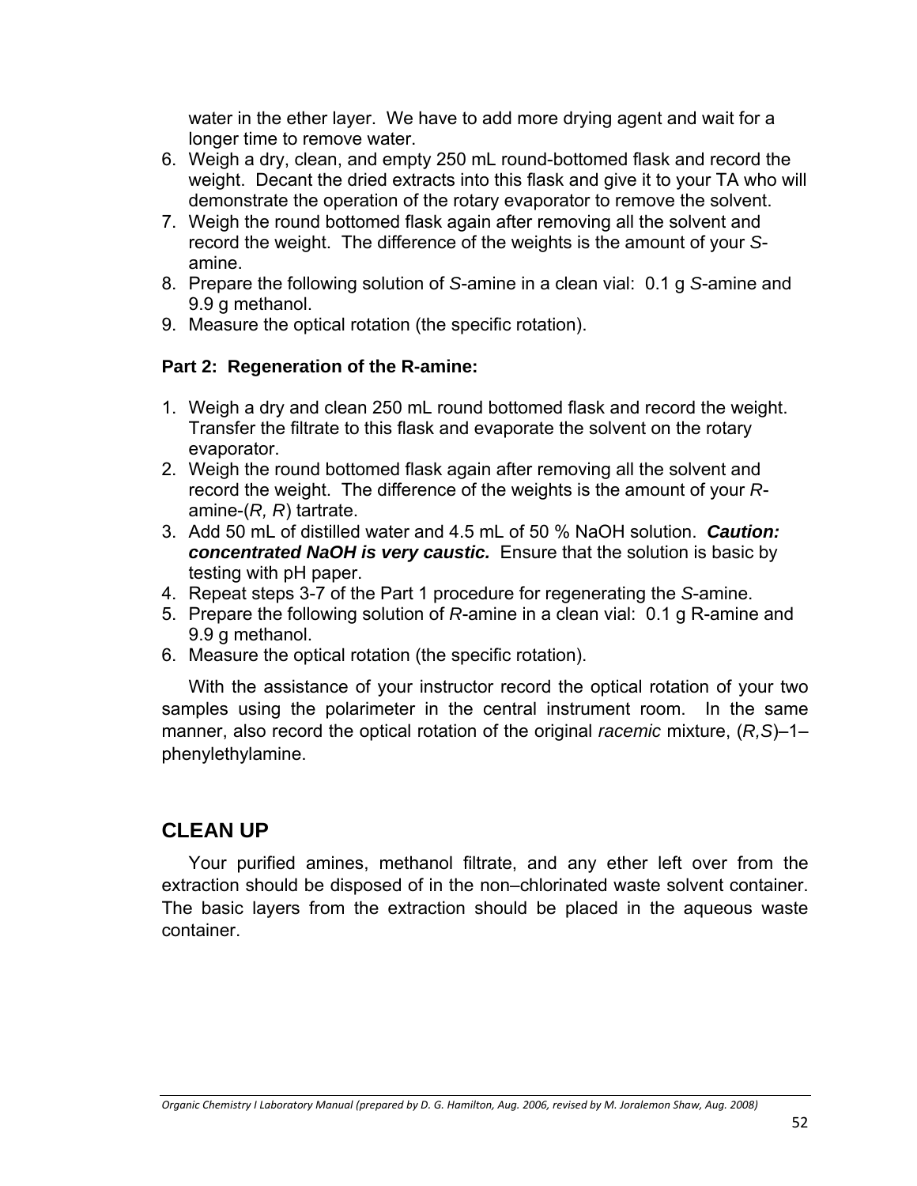water in the ether layer. We have to add more drying agent and wait for a longer time to remove water.

6. Weigh a dry, clean, and empty 250 mL round-bottomed flask and record the weight. Decant the dried extracts into this flask and give it to your TA who will demonstrate the operation of the rotary evaporator to remove the solvent.
7. Weigh the round bottomed flask again after removing all the solvent and record the weight. The difference of the weights is the amount of your *S*-amine.
8. Prepare the following solution of *S*-amine in a clean vial: 0.1 g *S*-amine and 9.9 g methanol.
9. Measure the optical rotation (the specific rotation).

**Part 2: Regeneration of the R-amine:**

1. Weigh a dry and clean 250 mL round bottomed flask and record the weight. Transfer the filtrate to this flask and evaporate the solvent on the rotary evaporator.
2. Weigh the round bottomed flask again after removing all the solvent and record the weight. The difference of the weights is the amount of your *R*-amine-(*R, R*) tartrate.
3. Add 50 mL of distilled water and 4.5 mL of 50 % NaOH solution. ***Caution: concentrated NaOH is very caustic.*** Ensure that the solution is basic by testing with pH paper.
4. Repeat steps 3-7 of the Part 1 procedure for regenerating the *S*-amine.
5. Prepare the following solution of *R*-amine in a clean vial: 0.1 g R-amine and 9.9 g methanol.
6. Measure the optical rotation (the specific rotation).

With the assistance of your instructor record the optical rotation of your two samples using the polarimeter in the central instrument room. In the same manner, also record the optical rotation of the original *racemic* mixture, (*R,S*)–1–phenylethylamine.

## CLEAN UP

Your purified amines, methanol filtrate, and any ether left over from the extraction should be disposed of in the non–chlorinated waste solvent container. The basic layers from the extraction should be placed in the aqueous waste container.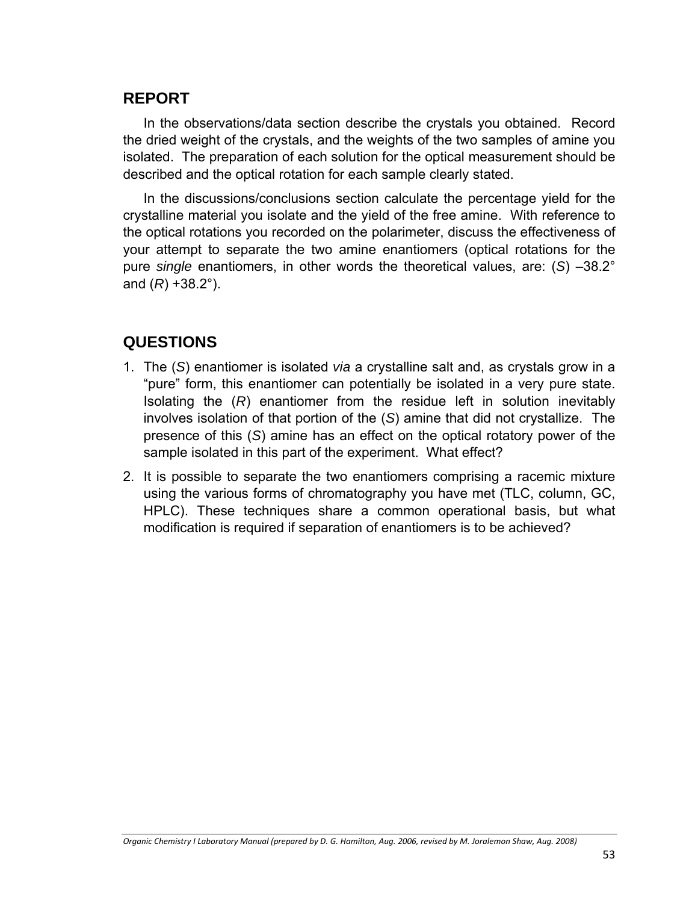## REPORT

In the observations/data section describe the crystals you obtained. Record the dried weight of the crystals, and the weights of the two samples of amine you isolated. The preparation of each solution for the optical measurement should be described and the optical rotation for each sample clearly stated.

In the discussions/conclusions section calculate the percentage yield for the crystalline material you isolate and the yield of the free amine. With reference to the optical rotations you recorded on the polarimeter, discuss the effectiveness of your attempt to separate the two amine enantiomers (optical rotations for the pure *single* enantiomers, in other words the theoretical values, are: (*S*) –38.2° and (*R*) +38.2°).

## QUESTIONS

1. The (*S*) enantiomer is isolated *via* a crystalline salt and, as crystals grow in a "pure" form, this enantiomer can potentially be isolated in a very pure state. Isolating the (*R*) enantiomer from the residue left in solution inevitably involves isolation of that portion of the (*S*) amine that did not crystallize. The presence of this (*S*) amine has an effect on the optical rotatory power of the sample isolated in this part of the experiment. What effect?
2. It is possible to separate the two enantiomers comprising a racemic mixture using the various forms of chromatography you have met (TLC, column, GC, HPLC). These techniques share a common operational basis, but what modification is required if separation of enantiomers is to be achieved?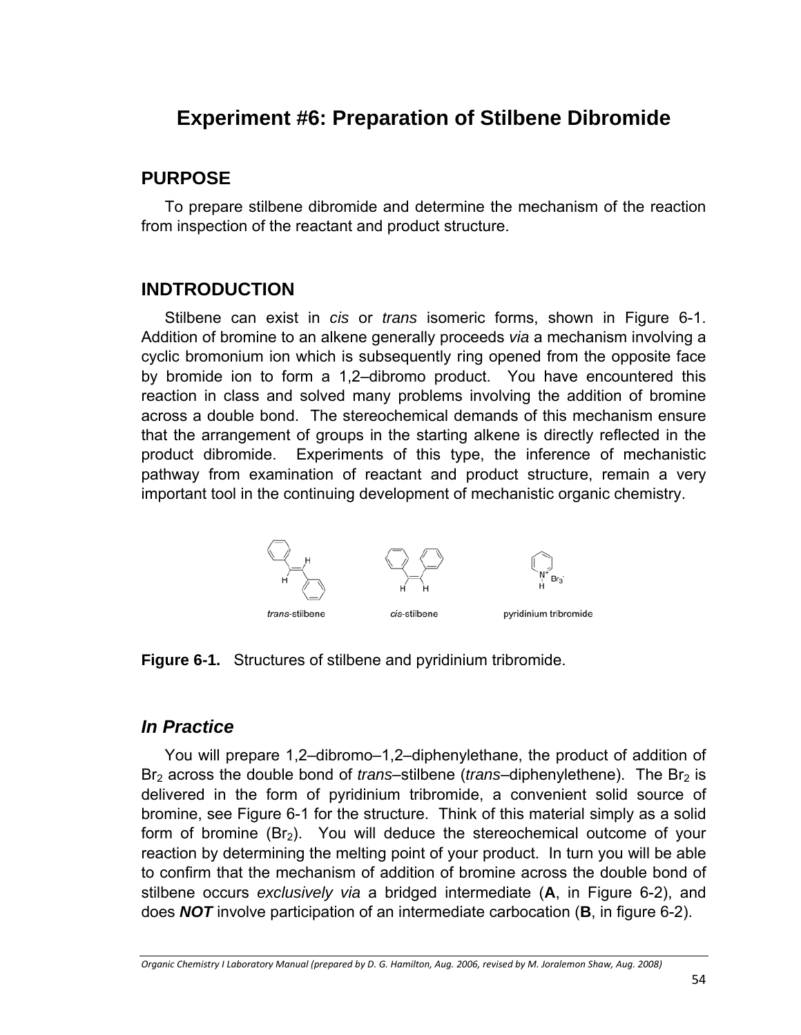# Experiment #6: Preparation of Stilbene Dibromide

## PURPOSE

To prepare stilbene dibromide and determine the mechanism of the reaction from inspection of the reactant and product structure.

## INDTRODUCTION

Stilbene can exist in *cis* or *trans* isomeric forms, shown in Figure 6-1. Addition of bromine to an alkene generally proceeds *via* a mechanism involving a cyclic bromonium ion which is subsequently ring opened from the opposite face by bromide ion to form a 1,2–dibromo product. You have encountered this reaction in class and solved many problems involving the addition of bromine across a double bond. The stereochemical demands of this mechanism ensure that the arrangement of groups in the starting alkene is directly reflected in the product dibromide. Experiments of this type, the inference of mechanistic pathway from examination of reactant and product structure, remain a very important tool in the continuing development of mechanistic organic chemistry.

*trans*-stilbene *cis*-stilbene pyridinium tribromide

**Figure 6-1.** Structures of stilbene and pyridinium tribromide.

### *In Practice*

You will prepare 1,2–dibromo–1,2–diphenylethane, the product of addition of $Br_2$ across the double bond of *trans*–stilbene (*trans*–diphenylethene). The $Br_2$ is delivered in the form of pyridinium tribromide, a convenient solid source of bromine, see Figure 6-1 for the structure. Think of this material simply as a solid form of bromine ($Br_2$). You will deduce the stereochemical outcome of your reaction by determining the melting point of your product. In turn you will be able to confirm that the mechanism of addition of bromine across the double bond of stilbene occurs *exclusively via* a bridged intermediate (**A**, in Figure 6-2), and does ***NOT*** involve participation of an intermediate carbocation (**B**, in figure 6-2).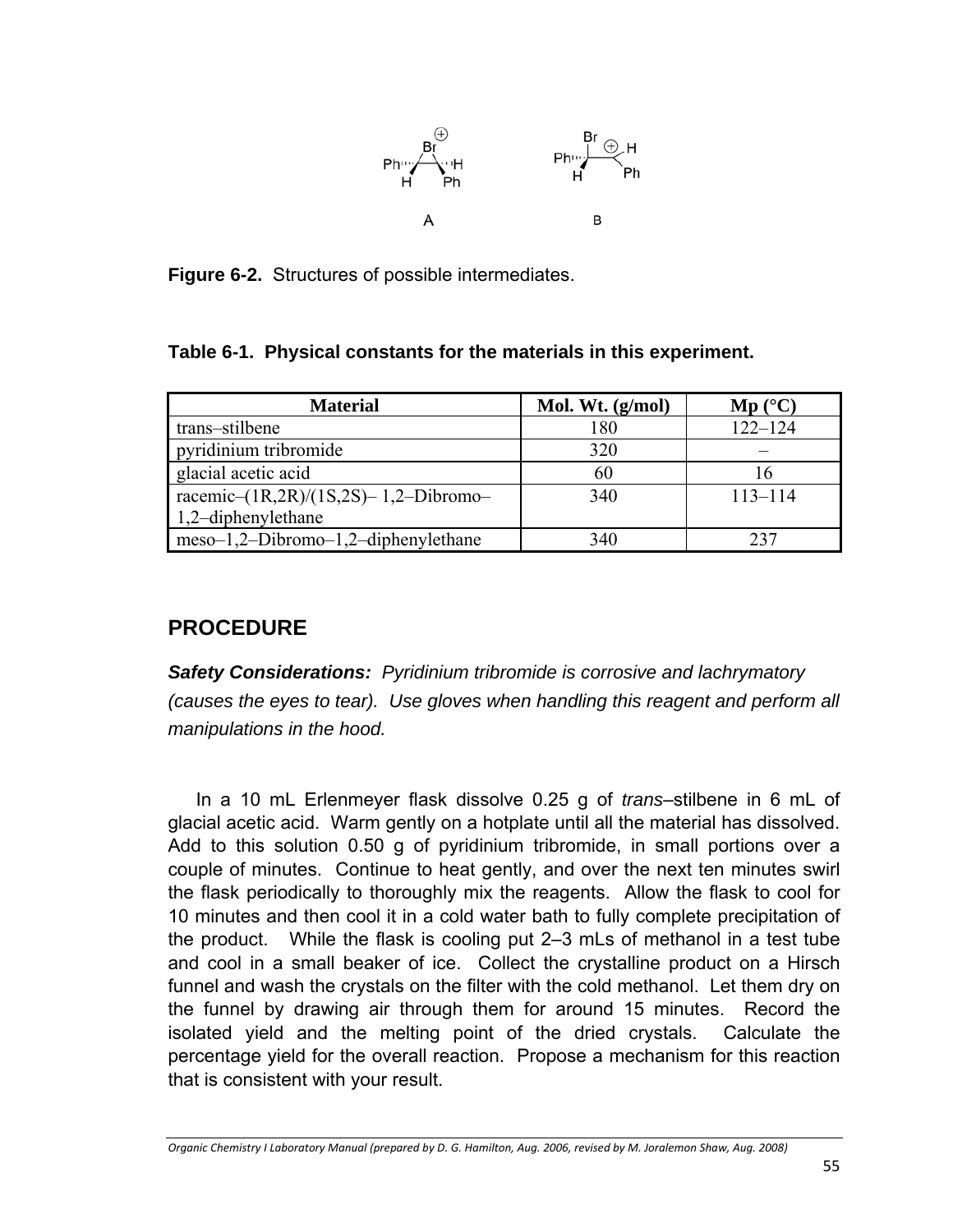**Figure 6-2.** Structures of possible intermediates.

**Table 6-1. Physical constants for the materials in this experiment.**

| Material | Mol. Wt. (g/mol) | Mp (°C) |
|---|---|---|
| trans–stilbene | 180 | 122–124 |
| pyridinium tribromide | 320 | – |
| glacial acetic acid | 60 | 16 |
| racemic–(1R,2R)/(1S,2S)– 1,2–Dibromo–1,2–diphenylethane | 340 | 113–114 |
| meso–1,2–Dibromo–1,2–diphenylethane | 340 | 237 |

## PROCEDURE

***Safety Considerations:*** *Pyridinium tribromide is corrosive and lachrymatory (causes the eyes to tear). Use gloves when handling this reagent and perform all manipulations in the hood.*

In a 10 mL Erlenmeyer flask dissolve 0.25 g of *trans*–stilbene in 6 mL of glacial acetic acid. Warm gently on a hotplate until all the material has dissolved. Add to this solution 0.50 g of pyridinium tribromide, in small portions over a couple of minutes. Continue to heat gently, and over the next ten minutes swirl the flask periodically to thoroughly mix the reagents. Allow the flask to cool for 10 minutes and then cool it in a cold water bath to fully complete precipitation of the product. While the flask is cooling put 2–3 mLs of methanol in a test tube and cool in a small beaker of ice. Collect the crystalline product on a Hirsch funnel and wash the crystals on the filter with the cold methanol. Let them dry on the funnel by drawing air through them for around 15 minutes. Record the isolated yield and the melting point of the dried crystals. Calculate the percentage yield for the overall reaction. Propose a mechanism for this reaction that is consistent with your result.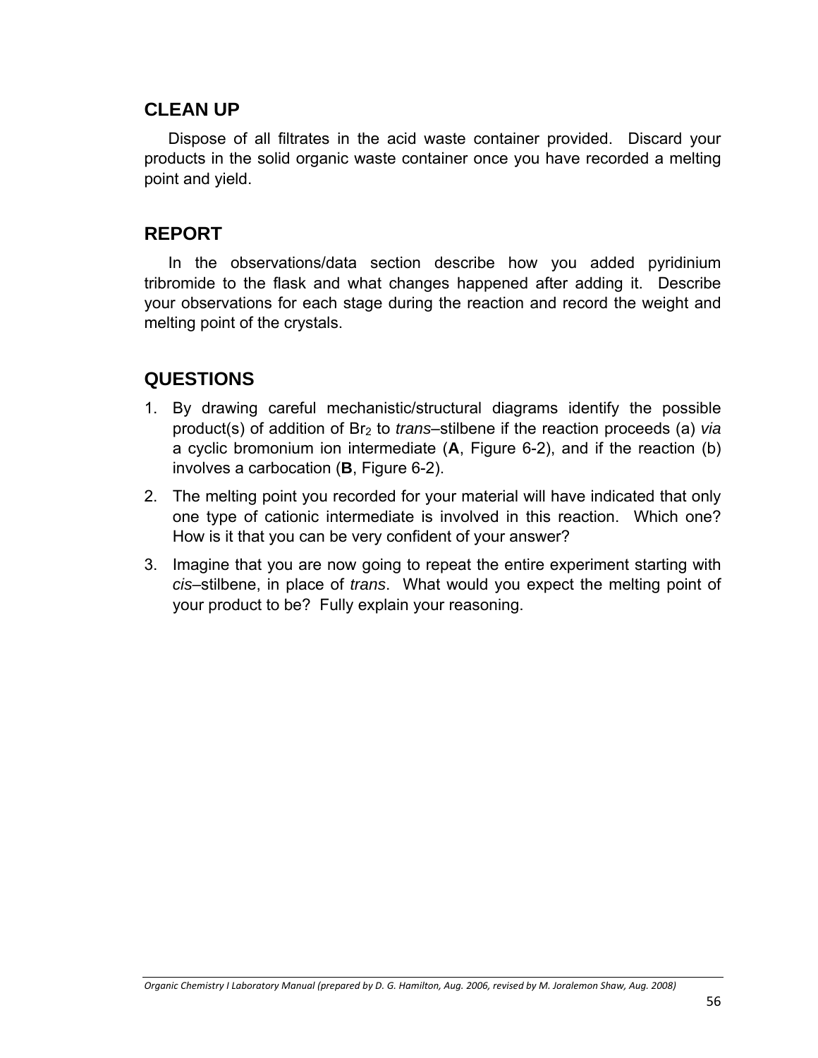## CLEAN UP

Dispose of all filtrates in the acid waste container provided. Discard your products in the solid organic waste container once you have recorded a melting point and yield.

## REPORT

In the observations/data section describe how you added pyridinium tribromide to the flask and what changes happened after adding it. Describe your observations for each stage during the reaction and record the weight and melting point of the crystals.

## QUESTIONS

1. By drawing careful mechanistic/structural diagrams identify the possible product(s) of addition of $Br_2$ to *trans*–stilbene if the reaction proceeds (a) *via* a cyclic bromonium ion intermediate (**A**, Figure 6-2), and if the reaction (b) involves a carbocation (**B**, Figure 6-2).
2. The melting point you recorded for your material will have indicated that only one type of cationic intermediate is involved in this reaction. Which one? How is it that you can be very confident of your answer?
3. Imagine that you are now going to repeat the entire experiment starting with *cis*–stilbene, in place of *trans*. What would you expect the melting point of your product to be? Fully explain your reasoning.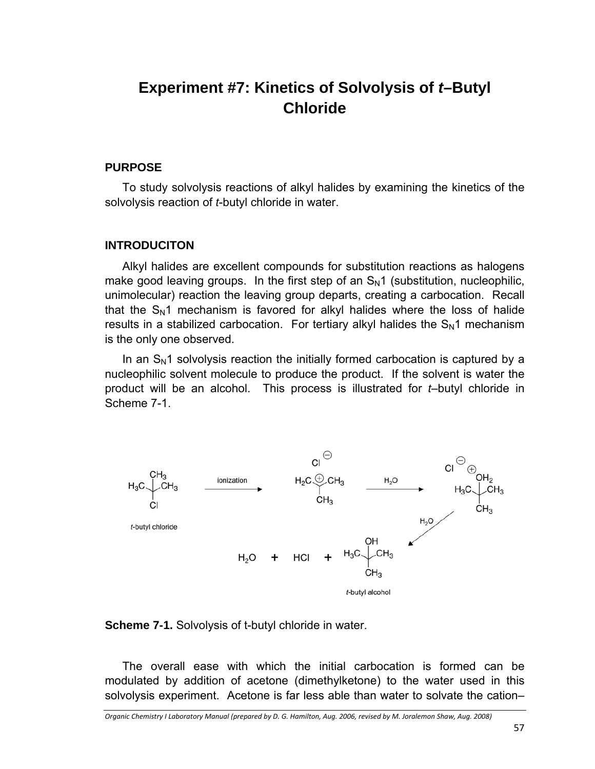# Experiment #7: Kinetics of Solvolysis of *t*–Butyl Chloride

## PURPOSE

To study solvolysis reactions of alkyl halides by examining the kinetics of the solvolysis reaction of *t*-butyl chloride in water.

## INTRODUCITON

Alkyl halides are excellent compounds for substitution reactions as halogens make good leaving groups. In the first step of an $S_N1$ (substitution, nucleophilic, unimolecular) reaction the leaving group departs, creating a carbocation. Recall that the $S_N1$ mechanism is favored for alkyl halides where the loss of halide results in a stabilized carbocation. For tertiary alkyl halides the $S_N1$ mechanism is the only one observed.

In an $S_N1$ solvolysis reaction the initially formed carbocation is captured by a nucleophilic solvent molecule to produce the product. If the solvent is water the product will be an alcohol. This process is illustrated for *t*–butyl chloride in Scheme 7-1.

**Scheme 7-1.** Solvolysis of t-butyl chloride in water.

The overall ease with which the initial carbocation is formed can be modulated by addition of acetone (dimethylketone) to the water used in this solvolysis experiment. Acetone is far less able than water to solvate the cation–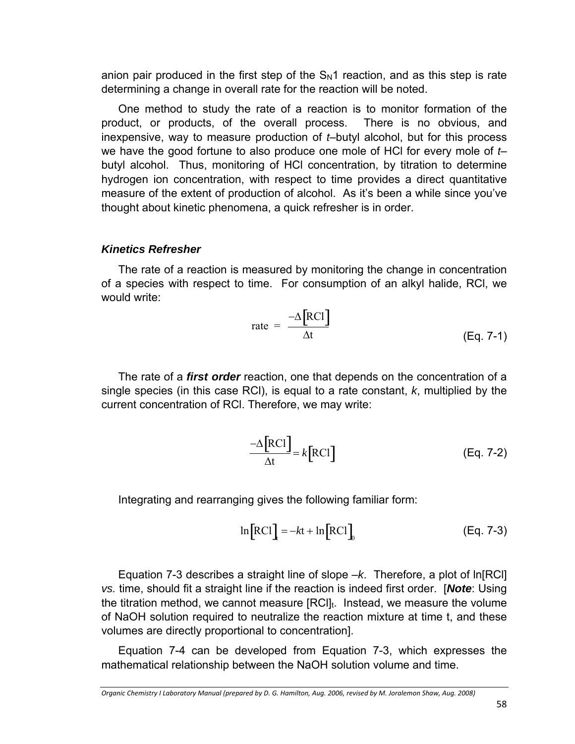anion pair produced in the first step of the $S_N1$ reaction, and as this step is rate determining a change in overall rate for the reaction will be noted.

One method to study the rate of a reaction is to monitor formation of the product, or products, of the overall process. There is no obvious, and inexpensive, way to measure production of *t*–butyl alcohol, but for this process we have the good fortune to also produce one mole of HCl for every mole of *t*–butyl alcohol. Thus, monitoring of HCl concentration, by titration to determine hydrogen ion concentration, with respect to time provides a direct quantitative measure of the extent of production of alcohol. As it's been a while since you've thought about kinetic phenomena, a quick refresher is in order.

### *Kinetics Refresher*

The rate of a reaction is measured by monitoring the change in concentration of a species with respect to time. For consumption of an alkyl halide, RCl, we would write:

$$\text{rate} = \frac{-\Delta[\text{RCl}]}{\Delta \text{t}} \qquad \text{(Eq. 7-1)}$$

The rate of a ***first order*** reaction, one that depends on the concentration of a single species (in this case RCl), is equal to a rate constant, *k*, multiplied by the current concentration of RCl. Therefore, we may write:

$$\frac{-\Delta[\text{RCl}]}{\Delta \text{t}} = k[\text{RCl}] \qquad \text{(Eq. 7-2)}$$

Integrating and rearranging gives the following familiar form:

$$\ln[\text{RCl}]_t = -k\text{t} + \ln[\text{RCl}]_0 \qquad \text{(Eq. 7-3)}$$

Equation 7-3 describes a straight line of slope $-k$. Therefore, a plot of ln[RCl] *vs.* time, should fit a straight line if the reaction is indeed first order. [***Note***: Using the titration method, we cannot measure $[\text{RCl}]_t$. Instead, we measure the volume of NaOH solution required to neutralize the reaction mixture at time t, and these volumes are directly proportional to concentration].

Equation 7-4 can be developed from Equation 7-3, which expresses the mathematical relationship between the NaOH solution volume and time.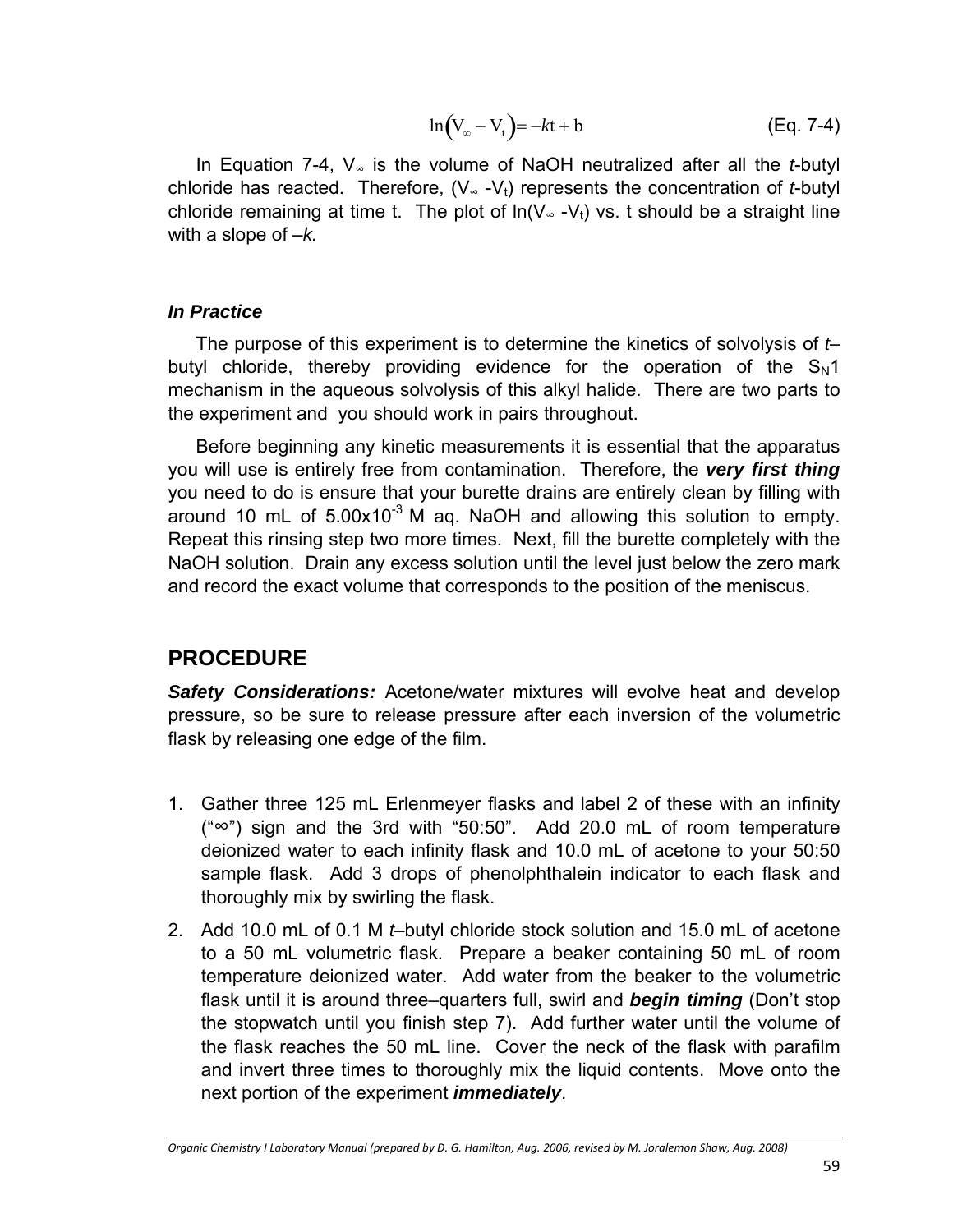$$\ln(V_\infty - V_t) = -kt + b \qquad \text{(Eq. 7-4)}$$

In Equation 7-4, $V_\infty$ is the volume of NaOH neutralized after all the *t*-butyl chloride has reacted. Therefore, ($V_\infty$ -$V_t$) represents the concentration of *t*-butyl chloride remaining at time t. The plot of ln($V_\infty$ -$V_t$) vs. t should be a straight line with a slope of –*k.*

### *In Practice*

The purpose of this experiment is to determine the kinetics of solvolysis of *t*–butyl chloride, thereby providing evidence for the operation of the $S_N1$ mechanism in the aqueous solvolysis of this alkyl halide. There are two parts to the experiment and you should work in pairs throughout.

Before beginning any kinetic measurements it is essential that the apparatus you will use is entirely free from contamination. Therefore, the ***very first thing*** you need to do is ensure that your burette drains are entirely clean by filling with around 10 mL of $5.00\times10^{-3}$ M aq. NaOH and allowing this solution to empty. Repeat this rinsing step two more times. Next, fill the burette completely with the NaOH solution. Drain any excess solution until the level just below the zero mark and record the exact volume that corresponds to the position of the meniscus.

## PROCEDURE

***Safety Considerations:*** Acetone/water mixtures will evolve heat and develop pressure, so be sure to release pressure after each inversion of the volumetric flask by releasing one edge of the film.

1. Gather three 125 mL Erlenmeyer flasks and label 2 of these with an infinity ("∞") sign and the 3rd with "50:50". Add 20.0 mL of room temperature deionized water to each infinity flask and 10.0 mL of acetone to your 50:50 sample flask. Add 3 drops of phenolphthalein indicator to each flask and thoroughly mix by swirling the flask.
2. Add 10.0 mL of 0.1 M *t*–butyl chloride stock solution and 15.0 mL of acetone to a 50 mL volumetric flask. Prepare a beaker containing 50 mL of room temperature deionized water. Add water from the beaker to the volumetric flask until it is around three–quarters full, swirl and ***begin timing*** (Don't stop the stopwatch until you finish step 7). Add further water until the volume of the flask reaches the 50 mL line. Cover the neck of the flask with parafilm and invert three times to thoroughly mix the liquid contents. Move onto the next portion of the experiment ***immediately***.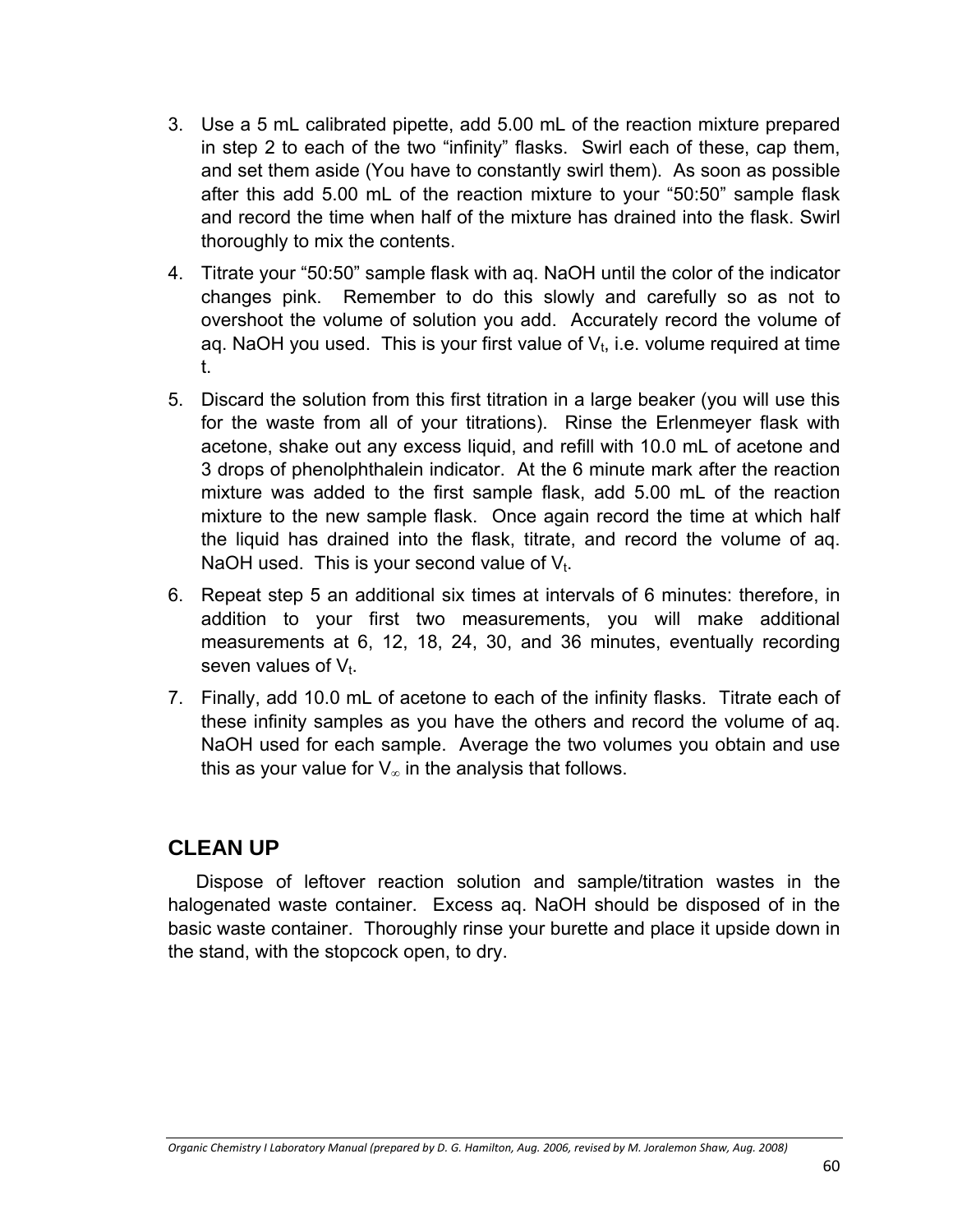3. Use a 5 mL calibrated pipette, add 5.00 mL of the reaction mixture prepared in step 2 to each of the two "infinity" flasks. Swirl each of these, cap them, and set them aside (You have to constantly swirl them). As soon as possible after this add 5.00 mL of the reaction mixture to your "50:50" sample flask and record the time when half of the mixture has drained into the flask. Swirl thoroughly to mix the contents.
4. Titrate your "50:50" sample flask with aq. NaOH until the color of the indicator changes pink. Remember to do this slowly and carefully so as not to overshoot the volume of solution you add. Accurately record the volume of aq. NaOH you used. This is your first value of $V_t$, i.e. volume required at time t.
5. Discard the solution from this first titration in a large beaker (you will use this for the waste from all of your titrations). Rinse the Erlenmeyer flask with acetone, shake out any excess liquid, and refill with 10.0 mL of acetone and 3 drops of phenolphthalein indicator. At the 6 minute mark after the reaction mixture was added to the first sample flask, add 5.00 mL of the reaction mixture to the new sample flask. Once again record the time at which half the liquid has drained into the flask, titrate, and record the volume of aq. NaOH used. This is your second value of $V_t$.
6. Repeat step 5 an additional six times at intervals of 6 minutes: therefore, in addition to your first two measurements, you will make additional measurements at 6, 12, 18, 24, 30, and 36 minutes, eventually recording seven values of $V_t$.
7. Finally, add 10.0 mL of acetone to each of the infinity flasks. Titrate each of these infinity samples as you have the others and record the volume of aq. NaOH used for each sample. Average the two volumes you obtain and use this as your value for $V_\infty$ in the analysis that follows.

## CLEAN UP

Dispose of leftover reaction solution and sample/titration wastes in the halogenated waste container. Excess aq. NaOH should be disposed of in the basic waste container. Thoroughly rinse your burette and place it upside down in the stand, with the stopcock open, to dry.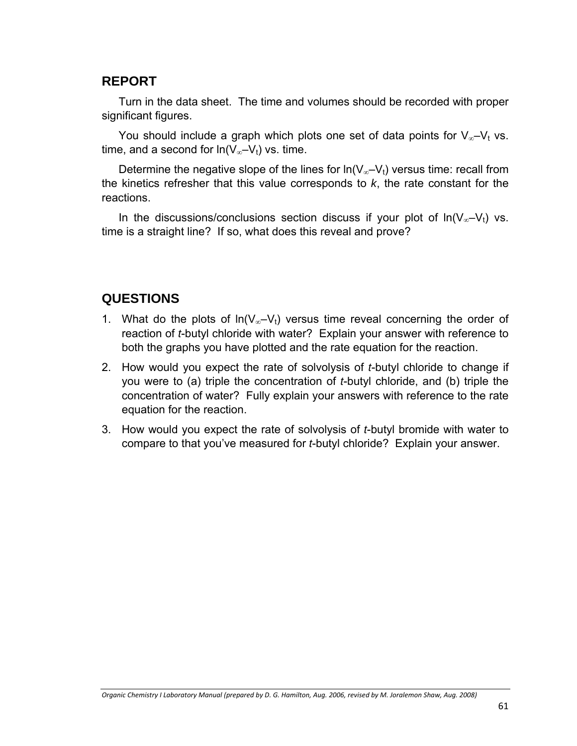## REPORT

Turn in the data sheet. The time and volumes should be recorded with proper significant figures.

You should include a graph which plots one set of data points for $V_\infty – V_t$ vs. time, and a second for $\ln(V_\infty – V_t)$ vs. time.

Determine the negative slope of the lines for $\ln(V_\infty – V_t)$ versus time: recall from the kinetics refresher that this value corresponds to *k*, the rate constant for the reactions.

In the discussions/conclusions section discuss if your plot of $\ln(V_\infty – V_t)$ vs. time is a straight line? If so, what does this reveal and prove?

## QUESTIONS

1. What do the plots of $\ln(V_\infty – V_t)$ versus time reveal concerning the order of reaction of *t*-butyl chloride with water? Explain your answer with reference to both the graphs you have plotted and the rate equation for the reaction.
2. How would you expect the rate of solvolysis of *t*-butyl chloride to change if you were to (a) triple the concentration of *t*-butyl chloride, and (b) triple the concentration of water? Fully explain your answers with reference to the rate equation for the reaction.
3. How would you expect the rate of solvolysis of *t*-butyl bromide with water to compare to that you've measured for *t*-butyl chloride? Explain your answer.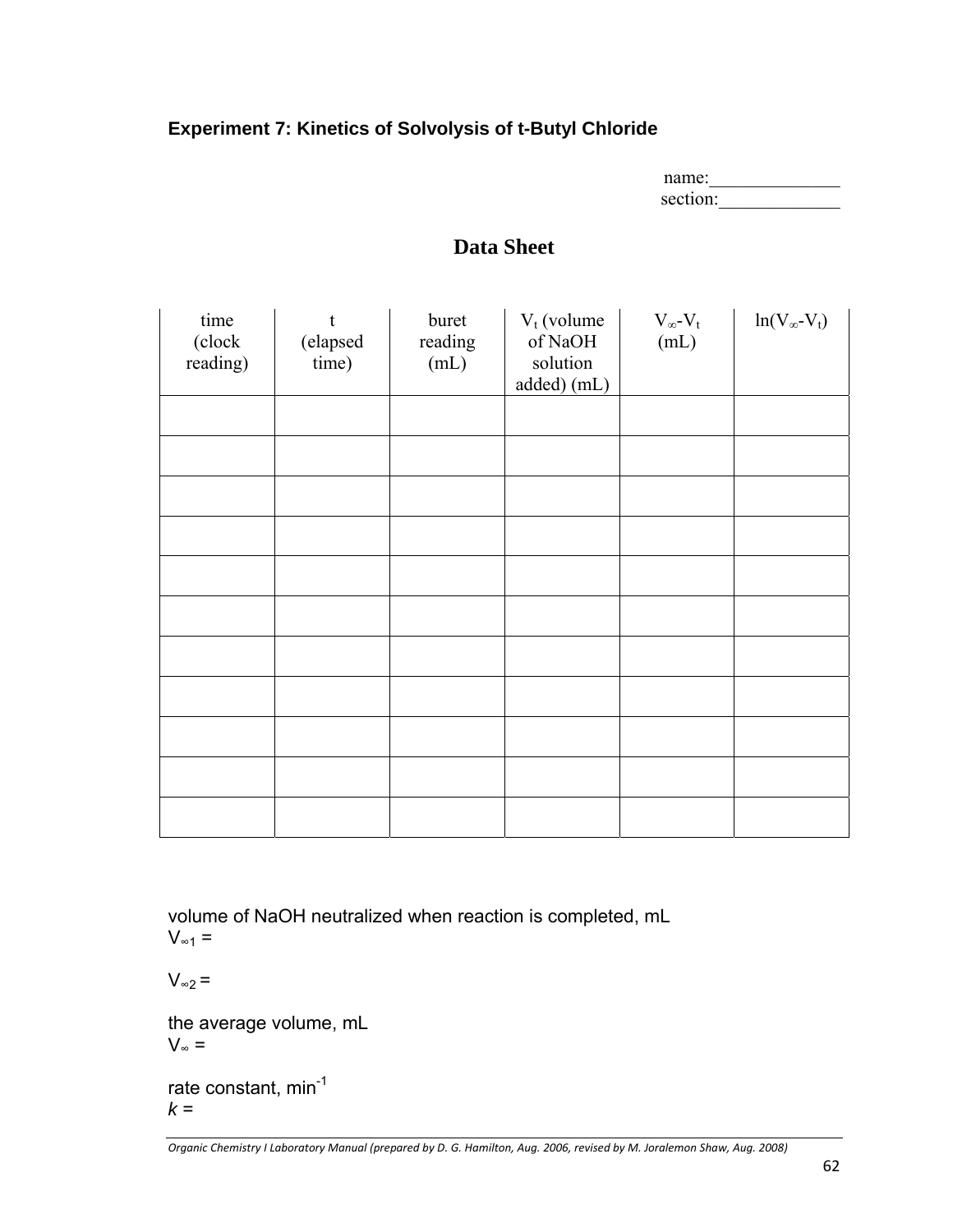### Experiment 7: Kinetics of Solvolysis of t-Butyl Chloride

name:______________
section:_____________

## Data Sheet

| time (clock reading) | t (elapsed time) | buret reading (mL) | $V_t$ (volume of NaOH solution added) (mL) | $V_\infty$-$V_t$ (mL) | ln($V_\infty$-$V_t$) |
|---|---|---|---|---|---|
| | | | | | |
| | | | | | |
| | | | | | |
| | | | | | |
| | | | | | |
| | | | | | |
| | | | | | |
| | | | | | |
| | | | | | |
| | | | | | |
| | | | | | |

volume of NaOH neutralized when reaction is completed, mL
$V_{\infty 1}$ =

$V_{\infty 2}$ =

the average volume, mL
$V_\infty$ =

rate constant, $min^{-1}$
$k$ =

*Organic Chemistry I Laboratory Manual (prepared by D. G. Hamilton, Aug. 2006, revised by M. Joralemon Shaw, Aug. 2008)*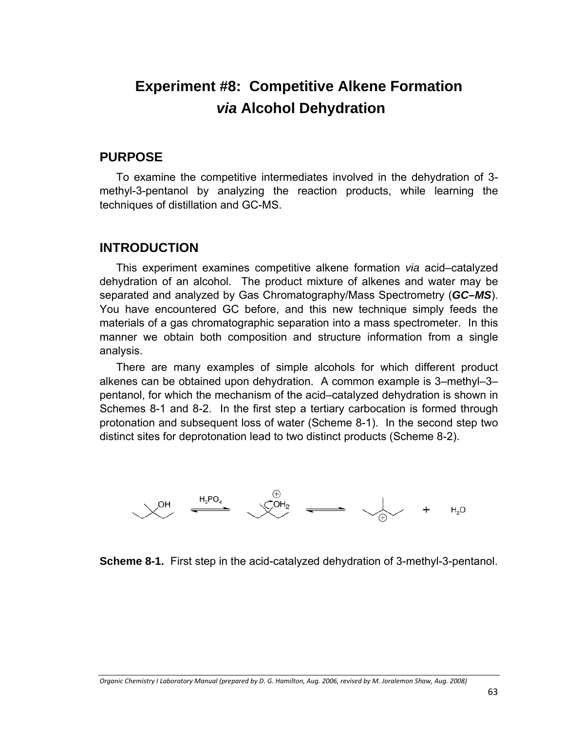# Experiment #8: Competitive Alkene Formation *via* Alcohol Dehydration

## PURPOSE

To examine the competitive intermediates involved in the dehydration of 3-methyl-3-pentanol by analyzing the reaction products, while learning the techniques of distillation and GC-MS.

## INTRODUCTION

This experiment examines competitive alkene formation *via* acid–catalyzed dehydration of an alcohol. The product mixture of alkenes and water may be separated and analyzed by Gas Chromatography/Mass Spectrometry (***GC–MS***). You have encountered GC before, and this new technique simply feeds the materials of a gas chromatographic separation into a mass spectrometer. In this manner we obtain both composition and structure information from a single analysis.

There are many examples of simple alcohols for which different product alkenes can be obtained upon dehydration. A common example is 3–methyl–3–pentanol, for which the mechanism of the acid–catalyzed dehydration is shown in Schemes 8-1 and 8-2. In the first step a tertiary carbocation is formed through protonation and subsequent loss of water (Scheme 8-1). In the second step two distinct sites for deprotonation lead to two distinct products (Scheme 8-2).

OH $\xrightleftharpoons{H_3PO_4}$ $\overset{+}{O}H_2$ $\rightleftharpoons$ (carbocation) + $H_2O$

**Scheme 8-1.** First step in the acid-catalyzed dehydration of 3-methyl-3-pentanol.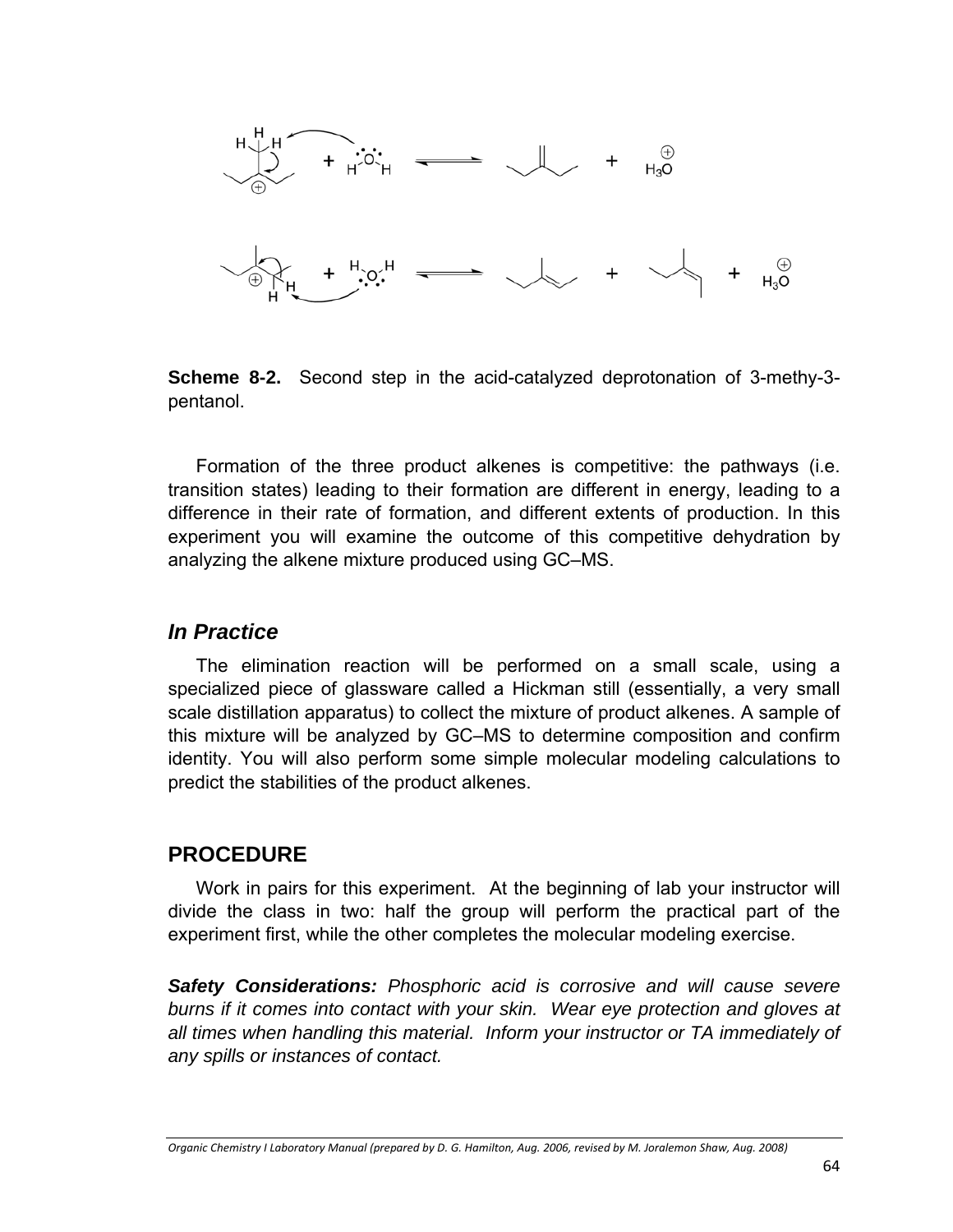**Scheme 8-2.** Second step in the acid-catalyzed deprotonation of 3-methy-3-pentanol.

Formation of the three product alkenes is competitive: the pathways (i.e. transition states) leading to their formation are different in energy, leading to a difference in their rate of formation, and different extents of production. In this experiment you will examine the outcome of this competitive dehydration by analyzing the alkene mixture produced using GC–MS.

### *In Practice*

The elimination reaction will be performed on a small scale, using a specialized piece of glassware called a Hickman still (essentially, a very small scale distillation apparatus) to collect the mixture of product alkenes. A sample of this mixture will be analyzed by GC–MS to determine composition and confirm identity. You will also perform some simple molecular modeling calculations to predict the stabilities of the product alkenes.

## PROCEDURE

Work in pairs for this experiment. At the beginning of lab your instructor will divide the class in two: half the group will perform the practical part of the experiment first, while the other completes the molecular modeling exercise.

***Safety Considerations:*** *Phosphoric acid is corrosive and will cause severe burns if it comes into contact with your skin. Wear eye protection and gloves at all times when handling this material. Inform your instructor or TA immediately of any spills or instances of contact.*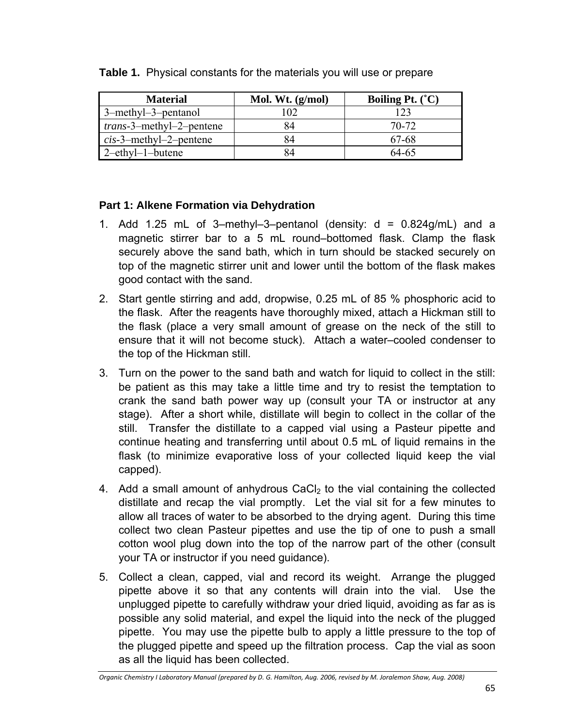**Table 1.** Physical constants for the materials you will use or prepare

| Material | Mol. Wt. (g/mol) | Boiling Pt. (˚C) |
|---|---|---|
| 3–methyl–3–pentanol | 102 | 123 |
| *trans*-3–methyl–2–pentene | 84 | 70-72 |
| *cis*-3–methyl–2–pentene | 84 | 67-68 |
| 2–ethyl–1–butene | 84 | 64-65 |

### Part 1: Alkene Formation via Dehydration

1. Add 1.25 mL of 3–methyl–3–pentanol (density: d = 0.824g/mL) and a magnetic stirrer bar to a 5 mL round–bottomed flask. Clamp the flask securely above the sand bath, which in turn should be stacked securely on top of the magnetic stirrer unit and lower until the bottom of the flask makes good contact with the sand.

2. Start gentle stirring and add, dropwise, 0.25 mL of 85 % phosphoric acid to the flask. After the reagents have thoroughly mixed, attach a Hickman still to the flask (place a very small amount of grease on the neck of the still to ensure that it will not become stuck). Attach a water–cooled condenser to the top of the Hickman still.

3. Turn on the power to the sand bath and watch for liquid to collect in the still: be patient as this may take a little time and try to resist the temptation to crank the sand bath power way up (consult your TA or instructor at any stage). After a short while, distillate will begin to collect in the collar of the still. Transfer the distillate to a capped vial using a Pasteur pipette and continue heating and transferring until about 0.5 mL of liquid remains in the flask (to minimize evaporative loss of your collected liquid keep the vial capped).

4. Add a small amount of anhydrous $CaCl_2$ to the vial containing the collected distillate and recap the vial promptly. Let the vial sit for a few minutes to allow all traces of water to be absorbed to the drying agent. During this time collect two clean Pasteur pipettes and use the tip of one to push a small cotton wool plug down into the top of the narrow part of the other (consult your TA or instructor if you need guidance).

5. Collect a clean, capped, vial and record its weight. Arrange the plugged pipette above it so that any contents will drain into the vial. Use the unplugged pipette to carefully withdraw your dried liquid, avoiding as far as is possible any solid material, and expel the liquid into the neck of the plugged pipette. You may use the pipette bulb to apply a little pressure to the top of the plugged pipette and speed up the filtration process. Cap the vial as soon as all the liquid has been collected.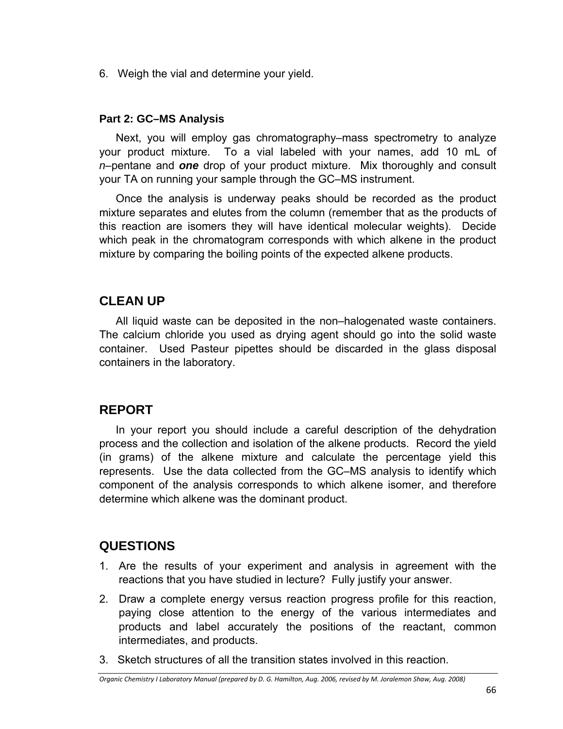6. Weigh the vial and determine your yield.

### Part 2: GC–MS Analysis

Next, you will employ gas chromatography–mass spectrometry to analyze your product mixture. To a vial labeled with your names, add 10 mL of *n*–pentane and ***one*** drop of your product mixture. Mix thoroughly and consult your TA on running your sample through the GC–MS instrument.

Once the analysis is underway peaks should be recorded as the product mixture separates and elutes from the column (remember that as the products of this reaction are isomers they will have identical molecular weights). Decide which peak in the chromatogram corresponds with which alkene in the product mixture by comparing the boiling points of the expected alkene products.

## CLEAN UP

All liquid waste can be deposited in the non–halogenated waste containers. The calcium chloride you used as drying agent should go into the solid waste container. Used Pasteur pipettes should be discarded in the glass disposal containers in the laboratory.

## REPORT

In your report you should include a careful description of the dehydration process and the collection and isolation of the alkene products. Record the yield (in grams) of the alkene mixture and calculate the percentage yield this represents. Use the data collected from the GC–MS analysis to identify which component of the analysis corresponds to which alkene isomer, and therefore determine which alkene was the dominant product.

## QUESTIONS

1. Are the results of your experiment and analysis in agreement with the reactions that you have studied in lecture? Fully justify your answer.
2. Draw a complete energy versus reaction progress profile for this reaction, paying close attention to the energy of the various intermediates and products and label accurately the positions of the reactant, common intermediates, and products.
3. Sketch structures of all the transition states involved in this reaction.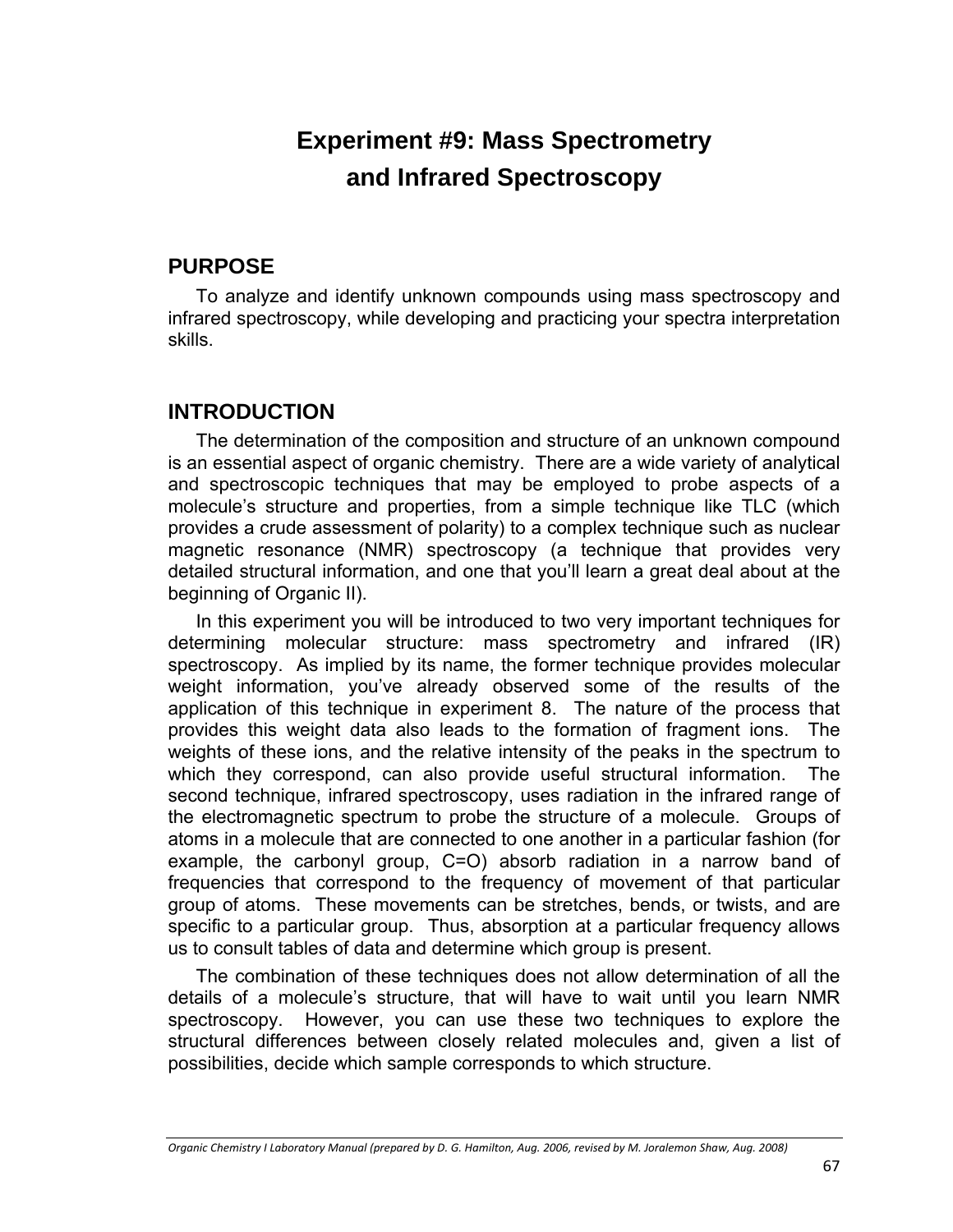# Experiment #9: Mass Spectrometry and Infrared Spectroscopy

## PURPOSE

To analyze and identify unknown compounds using mass spectroscopy and infrared spectroscopy, while developing and practicing your spectra interpretation skills.

## INTRODUCTION

The determination of the composition and structure of an unknown compound is an essential aspect of organic chemistry. There are a wide variety of analytical and spectroscopic techniques that may be employed to probe aspects of a molecule's structure and properties, from a simple technique like TLC (which provides a crude assessment of polarity) to a complex technique such as nuclear magnetic resonance (NMR) spectroscopy (a technique that provides very detailed structural information, and one that you'll learn a great deal about at the beginning of Organic II).

In this experiment you will be introduced to two very important techniques for determining molecular structure: mass spectrometry and infrared (IR) spectroscopy. As implied by its name, the former technique provides molecular weight information, you've already observed some of the results of the application of this technique in experiment 8. The nature of the process that provides this weight data also leads to the formation of fragment ions. The weights of these ions, and the relative intensity of the peaks in the spectrum to which they correspond, can also provide useful structural information. The second technique, infrared spectroscopy, uses radiation in the infrared range of the electromagnetic spectrum to probe the structure of a molecule. Groups of atoms in a molecule that are connected to one another in a particular fashion (for example, the carbonyl group, C=O) absorb radiation in a narrow band of frequencies that correspond to the frequency of movement of that particular group of atoms. These movements can be stretches, bends, or twists, and are specific to a particular group. Thus, absorption at a particular frequency allows us to consult tables of data and determine which group is present.

The combination of these techniques does not allow determination of all the details of a molecule's structure, that will have to wait until you learn NMR spectroscopy. However, you can use these two techniques to explore the structural differences between closely related molecules and, given a list of possibilities, decide which sample corresponds to which structure.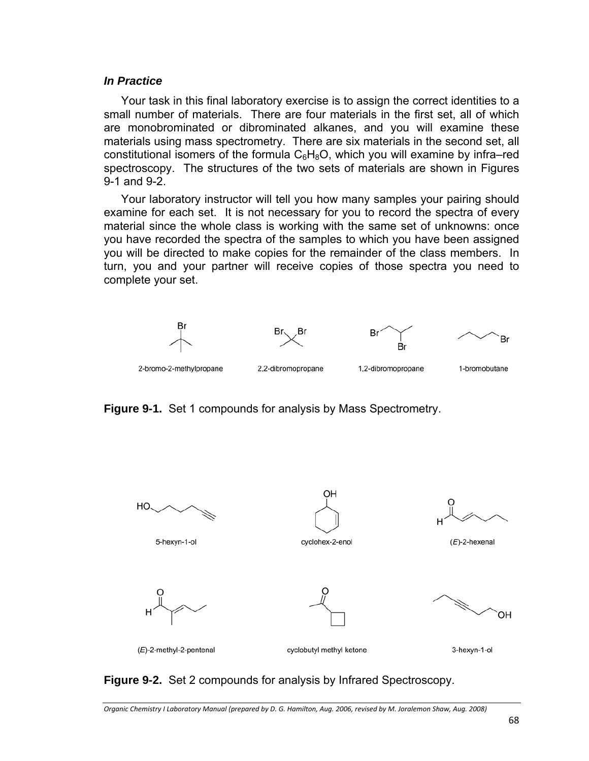### *In Practice*

Your task in this final laboratory exercise is to assign the correct identities to a small number of materials. There are four materials in the first set, all of which are monobrominated or dibrominated alkanes, and you will examine these materials using mass spectrometry. There are six materials in the second set, all constitutional isomers of the formula $C_6H_8O$, which you will examine by infra–red spectroscopy. The structures of the two sets of materials are shown in Figures 9-1 and 9-2.

Your laboratory instructor will tell you how many samples your pairing should examine for each set. It is not necessary for you to record the spectra of every material since the whole class is working with the same set of unknowns: once you have recorded the spectra of the samples to which you have been assigned you will be directed to make copies for the remainder of the class members. In turn, you and your partner will receive copies of those spectra you need to complete your set.

2-bromo-2-methylpropane     2,2-dibromopropane     1,2-dibromopropane     1-bromobutane

**Figure 9-1.** Set 1 compounds for analysis by Mass Spectrometry.

5-hexyn-1-ol     cyclohex-2-enol     (*E*)-2-hexenal

(*E*)-2-methyl-2-pentenal     cyclobutyl methyl ketone     3-hexyn-1-ol

**Figure 9-2.** Set 2 compounds for analysis by Infrared Spectroscopy.

*Organic Chemistry I Laboratory Manual (prepared by D. G. Hamilton, Aug. 2006, revised by M. Joralemon Shaw, Aug. 2008)*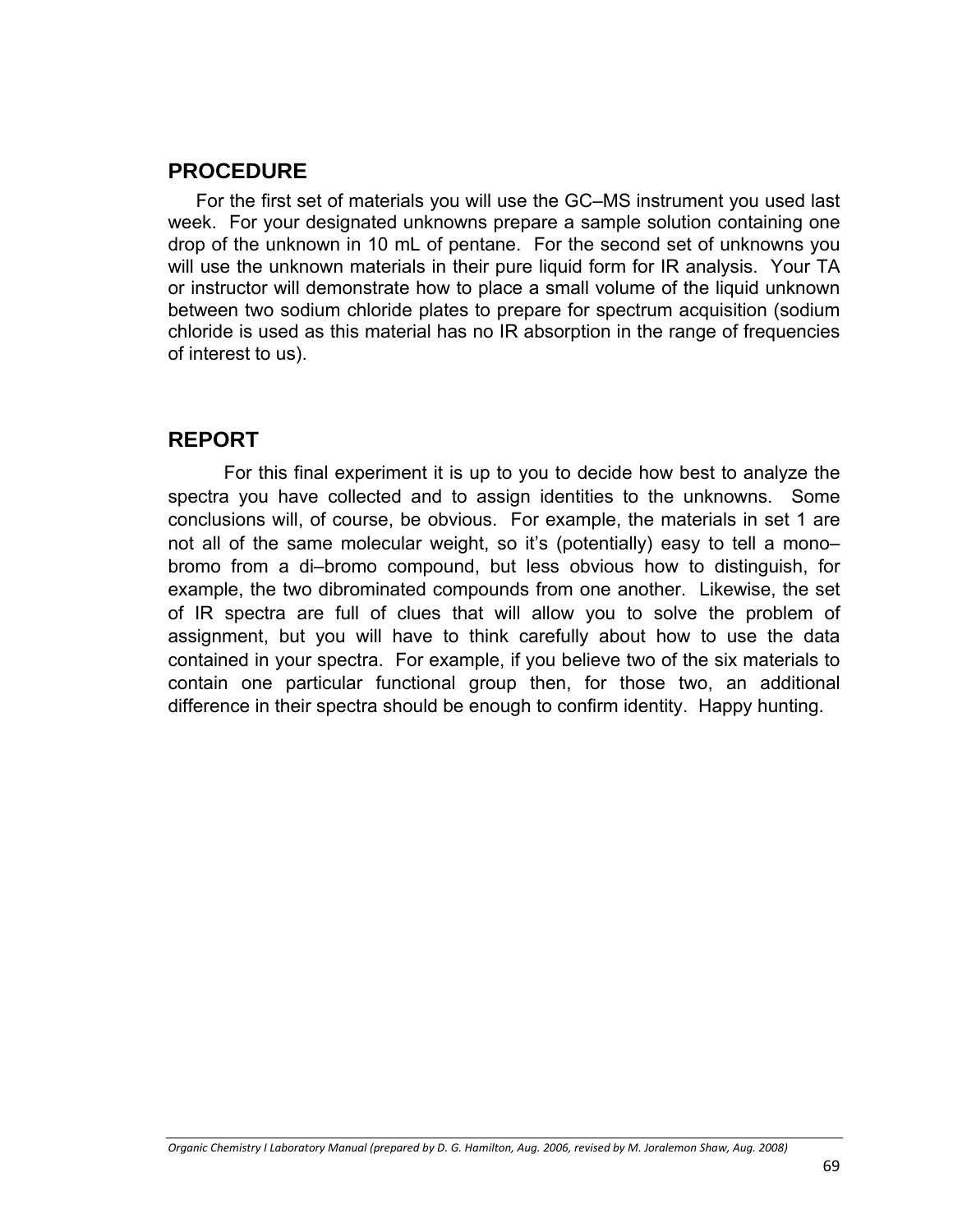## PROCEDURE

For the first set of materials you will use the GC–MS instrument you used last week. For your designated unknowns prepare a sample solution containing one drop of the unknown in 10 mL of pentane. For the second set of unknowns you will use the unknown materials in their pure liquid form for IR analysis. Your TA or instructor will demonstrate how to place a small volume of the liquid unknown between two sodium chloride plates to prepare for spectrum acquisition (sodium chloride is used as this material has no IR absorption in the range of frequencies of interest to us).

## REPORT

For this final experiment it is up to you to decide how best to analyze the spectra you have collected and to assign identities to the unknowns. Some conclusions will, of course, be obvious. For example, the materials in set 1 are not all of the same molecular weight, so it's (potentially) easy to tell a mono–bromo from a di–bromo compound, but less obvious how to distinguish, for example, the two dibrominated compounds from one another. Likewise, the set of IR spectra are full of clues that will allow you to solve the problem of assignment, but you will have to think carefully about how to use the data contained in your spectra. For example, if you believe two of the six materials to contain one particular functional group then, for those two, an additional difference in their spectra should be enough to confirm identity. Happy hunting.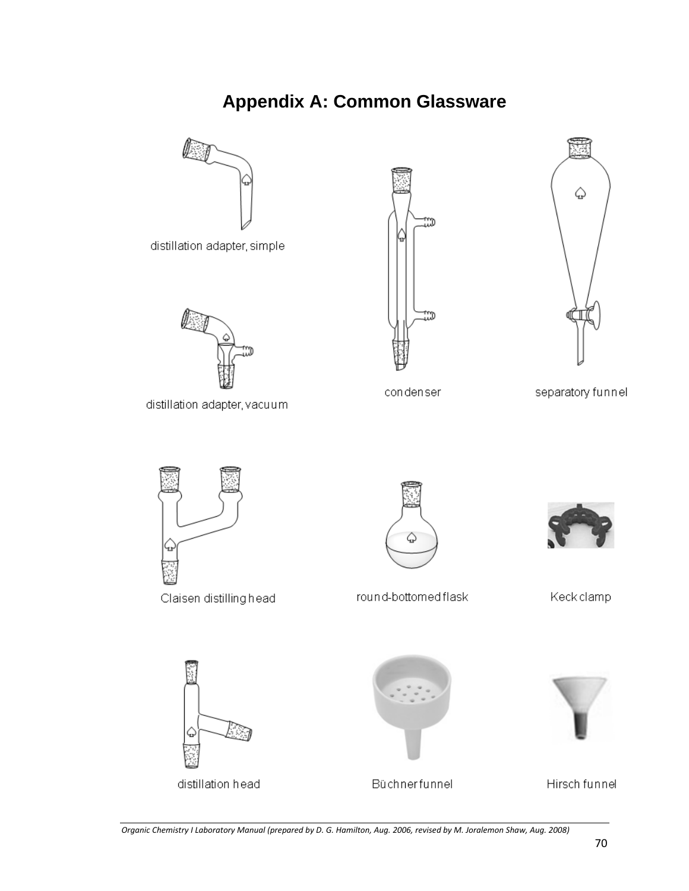# Appendix A: Common Glassware

distillation adapter, simple

distillation adapter, vacuum

condenser

separatory funnel

Claisen distilling head

round-bottomed flask

Keck clamp

distillation head

Büchner funnel

Hirsch funnel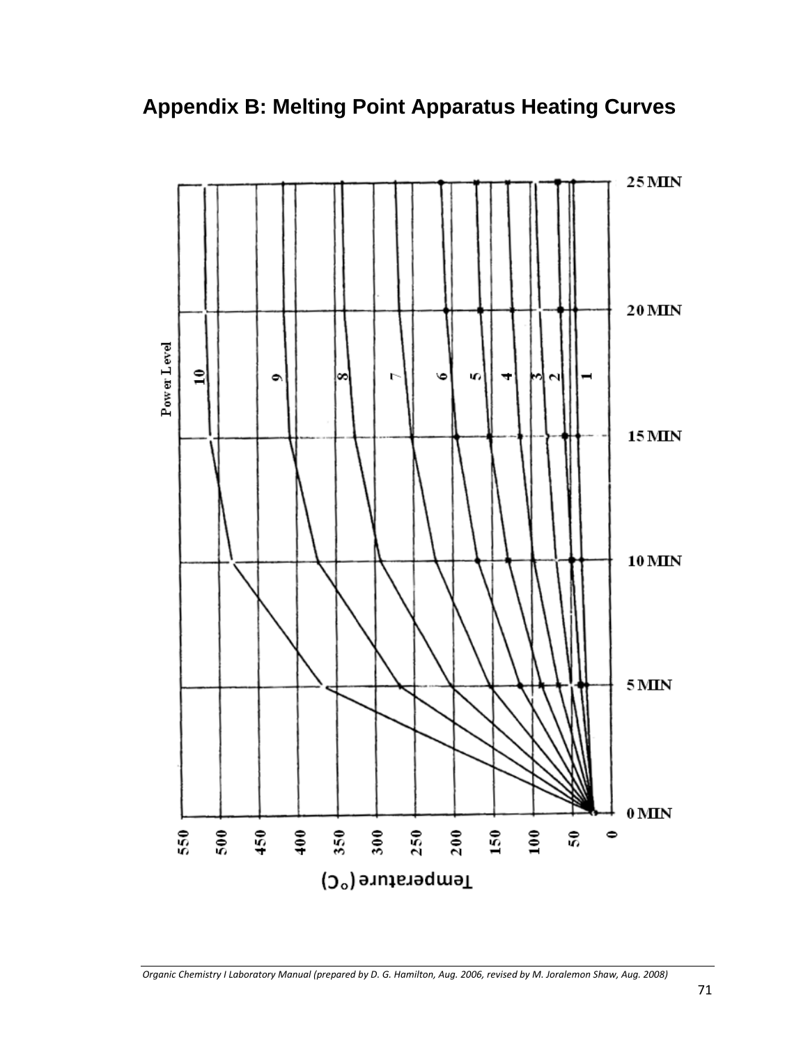# Appendix B: Melting Point Apparatus Heating Curves

Power Level

10

9

8

7

6

5

4

3

2

1

25 MIN

20 MIN

15 MIN

10 MIN

5 MIN

0 MIN

550

500

450

400

350

300

250

200

150

100

50

0

Temperature (°C)